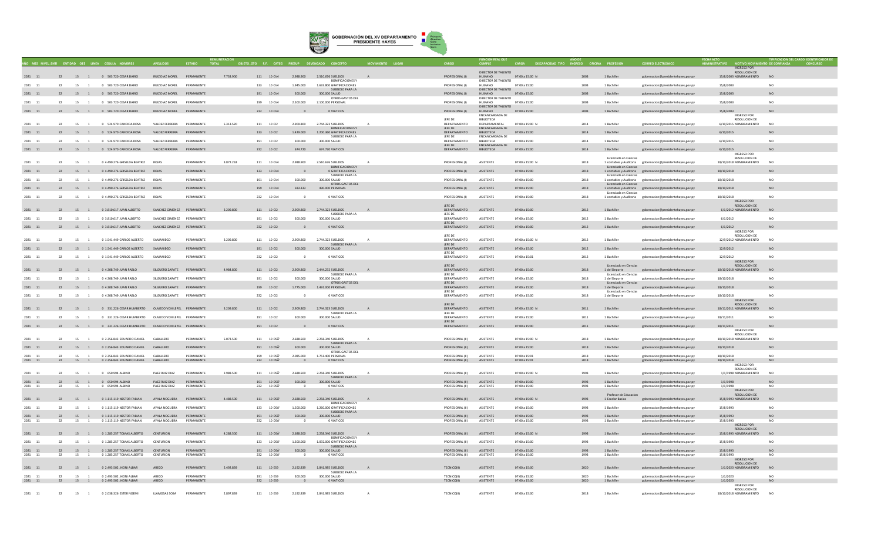# GOBERNACIÓN DEL XV DEPARTAMENTO PRESIDENTE HAYES

| AÑO | MES | NIVEL_ENTI | ENTIDAD | OEE | LINEA | CEDULA | NOMBRES | APELLIDOS | ESTADO | REMUNERACION TOTAL | OBJETO_GTO | F.F. | CATEG | PRESUP | DEVENGADO | CONCEPTO | MOVIMIENTO | LUGAR | CARGO | FUNCION REAL QUE CUMPLE | CARGA | DISCAPACIDAD | TIPO | AÑO DE INGRESO | OFICINA | PROFESION | CORREO ELECTRONICO | FECHA ACTO ADMINISTRATIVO | MOTIVO MOVIMIENTO | TIPIFICACION DEL CARGO DE CONFIANZA | IDENTIFICADOR DE CONCURSO |
|---|---|---|---|---|---|---|---|---|---|---|---|---|---|---|---|---|---|---|---|---|---|---|---|---|---|---|---|---|---|---|---|
| 2021 | 11 | 22 | 15 | 1 | 0 | 503.720 | CESAR DARIO | RUIZ DIAZ MOREL | PERMANENTE | 7.733.900 | 111 | 10 | CV4 | 2.988.900 | 2.510.676 | SUELDOS | A | | PROFESIONAL (I) | DIRECTOR DE TALENTO HUMANO | 07:00 a 15:00 | N | | 2003 | 1 | Bachiller | gobernacion@presidentehayes.gov.py | 15/8/2003 | INGRESO POR RESOLUCION DE NOMBRAMIENTO | NO | |
| 2021 | 11 | 22 | 15 | 1 | 0 | 503.720 | CESAR DARIO | RUIZ DIAZ MOREL | PERMANENTE | | 133 | 10 | CV4 | 1.945.000 | 1.633.800 | BONIFICACIONES Y GRATIFICACIONES | | | PROFESIONAL (I) | DIRECTOR DE TALENTO HUMANO | 07:00 a 15:00 | | | 2003 | 1 | Bachiller | gobernacion@presidentehayes.gov.py | 15/8/2003 | | NO | |
| 2021 | 11 | 22 | 15 | 1 | 0 | 503.720 | CESAR DARIO | RUIZ DIAZ MOREL | PERMANENTE | | 191 | 10 | CV4 | 300.000 | 300.000 | SUBSIDIO PARA LA SALUD | | | PROFESIONAL (I) | DIRECTOR DE TALENTO HUMANO | 07:00 a 15:00 | | | 2003 | 1 | Bachiller | gobernacion@presidentehayes.gov.py | 15/8/2003 | | NO | |
| 2021 | 11 | 22 | 15 | 1 | 0 | 503.720 | CESAR DARIO | RUIZ DIAZ MOREL | PERMANENTE | | 199 | 10 | CV4 | 2.500.000 | 2.100.000 | OTROS GASTOS DEL PERSONAL | | | PROFESIONAL (I) | DIRECTOR DE TALENTO HUMANO | 07:00 a 15:00 | | | 2003 | 1 | Bachiller | gobernacion@presidentehayes.gov.py | 15/8/2003 | | NO | |
| 2021 | 11 | 22 | 15 | 1 | 0 | 503.720 | CESAR DARIO | RUIZ DIAZ MOREL | PERMANENTE | | 232 | 10 | CV4 | 0 | 0 | VIATICOS | | | PROFESIONAL (I) | DIRECTOR DE TALENTO HUMANO | 07:00 a 15:00 | | | 2003 | 1 | Bachiller | gobernacion@presidentehayes.gov.py | 15/8/2003 | | NO | |
| 2021 | 11 | 22 | 15 | 1 | 0 | 524.970 | CANDIDA ROSA | VALDEZ FERREIRA | PERMANENTE | 5.313.520 | 111 | 10 | CI2 | 2.909.800 | 2.744.323 | SUELDOS | A | | JEFE DE DEPARTAMENTO | ENCARGADA DE BIBLIOTECA DEPARTAMENTAL | 07:00 a 15:00 | N | | 2014 | 1 | Bachiller | gobernacion@presidentehayes.gov.py | 6/10/2015 | INGRESO POR RESOLUCION DE NOMBRAMIENTO | NO | |
| 2021 | 11 | 22 | 15 | 1 | 0 | 524.970 | CANDIDA ROSA | VALDEZ FERREIRA | PERMANENTE | | 133 | 10 | CI2 | 1.429.000 | 1.200.360 | BONIFICACIONES Y GRATIFICACIONES | | | JEFE DE DEPARTAMENTO | ENCARGADA DE BIBLIOTECA | 07:00 a 15:00 | | | 2014 | 1 | Bachiller | gobernacion@presidentehayes.gov.py | 6/10/2015 | | NO | |
| 2021 | 11 | 22 | 15 | 1 | 0 | 524.970 | CANDIDA ROSA | VALDEZ FERREIRA | PERMANENTE | | 191 | 10 | CI2 | 300.000 | 300.000 | SUBSIDIO PARA LA SALUD | | | JEFE DE DEPARTAMENTO | ENCARGADA DE BIBLIOTECA | 07:00 a 15:00 | | | 2014 | 1 | Bachiller | gobernacion@presidentehayes.gov.py | 6/10/2015 | | NO | |
| 2021 | 11 | 22 | 15 | 1 | 0 | 524.970 | CANDIDA ROSA | VALDEZ FERREIRA | PERMANENTE | | 232 | 10 | CI2 | 674.720 | 674.720 | VIATICOS | | | JEFE DE DEPARTAMENTO | ENCARGADA DE BIBLIOTECA | 07:00 a 15:00 | | | 2014 | 1 | Bachiller | gobernacion@presidentehayes.gov.py | 6/10/2015 | | NO | |
| 2021 | 11 | 22 | 15 | 1 | 0 | 4.490.276 | GRISELDA BEATRIZ | ROJAS | PERMANENTE | 3.872.233 | 111 | 10 | CV4 | 2.988.900 | 2.510.676 | SUELDOS | A | | PROFESIONAL (I) | ASISTENTE | 07:00 a 15:00 | N | | 2018 | 1 | Licenciada en Ciencias contables y Auditoria | gobernacion@presidentehayes.gov.py | 18/10/2018 | INGRESO POR RESOLUCION DE NOMBRAMIENTO | NO | |
| 2021 | 11 | 22 | 15 | 1 | 0 | 4.490.276 | GRISELDA BEATRIZ | ROJAS | PERMANENTE | | 133 | 10 | CV4 | 0 | 0 | BONIFICACIONES Y GRATIFICACIONES | | | PROFESIONAL (I) | ASISTENTE | 07:00 a 15:00 | | | 2018 | 1 | Licenciada en Ciencias contables y Auditoria | gobernacion@presidentehayes.gov.py | 18/10/2018 | | NO | |
| 2021 | 11 | 22 | 15 | 1 | 0 | 4.490.276 | GRISELDA BEATRIZ | ROJAS | PERMANENTE | | 191 | 10 | CV4 | 300.000 | 300.000 | SUBSIDIO PARA LA SALUD | | | PROFESIONAL (I) | ASISTENTE | 07:00 a 15:00 | | | 2018 | 1 | Licenciada en Ciencias contables y Auditoria | gobernacion@presidentehayes.gov.py | 18/10/2018 | | NO | |
| 2021 | 11 | 22 | 15 | 1 | 0 | 4.490.276 | GRISELDA BEATRIZ | ROJAS | PERMANENTE | | 199 | 10 | CV4 | 583.333 | 490.000 | OTROS GASTOS DEL PERSONAL | | | PROFESIONAL (I) | ASISTENTE | 07:00 a 15:00 | | | 2018 | 1 | Licenciada en Ciencias contables y Auditoria | gobernacion@presidentehayes.gov.py | 18/10/2018 | | NO | |
| 2021 | 11 | 22 | 15 | 1 | 0 | 4.490.276 | GRISELDA BEATRIZ | ROJAS | PERMANENTE | | 232 | 10 | CV4 | 0 | 0 | VIATICOS | | | PROFESIONAL (I) | ASISTENTE | 07:00 a 15:00 | | | 2018 | 1 | Licenciada en Ciencias contables y Auditoria | gobernacion@presidentehayes.gov.py | 18/10/2018 | | NO | |
| 2021 | 11 | 22 | 15 | 1 | 0 | 3.810.617 | JUAN ALBERTO | SANCHEZ GIMENEZ | PERMANENTE | 3.209.800 | 111 | 10 | CI2 | 2.909.800 | 2.744.322 | SUELDOS | A | | JEFE DE DEPARTAMENTO | ASISTENTE | 07:00 a 15:00 | | | 2012 | 1 | Bachiller | gobernacion@presidentehayes.gov.py | 6/1/2012 | INGRESO POR RESOLUCION DE NOMBRAMIENTO | NO | |
| 2021 | 11 | 22 | 15 | 1 | 0 | 3.810.617 | JUAN ALBERTO | SANCHEZ GIMENEZ | PERMANENTE | | 191 | 10 | CI2 | 300.000 | 300.000 | SUBSIDIO PARA LA SALUD | | | JEFE DE DEPARTAMENTO | ASISTENTE | 07:00 a 15:00 | | | 2012 | 1 | Bachiller | gobernacion@presidentehayes.gov.py | 6/1/2012 | | NO | |
| 2021 | 11 | 22 | 15 | 1 | 0 | 3.810.617 | JUAN ALBERTO | SANCHEZ GIMENEZ | PERMANENTE | | 232 | 10 | CI2 | 0 | 0 | VIATICOS | | | JEFE DE DEPARTAMENTO | ASISTENTE | 07:00 a 15:00 | | | 2012 | 1 | Bachiller | gobernacion@presidentehayes.gov.py | 6/1/2012 | | NO | |
| 2021 | 11 | 22 | 15 | 1 | 0 | 1.541.449 | CARLOS ALBERTO | SAMANIEGO | PERMANENTE | 3.209.800 | 111 | 10 | CI2 | 2.909.800 | 2.744.323 | SUELDOS | A | | JEFE DE DEPARTAMENTO | ASISTENTE | 07:00 a 15:00 | N | | 2012 | 1 | Bachiller | gobernacion@presidentehayes.gov.py | 12/9/2012 | INGRESO POR RESOLUCION DE NOMBRAMIENTO | NO | |
| 2021 | 11 | 22 | 15 | 1 | 0 | 1.541.449 | CARLOS ALBERTO | SAMANIEGO | PERMANENTE | | 191 | 10 | CI2 | 300.000 | 300.000 | SUBSIDIO PARA LA SALUD | | | JEFE DE DEPARTAMENTO | ASISTENTE | 07:00 a 15:00 | | | 2012 | 1 | Bachiller | gobernacion@presidentehayes.gov.py | 12/9/2012 | | NO | |
| 2021 | 11 | 22 | 15 | 1 | 0 | 1.541.449 | CARLOS ALBERTO | SAMANIEGO | PERMANENTE | | 232 | 10 | CI2 | 0 | 0 | VIATICOS | | | JEFE DE DEPARTAMENTO | ASISTENTE | 07:00 a 15:01 | | | 2012 | 1 | Bachiller | gobernacion@presidentehayes.gov.py | 12/9/2012 | | NO | |
| 2021 | 11 | 22 | 15 | 1 | 0 | 4.308.749 | JUAN PABLO | SILGUERO ZARATE | PERMANENTE | 4.984.800 | 111 | 10 | CI2 | 2.909.800 | 2.444.232 | SUELDOS | A | | JEFE DE DEPARTAMENTO | ASISTENTE | 07:00 a 15:00 | | | 2018 | 1 | Licenciado en Ciencias del Deporte | gobernacion@presidentehayes.gov.py | 18/10/2018 | INGRESO POR RESOLUCION DE NOMBRAMIENTO | NO | |
| 2021 | 11 | 22 | 15 | 1 | 0 | 4.308.749 | JUAN PABLO | SILGUERO ZARATE | PERMANENTE | | 191 | 10 | CI2 | 300.000 | 300.000 | SUBSIDIO PARA LA SALUD | | | JEFE DE DEPARTAMENTO | ASISTENTE | 07:00 a 15:00 | | | 2018 | 1 | Licenciado en Ciencias del Deporte | gobernacion@presidentehayes.gov.py | 18/10/2018 | | NO | |
| 2021 | 11 | 22 | 15 | 1 | 0 | 4.308.749 | JUAN PABLO | SILGUERO ZARATE | PERMANENTE | | 199 | 10 | CI2 | 1.775.000 | 1.491.000 | OTROS GASTOS DEL PERSONAL | | | JEFE DE DEPARTAMENTO | ASISTENTE | 07:00 a 15:00 | | | 2018 | 1 | Licenciado en Ciencias del Deporte | gobernacion@presidentehayes.gov.py | 18/10/2018 | | NO | |
| 2021 | 11 | 22 | 15 | 1 | 0 | 4.308.749 | JUAN PABLO | SILGUERO ZARATE | PERMANENTE | | 232 | 10 | CI2 | 0 | 0 | VIATICOS | | | JEFE DE DEPARTAMENTO | ASISTENTE | 07:00 a 15:00 | | | 2018 | 1 | Licenciado en Ciencias del Deporte | gobernacion@presidentehayes.gov.py | 18/10/2018 | | NO | |
| 2021 | 11 | 22 | 15 | 1 | 0 | 331.226 | CESAR HUMBERTO | OLMEDO VON LEPEL | PERMANENTE | 3.209.800 | 111 | 10 | CI2 | 2.909.800 | 2.744.322 | SUELDOS | A | | JEFE DE DEPARTAMENTO | ASISTENTE | 07:00 a 15:00 | N | | 2011 | 1 | Bachiller | gobernacion@presidentehayes.gov.py | 18/11/2011 | INGRESO POR RESOLUCION DE NOMBRAMIENTO | NO | |
| 2021 | 11 | 22 | 15 | 1 | 0 | 331.226 | CESAR HUMBERTO | OLMEDO VON LEPEL | PERMANENTE | | 191 | 10 | CI2 | 300.000 | 300.000 | SUBSIDIO PARA LA SALUD | | | JEFE DE DEPARTAMENTO | ASISTENTE | 07:00 a 15:00 | | | 2011 | 1 | Bachiller | gobernacion@presidentehayes.gov.py | 18/11/2011 | | NO | |
| 2021 | 11 | 22 | 15 | 1 | 0 | 331.226 | CESAR HUMBERTO | OLMEDO VON LEPEL | PERMANENTE | | 191 | 10 | CI2 | 0 | 0 | VIATICOS | | | JEFE DE DEPARTAMENTO | ASISTENTE | 07:00 a 15:00 | | | 2011 | 1 | Bachiller | gobernacion@presidentehayes.gov.py | 18/11/2011 | | NO | |
| 2021 | 11 | 22 | 15 | 1 | 0 | 2.356.843 | EDUARDO DANIEL | CABALLERO | PERMANENTE | 5.073.500 | 111 | 10 | DSÃ' | 2.688.500 | 2.258.340 | SUELDOS | A | | PROFESIONAL (II) | ASISTENTE | 07:00 a 15:00 | N | | 2018 | 1 | Bachiller | gobernacion@presidentehayes.gov.py | 18/10/2018 | INGRESO POR RESOLUCION DE NOMBRAMIENTO | NO | |
| 2021 | 11 | 22 | 15 | 1 | 0 | 2.356.843 | EDUARDO DANIEL | CABALLERO | PERMANENTE | | 191 | 10 | DSÃ' | 300.000 | 300.000 | SUBSIDIO PARA LA SALUD | | | PROFESIONAL (II) | ASISTENTE | 07:00 a 15:00 | | | 2018 | 1 | Bachiller | gobernacion@presidentehayes.gov.py | 18/10/2018 | | NO | |
| 2021 | 11 | 22 | 15 | 1 | 0 | 2.356.843 | EDUARDO DANIEL | CABALLERO | PERMANENTE | | 199 | 10 | DSÃ' | 2.085.000 | 1.751.400 | OTROS GASTOS DEL PERSONAL | | | PROFESIONAL (II) | ASISTENTE | 07:00 a 15:01 | | | 2018 | 1 | Bachiller | gobernacion@presidentehayes.gov.py | 18/10/2018 | | NO | |
| 2021 | 11 | 22 | 15 | 1 | 0 | 2.356.843 | EDUARDO DANIEL | CABALLERO | PERMANENTE | | 232 | 10 | DSÃ' | 0 | 0 | VIATICOS | | | PROFESIONAL (II) | ASISTENTE | 07:00 a 15:01 | | | 2018 | 1 | Bachiller | gobernacion@presidentehayes.gov.py | 18/10/2018 | | NO | |
| 2021 | 11 | 22 | 15 | 1 | 0 | 650.994 | ALBINO | PAEZ RUIZ DIAZ | PERMANENTE | 2.988.500 | 111 | 10 | DSÃ' | 2.688.500 | 2.258.340 | SUELDOS | A | | PROFESIONAL (II) | ASISTENTE | 07:00 a 15:00 | N | | 1993 | 1 | Bachiller | gobernacion@presidentehayes.gov.py | 1/1/1998 | INGRESO POR RESOLUCION DE NOMBRAMIENTO | NO | |
| 2021 | 11 | 22 | 15 | 1 | 0 | 650.994 | ALBINO | PAEZ RUIZ DIAZ | PERMANENTE | | 191 | 10 | DSÃ' | 300.000 | 300.000 | SUBSIDIO PARA LA SALUD | | | PROFESIONAL (II) | ASISTENTE | 07:00 a 15:00 | | | 1993 | 1 | Bachiller | gobernacion@presidentehayes.gov.py | 1/1/1998 | | NO | |
| 2021 | 11 | 22 | 15 | 1 | 0 | 650.994 | ALBINO | PAEZ RUIZ DIAZ | PERMANENTE | | 232 | 10 | DSÃ' | 0 | 0 | VIATICOS | | | PROFESIONAL (II) | ASISTENTE | 07:00 a 15:00 | | | 1993 | 1 | Bachiller | gobernacion@presidentehayes.gov.py | 1/1/1998 | | NO | |
| 2021 | 11 | 22 | 15 | 1 | 0 | 1.115.119 | NESTOR FABIAN | AYALA NOGUERA | PERMANENTE | 4.488.500 | 111 | 10 | DSÃ' | 2.688.500 | 2.258.340 | SUELDOS | A | | PROFESIONAL (II) | ASISTENTE | 07:00 a 15:00 | N | | 1993 | 1 | Profesor de Educacion Escolar Basica | gobernacion@presidentehayes.gov.py | 15/8/1993 | INGRESO POR RESOLUCION DE NOMBRAMIENTO | NO | |
| 2021 | 11 | 22 | 15 | 1 | 0 | 1.115.119 | NESTOR FABIAN | AYALA NOGUERA | PERMANENTE | | 133 | 10 | DSÃ' | 1.500.000 | 1.260.000 | BONIFICACIONES Y GRATIFICACIONES | | | PROFESIONAL (II) | ASISTENTE | 07:00 a 15:00 | | | 1993 | 1 | Bachiller | gobernacion@presidentehayes.gov.py | 15/8/1993 | | NO | |
| 2021 | 11 | 22 | 15 | 1 | 0 | 1.115.119 | NESTOR FABIAN | AYALA NOGUERA | PERMANENTE | | 191 | 10 | DSÃ' | 300.000 | 300.000 | SUBSIDIO PARA LA SALUD | | | PROFESIONAL (II) | ASISTENTE | 07:00 a 15:00 | | | 1993 | 1 | Bachiller | gobernacion@presidentehayes.gov.py | 15/8/1993 | | NO | |
| 2021 | 11 | 22 | 15 | 1 | 0 | 1.115.119 | NESTOR FABIAN | AYALA NOGUERA | PERMANENTE | | 232 | 10 | DSÃ' | 0 | 0 | VIATICOS | | | PROFESIONAL (II) | ASISTENTE | 07:00 a 15:00 | | | 1993 | 1 | Bachiller | gobernacion@presidentehayes.gov.py | 15/8/1993 | | NO | |
| 2021 | 11 | 22 | 15 | 1 | 0 | 1.285.257 | TOMAS ALBERTO | CENTURION | PERMANENTE | 4.288.500 | 111 | 10 | DSÃ' | 2.688.500 | 2.258.340 | SUELDOS | A | | PROFESIONAL (II) | ASISTENTE | 07:00 a 15:00 | N | | 1993 | 1 | Bachiller | gobernacion@presidentehayes.gov.py | 15/8/1993 | INGRESO POR RESOLUCION DE NOMBRAMIENTO | NO | |
| 2021 | 11 | 22 | 15 | 1 | 0 | 1.285.257 | TOMAS ALBERTO | CENTURION | PERMANENTE | | 133 | 10 | DSÃ' | 1.300.000 | 1.092.000 | BONIFICACIONES Y GRATIFICACIONES | | | PROFESIONAL (II) | ASISTENTE | 07:00 a 15:00 | | | 1993 | 1 | Bachiller | gobernacion@presidentehayes.gov.py | 15/8/1993 | | NO | |
| 2021 | 11 | 22 | 15 | 1 | 0 | 1.285.257 | TOMAS ALBERTO | CENTURION | PERMANENTE | | 191 | 10 | DSÃ' | 300.000 | 300.000 | SUBSIDIO PARA LA SALUD | | | PROFESIONAL (II) | ASISTENTE | 07:00 a 15:00 | | | 1993 | 1 | Bachiller | gobernacion@presidentehayes.gov.py | 15/8/1993 | | NO | |
| 2021 | 11 | 22 | 15 | 1 | 0 | 1.285.257 | TOMAS ALBERTO | CENTURION | PERMANENTE | | 232 | 10 | DSÃ' | 0 | 0 | VIATICOS | | | PROFESIONAL (II) | ASISTENTE | 07:00 a 15:00 | | | 1993 | 1 | Bachiller | gobernacion@presidentehayes.gov.py | 15/8/1993 | | NO | |
| 2021 | 11 | 22 | 15 | 1 | 0 | 2.493.502 | JHONI ALBAR | ARECO | PERMANENTE | 2.492.839 | 111 | 10 | E59 | 2.192.839 | 1.841.985 | SUELDOS | A | | TECNICO(II) | ASISTENTE | 07:00 a 15:00 | | | 2020 | 1 | Bachiller | gobernacion@presidentehayes.gov.py | 1/1/2020 | INGRESO POR RESOLUCION DE NOMBRAMIENTO | NO | |
| 2021 | 11 | 22 | 15 | 1 | 0 | 2.493.502 | JHONI ALBAR | ARECO | PERMANENTE | | 191 | 10 | E59 | 300.000 | 300.000 | SUBSIDIO PARA LA SALUD | | | TECNICO(II) | ASISTENTE | 07:00 a 15:00 | | | 2020 | 1 | Bachiller | gobernacion@presidentehayes.gov.py | 1/1/2020 | | NO | |
| 2021 | 11 | 22 | 15 | 1 | 0 | 2.493.502 | JHONI ALBAR | ARECO | PERMANENTE | | 232 | 10 | E59 | 0 | 0 | VIATICOS | | | TECNICO(II) | ASISTENTE | 07:00 a 15:00 | | | 2020 | 1 | Bachiller | gobernacion@presidentehayes.gov.py | 1/1/2020 | | NO | |
| 2021 | 11 | 22 | 15 | 1 | 0 | 2.038.326 | ESTER NOEMI | LLAMOSAS SOSA | PERMANENTE | 2.897.839 | 111 | 10 | E59 | 2.192.839 | 1.841.985 | SUELDOS | A | | TECNICO(II) | ASISTENTE | 07:00 a 15:00 | | | 2018 | 1 | Bachiller | gobernacion@presidentehayes.gov.py | 18/10/2018 | INGRESO POR RESOLUCION DE NOMBRAMIENTO | NO | |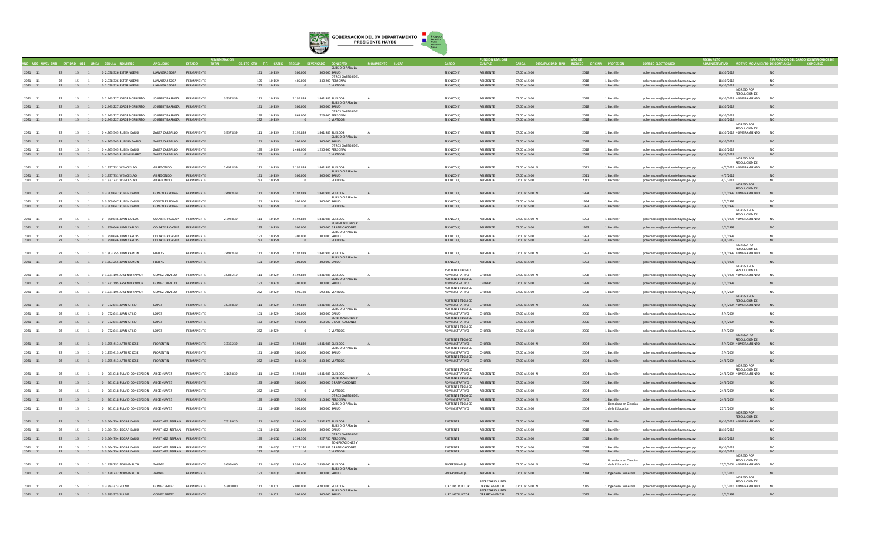# GOBERNACIÓN DEL XV DEPARTAMENTO PRESIDENTE HAYES

| AÑO | MES | NIVEL_ENTI | ENTIDAD | OEE | LINEA | CEDULA | NOMBRES | APELLIDOS | ESTADO | REMUNERACION TOTAL | OBJETO_GTO | F.F. | CATEG | PRESUP | DEVENGADO | CONCEPTO | MOVIMIENTO | LUGAR | CARGO | FUNCION REAL QUE CUMPLE | CARGA | DISCAPACIDAD | TIPO | AÑO DE INGRESO | OFICINA | PROFESION | CORREO ELECTRONICO | FECHA ACTO ADMINISTRATIVO | MOTIVO MOVIMIENTO | TIPIFICACION DEL CARGO DE CONFIANZA | IDENTIFICADOR DE CONCURSO |
|---|---|---|---|---|---|---|---|---|---|---|---|---|---|---|---|---|---|---|---|---|---|---|---|---|---|---|---|---|---|---|---|
| 2021 | 11 | 22 | 15 | 1 | 0 | 2.038.326 | ESTER NOEMI | LLAMOSAS SOSA | PERMANENTE | | 191 | 10 | E59 | 300.000 | 300.000 | SUBSIDIO PARA LA SALUD | | | TECNICO(II) | ASISTENTE | 07:00 a 15:00 | | | 2018 | 1 | Bachiller | gobernacion@presidentehayes.gov.py | 18/10/2018 | | NO | |
| 2021 | 11 | 22 | 15 | 1 | 0 | 2.038.326 | ESTER NOEMI | LLAMOSAS SOSA | PERMANENTE | | 199 | 10 | E59 | 405.000 | 340.200 | OTROS GASTOS DEL PERSONAL | | | TECNICO(II) | ASISTENTE | 07:00 a 15:00 | | | 2018 | 1 | Bachiller | gobernacion@presidentehayes.gov.py | 18/10/2018 | | NO | |
| 2021 | 11 | 22 | 15 | 1 | 0 | 2.038.326 | ESTER NOEMI | LLAMOSAS SOSA | PERMANENTE | | 232 | 10 | E59 | 0 | 0 | VIATICOS | | | TECNICO(II) | ASISTENTE | 07:00 a 15:00 | | | 2018 | 1 | Bachiller | gobernacion@presidentehayes.gov.py | 18/10/2018 | | NO | |
| 2021 | 11 | 22 | 15 | 1 | 0 | 2.443.227 | JORGE NORBERTO | JOUBERT BARBOZA | PERMANENTE | 3.357.839 | 111 | 10 | E59 | 2.192.839 | 1.841.985 | SUELDOS | A | | TECNICO(II) | ASISTENTE | 07:00 a 15:00 | | | 2018 | 1 | Bachiller | gobernacion@presidentehayes.gov.py | 18/10/2018 | INGRESO POR RESOLUCION DE NOMBRAMIENTO | NO | |
| 2021 | 11 | 22 | 15 | 1 | 0 | 2.443.227 | JORGE NORBERTO | JOUBERT BARBOZA | PERMANENTE | | 191 | 10 | E59 | 300.000 | 300.000 | SUBSIDIO PARA LA SALUD | | | TECNICO(II) | ASISTENTE | 07:00 a 15:00 | | | 2018 | 1 | Bachiller | gobernacion@presidentehayes.gov.py | 18/10/2018 | | NO | |
| 2021 | 11 | 22 | 15 | 1 | 0 | 2.443.227 | JORGE NORBERTO | JOUBERT BARBOZA | PERMANENTE | | 199 | 10 | E59 | 865.000 | 726.600 | OTROS GASTOS DEL PERSONAL | | | TECNICO(II) | ASISTENTE | 07:00 a 15:00 | | | 2018 | 1 | Bachiller | gobernacion@presidentehayes.gov.py | 18/10/2018 | | NO | |
| 2021 | 11 | 22 | 15 | 1 | 0 | 2.443.227 | JORGE NORBERTO | JOUBERT BARBOZA | PERMANENTE | | 232 | 10 | E59 | 0 | 0 | VIATICOS | | | TECNICO(II) | ASISTENTE | 07:00 a 15:00 | | | 2018 | 1 | Bachiller | gobernacion@presidentehayes.gov.py | 18/10/2018 | | NO | |
| 2021 | 11 | 22 | 15 | 1 | 0 | 4.365.545 | RUBEN DARIO | ZARZA CARBALLO | PERMANENTE | 3.957.839 | 111 | 10 | E59 | 2.192.839 | 1.841.985 | SUELDOS | A | | TECNICO(II) | ASISTENTE | 07:00 a 15:00 | | | 2018 | 1 | Bachiller | gobernacion@presidentehayes.gov.py | 18/10/2018 | INGRESO POR RESOLUCION DE NOMBRAMIENTO | NO | |
| 2021 | 11 | 22 | 15 | 1 | 0 | 4.365.545 | RUBEN DARIO | ZARZA CARBALLO | PERMANENTE | | 191 | 10 | E59 | 300.000 | 300.000 | SUBSIDIO PARA LA SALUD | | | TECNICO(II) | ASISTENTE | 07:00 a 15:00 | | | 2018 | 1 | Bachiller | gobernacion@presidentehayes.gov.py | 18/10/2018 | | NO | |
| 2021 | 11 | 22 | 15 | 1 | 0 | 4.365.545 | RUBEN DARIO | ZARZA CARBALLO | PERMANENTE | | 199 | 10 | E59 | 1.465.000 | 1.230.600 | OTROS GASTOS DEL PERSONAL | | | TECNICO(II) | ASISTENTE | 07:00 a 15:00 | | | 2018 | 1 | Bachiller | gobernacion@presidentehayes.gov.py | 18/10/2018 | | NO | |
| 2021 | 11 | 22 | 15 | 1 | 0 | 4.365.545 | RUBEN DARIO | ZARZA CARBALLO | PERMANENTE | | 232 | 10 | E59 | 0 | 0 | VIATICOS | | | TECNICO(II) | ASISTENTE | 07:00 a 15:00 | | | 2018 | 1 | Bachiller | gobernacion@presidentehayes.gov.py | 18/10/2018 | | NO | |
| 2021 | 11 | 22 | 15 | 1 | 0 | 1.337.731 | WENCESLAO | ARREDONDO | PERMANENTE | 2.492.839 | 111 | 10 | E59 | 2.192.839 | 1.841.985 | SUELDOS | A | | TECNICO(II) | ASISTENTE | 07:00 a 15:00 | N | | 2011 | 1 | Bachiller | gobernacion@presidentehayes.gov.py | 4/7/2011 | INGRESO POR RESOLUCION DE NOMBRAMIENTO | NO | |
| 2021 | 11 | 22 | 15 | 1 | 0 | 1.337.731 | WENCESLAO | ARREDONDO | PERMANENTE | | 191 | 10 | E59 | 300.000 | 300.000 | SUBSIDIO PARA LA SALUD | | | TECNICO(II) | ASISTENTE | 07:00 a 15:00 | | | 2011 | 1 | Bachiller | gobernacion@presidentehayes.gov.py | 4/7/2011 | | NO | |
| 2021 | 11 | 22 | 15 | 1 | 0 | 1.337.731 | WENCESLAO | ARREDONDO | PERMANENTE | | 232 | 10 | E59 | 0 | 0 | VIATICOS | | | TECNICO(II) | ASISTENTE | 07:00 a 15:00 | | | 2011 | 1 | Bachiller | gobernacion@presidentehayes.gov.py | 4/7/2011 | | NO | |
| 2021 | 11 | 22 | 15 | 1 | 0 | 3.509.647 | RUBEN DARIO | GONZALEZ ROJAS | PERMANENTE | 2.492.839 | 111 | 10 | E59 | 2.192.839 | 1.841.985 | SUELDOS | A | | TECNICO(II) | ASISTENTE | 07:00 a 15:00 | N | | 1994 | 1 | Bachiller | gobernacion@presidentehayes.gov.py | 1/1/1993 | INGRESO POR RESOLUCION DE NOMBRAMIENTO | NO | |
| 2021 | 11 | 22 | 15 | 1 | 0 | 3.509.647 | RUBEN DARIO | GONZALEZ ROJAS | PERMANENTE | | 191 | 10 | E59 | 300.000 | 300.000 | SUBSIDIO PARA LA SALUD | | | TECNICO(II) | ASISTENTE | 07:00 a 15:00 | | | 1994 | 1 | Bachiller | gobernacion@presidentehayes.gov.py | 1/1/1993 | | NO | |
| 2021 | 11 | 22 | 15 | 1 | 0 | 3.509.647 | RUBEN DARIO | GONZALEZ ROJAS | PERMANENTE | | 232 | 10 | E59 | 0 | 0 | VIATICOS | | | TECNICO(II) | ASISTENTE | 07:00 a 15:00 | | | 1993 | 1 | Bachiller | gobernacion@presidentehayes.gov.py | 15/8/1993 | | NO | |
| 2021 | 11 | 22 | 15 | 1 | 0 | 850.646 | JUAN CARLOS | COLARTE PICAGUA | PERMANENTE | 2.792.839 | 111 | 10 | E59 | 2.192.839 | 1.841.985 | SUELDOS | A | | TECNICO(II) | ASISTENTE | 07:00 a 15:00 | N | | 1993 | 1 | Bachiller | gobernacion@presidentehayes.gov.py | 1/1/1998 | INGRESO POR RESOLUCION DE NOMBRAMIENTO | NO | |
| 2021 | 11 | 22 | 15 | 1 | 0 | 850.646 | JUAN CARLOS | COLARTE PICAGUA | PERMANENTE | | 133 | 10 | E59 | 300.000 | 300.000 | BONIFICACIONES Y GRATIFICACIONES | | | TECNICO(II) | ASISTENTE | 07:00 a 15:00 | | | 1993 | 1 | Bachiller | gobernacion@presidentehayes.gov.py | 1/1/1998 | | NO | |
| 2021 | 11 | 22 | 15 | 1 | 0 | 850.646 | JUAN CARLOS | COLARTE PICAGUA | PERMANENTE | | 191 | 10 | E59 | 300.000 | 300.000 | SUBSIDIO PARA LA SALUD | | | TECNICO(II) | ASISTENTE | 07:00 a 15:00 | | | 1993 | 1 | Bachiller | gobernacion@presidentehayes.gov.py | 1/1/1998 | | NO | |
| 2021 | 11 | 22 | 15 | 1 | 0 | 850.646 | JUAN CARLOS | COLARTE PICAGUA | PERMANENTE | | 232 | 10 | E59 | 0 | 0 | VIATICOS | | | TECNICO(II) | ASISTENTE | 07:00 a 15:00 | | | 1993 | 1 | Bachiller | gobernacion@presidentehayes.gov.py | 24/4/2012 | | NO | |
| 2021 | 11 | 22 | 15 | 1 | 0 | 1.303.255 | JUAN RAMON | FLEITAS | PERMANENTE | 2.492.839 | 111 | 10 | E59 | 2.192.839 | 1.841.985 | SUELDOS | A | | TECNICO(II) | ASISTENTE | 07:00 a 15:00 | N | | 1993 | 1 | Bachiller | gobernacion@presidentehayes.gov.py | 15/8/1993 | INGRESO POR RESOLUCION DE NOMBRAMIENTO | NO | |
| 2021 | 11 | 22 | 15 | 1 | 0 | 1.303.255 | JUAN RAMON | FLEITAS | PERMANENTE | | 191 | 10 | E59 | 300.000 | 300.000 | SUBSIDIO PARA LA SALUD | | | TECNICO(II) | ASISTENTE | 07:00 a 15:00 | | | 1993 | 1 | Bachiller | gobernacion@presidentehayes.gov.py | 1/1/1998 | | NO | |
| 2021 | 11 | 22 | 15 | 1 | 0 | 1.231.195 | ARSENIO RAMON | GOMEZ OLMEDO | PERMANENTE | 3.082.219 | 111 | 10 | F29 | 2.192.839 | 1.841.985 | SUELDOS | A | | ASISTENTE TECNICO ADMINISTRATIVO | CHOFER | 07:00 a 15:00 | N | | 1998 | 1 | Bachiller | gobernacion@presidentehayes.gov.py | 1/1/1998 | INGRESO POR RESOLUCION DE NOMBRAMIENTO | NO | |
| 2021 | 11 | 22 | 15 | 1 | 0 | 1.231.195 | ARSENIO RAMON | GOMEZ OLMEDO | PERMANENTE | | 191 | 10 | F29 | 300.000 | 300.000 | SUBSIDIO PARA LA SALUD | | | ASISTENTE TECNICO ADMINISTRATIVO | CHOFER | 07:00 a 15:00 | | | 1998 | 1 | Bachiller | gobernacion@presidentehayes.gov.py | 1/1/1998 | | NO | |
| 2021 | 11 | 22 | 15 | 1 | 0 | 1.231.195 | ARSENIO RAMON | GOMEZ OLMEDO | PERMANENTE | | 232 | 10 | F29 | 590.380 | 590.380 | VIATICOS | | | ASISTENTE TECNICO ADMINISTRATIVO | CHOFER | 07:00 a 15:00 | | | 1998 | 1 | Bachiller | gobernacion@presidentehayes.gov.py | 5/4/2004 | | NO | |
| 2021 | 11 | 22 | 15 | 1 | 0 | 972.641 | JUAN ATILIO | LOPEZ | PERMANENTE | 3.032.839 | 111 | 10 | F29 | 2.192.839 | 1.841.985 | SUELDOS | A | | ASISTENTE TECNICO ADMINISTRATIVO | CHOFER | 07:00 a 15:00 | N | | 2006 | 1 | Bachiller | gobernacion@presidentehayes.gov.py | 5/4/2004 | INGRESO POR RESOLUCION DE NOMBRAMIENTO | NO | |
| 2021 | 11 | 22 | 15 | 1 | 0 | 972.641 | JUAN ATILIO | LOPEZ | PERMANENTE | | 191 | 10 | F29 | 300.000 | 300.000 | SUBSIDIO PARA LA SALUD | | | ASISTENTE TECNICO ADMINISTRATIVO | CHOFER | 07:00 a 15:00 | | | 2006 | 1 | Bachiller | gobernacion@presidentehayes.gov.py | 5/4/2004 | | NO | |
| 2021 | 11 | 22 | 15 | 1 | 0 | 972.641 | JUAN ATILIO | LOPEZ | PERMANENTE | | 133 | 10 | F29 | 540.000 | 453.600 | BONIFICACIONES Y GRATIFICACIONES | | | ASISTENTE TECNICO ADMINISTRATIVO | CHOFER | 07:00 a 15:00 | | | 2006 | 1 | Bachiller | gobernacion@presidentehayes.gov.py | 5/4/2004 | | NO | |
| 2021 | 11 | 22 | 15 | 1 | 0 | 972.641 | JUAN ATILIO | LOPEZ | PERMANENTE | | 232 | 10 | F29 | 0 | 0 | VIATICOS | | | ASISTENTE TECNICO ADMINISTRATIVO | CHOFER | 07:00 a 15:00 | | | 2006 | 1 | Bachiller | gobernacion@presidentehayes.gov.py | 5/4/2004 | | NO | |
| 2021 | 11 | 22 | 15 | 1 | 0 | 1.255.413 | ARTURO JOSE | FLORENTIN | PERMANENTE | 3.336.239 | 111 | 10 | GG9 | 2.192.839 | 1.841.985 | SUELDOS | A | | ASISTENTE TECNICO ADMINISTRATIVO | CHOFER | 07:00 a 15:00 | N | | 2004 | 1 | Bachiller | gobernacion@presidentehayes.gov.py | 5/4/2004 | INGRESO POR RESOLUCION DE NOMBRAMIENTO | NO | |
| 2021 | 11 | 22 | 15 | 1 | 0 | 1.255.413 | ARTURO JOSE | FLORENTIN | PERMANENTE | | 191 | 10 | GG9 | 300.000 | 300.000 | SUBSIDIO PARA LA SALUD | | | ASISTENTE TECNICO ADMINISTRATIVO | CHOFER | 07:00 a 15:00 | | | 2004 | 1 | Bachiller | gobernacion@presidentehayes.gov.py | 5/4/2004 | | NO | |
| 2021 | 11 | 22 | 15 | 1 | 0 | 1.255.413 | ARTURO JOSE | FLORENTIN | PERMANENTE | | 232 | 10 | GG9 | 843.400 | 843.400 | VIATICOS | | | ASISTENTE TECNICO ADMINISTRATIVO | CHOFER | 07:00 a 15:00 | | | 2004 | 1 | Bachiller | gobernacion@presidentehayes.gov.py | 24/6/2004 | | NO | |
| 2021 | 11 | 22 | 15 | 1 | 0 | 961.018 | FULVIO CONCEPCION | ARCE NUÑEZ | PERMANENTE | 3.162.839 | 111 | 10 | GG9 | 2.192.839 | 1.841.985 | SUELDOS | A | | ASISTENTE TECNICO ADMINISTRATIVO | ASISTENTE | 07:00 a 15:00 | N | | 2004 | 1 | Bachiller | gobernacion@presidentehayes.gov.py | 24/6/2004 | INGRESO POR RESOLUCION DE NOMBRAMIENTO | NO | |
| 2021 | 11 | 22 | 15 | 1 | 0 | 961.018 | FULVIO CONCEPCION | ARCE NUÑEZ | PERMANENTE | | 133 | 10 | GG9 | 300.000 | 300.000 | BONIFICACIONES Y GRATIFICACIONES | | | ASISTENTE TECNICO ADMINISTRATIVO | ASISTENTE | 07:00 a 15:00 | | | 2004 | 1 | Bachiller | gobernacion@presidentehayes.gov.py | 24/6/2004 | | NO | |
| 2021 | 11 | 22 | 15 | 1 | 0 | 961.018 | FULVIO CONCEPCION | ARCE NUÑEZ | PERMANENTE | | 232 | 10 | GG9 | 0 | 0 | VIATICOS | | | ASISTENTE TECNICO ADMINISTRATIVO | ASISTENTE | 07:00 a 15:00 | | | 2004 | 1 | Bachiller | gobernacion@presidentehayes.gov.py | 24/6/2004 | | NO | |
| 2021 | 11 | 22 | 15 | 1 | 0 | 961.018 | FULVIO CONCEPCION | ARCE NUÑEZ | PERMANENTE | | 199 | 10 | GG9 | 370.000 | 310.800 | OTROS GASTOS DEL PERSONAL | | | ASISTENTE TECNICO ADMINISTRATIVO | ASISTENTE | 07:00 a 15:00 | N | | 2004 | 1 | Bachiller | gobernacion@presidentehayes.gov.py | 24/6/2004 | | NO | |
| 2021 | 11 | 22 | 15 | 1 | 0 | 961.018 | FULVIO CONCEPCION | ARCE NUÑEZ | PERMANENTE | | 191 | 10 | GG9 | 300.000 | 300.000 | SUBSIDIO PARA LA SALUD | | | ASISTENTE TECNICO ADMINISTRATIVO | ASISTENTE | 07:00 a 15:00 | | | 2004 | 1 | Licenciada en Ciencias de la Educacion | gobernacion@presidentehayes.gov.py | 27/1/2004 | | NO | |
| 2021 | 11 | 22 | 15 | 1 | 0 | 3.664.754 | EDGAR DARIO | MARTINEZ INSFRAN | PERMANENTE | 7.518.020 | 111 | 10 | CQ1 | 3.396.400 | 2.852.976 | SUELDOS | A | | ASISTENTE | ASISTENTE | 07:00 a 15:00 | | | 2018 | 1 | Bachiller | gobernacion@presidentehayes.gov.py | 18/10/2018 | INGRESO POR RESOLUCION DE NOMBRAMIENTO | NO | |
| 2021 | 11 | 22 | 15 | 1 | 0 | 3.664.754 | EDGAR DARIO | MARTINEZ INSFRAN | PERMANENTE | | 191 | 10 | CQ1 | 300.000 | 300.000 | SUBSIDIO PARA LA SALUD | | | ASISTENTE | ASISTENTE | 07:00 a 15:00 | | | 2018 | 1 | Bachiller | gobernacion@presidentehayes.gov.py | 18/10/2018 | | NO | |
| 2021 | 11 | 22 | 15 | 1 | 0 | 3.664.754 | EDGAR DARIO | MARTINEZ INSFRAN | PERMANENTE | | 199 | 10 | CQ1 | 1.104.500 | 927.780 | OTROS GASTOS DEL PERSONAL | | | ASISTENTE | ASISTENTE | 07:00 a 15:00 | | | 2018 | 1 | Bachiller | gobernacion@presidentehayes.gov.py | 18/10/2018 | | NO | |
| 2021 | 11 | 22 | 15 | 1 | 0 | 3.664.754 | EDGAR DARIO | MARTINEZ INSFRAN | PERMANENTE | | 133 | 10 | CQ1 | 2.717.120 | 2.282.381 | BONIFICACIONES Y GRATIFICACIONES | | | ASISTENTE | ASISTENTE | 07:00 a 15:00 | | | 2018 | 1 | Bachiller | gobernacion@presidentehayes.gov.py | 18/10/2018 | | NO | |
| 2021 | 11 | 22 | 15 | 1 | 0 | 3.664.754 | EDGAR DARIO | MARTINEZ INSFRAN | PERMANENTE | | 232 | 10 | CQ1 | 0 | 0 | VIATICOS | | | ASISTENTE | ASISTENTE | 07:00 a 15:00 | | | 2018 | 1 | Bachiller | gobernacion@presidentehayes.gov.py | 18/10/2018 | | NO | |
| 2021 | 11 | 22 | 15 | 1 | 0 | 1.438.732 | NORMA RUTH | ZARATE | PERMANENTE | 3.696.400 | 111 | 10 | CQ1 | 3.396.400 | 2.853.060 | SUELDOS | A | | PROFESIONAL(I) | ASISTENTE | 07:00 a 15:00 | N | | 2014 | 1 | Licenciada en Ciencias de la Educacion | gobernacion@presidentehayes.gov.py | 27/1/2004 | INGRESO POR RESOLUCION DE NOMBRAMIENTO | NO | |
| 2021 | 11 | 22 | 15 | 1 | 0 | 1.438.732 | NORMA RUTH | ZARATE | PERMANENTE | | 191 | 10 | CQ1 | 300.000 | 300.000 | SUBSIDIO PARA LA SALUD | | | PROFESIONAL(I) | ASISTENTE | 07:00 a 15:00 | | | 2014 | 1 | Ingeniero Comercial | gobernacion@presidentehayes.gov.py | 1/1/2015 | | NO | |
| 2021 | 11 | 22 | 15 | 1 | 0 | 3.383.373 | ZULMA | GOMEZ BRITEZ | PERMANENTE | 5.300.000 | 111 | 10 | J01 | 5.000.000 | 4.200.000 | SUELDOS | A | | JUEZ INSTRUCTOR | SECRETARIO JUNTA DEPARTAMENTAL | 07:00 a 15:00 | N | | 2015 | 1 | Ingeniero Comercial | gobernacion@presidentehayes.gov.py | 1/1/2015 | INGRESO POR RESOLUCION DE NOMBRAMIENTO | NO | |
| 2021 | 11 | 22 | 15 | 1 | 0 | 3.383.373 | ZULMA | GOMEZ BRITEZ | PERMANENTE | | 191 | 10 | J01 | 300.000 | 300.000 | SUBSIDIO PARA LA SALUD | | | JUEZ INSTRUCTOR | SECRETARIO JUNTA DEPARTAMENTAL | 07:00 a 15:00 | | | 2015 | 1 | Bachiller | gobernacion@presidentehayes.gov.py | 1/1/1998 | | NO | |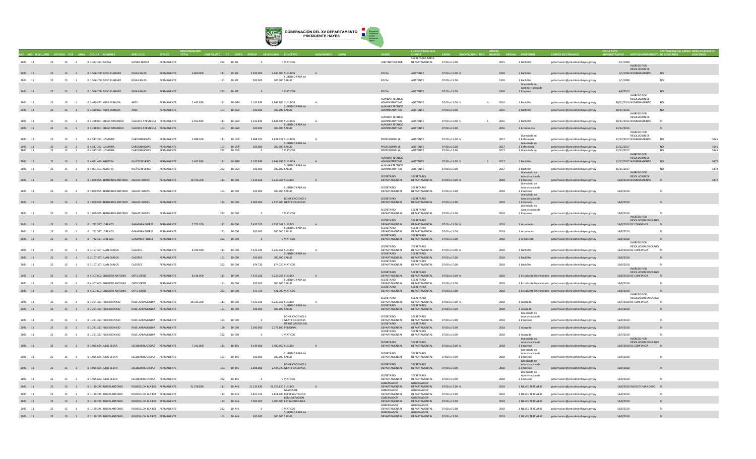# GOBERNACIÓN DEL XV DEPARTAMENTO PRESIDENTE HAYES

| AÑO | MES | NIVEL_ENTI | ENTIDAD | OEE | LINEA | CEDULA | NOMBRES | APELLIDOS | ESTADO | REMUNERACION TOTAL | OBJETO_GTO | F.F. | CATEG | PRESUP | DEVENGADO | CONCEPTO | MOVIMIENTO | LUGAR | CARGO | FUNCION REAL QUE CUMPLE | CARGA | DISCAPACIDAD | TIPO | AÑO DE INGRESO | OFICINA | PROFESION | CORREO ELECTRONICO | FECHA ACTO ADMINISTRATIVO | MOTIVO MOVIMIENTO | TIPIFICACION DEL CARGO DE CONFIANZA | IDENTIFICADOR DE CONCURSO |
|---|---|---|---|---|---|---|---|---|---|---|---|---|---|---|---|---|---|---|---|---|---|---|---|---|---|---|---|---|---|---|---|
| 2021 | 11 | 22 | 15 | 1 | 0 | 3.383.373 | ZULMA | GOMEZ BRITEZ | PERMANENTE | | 232 | 10 | X01 | 0 | | 0 VIATICOS | | | JUEZ INSTRUCTOR | SECRETARIO JUNTA DEPARTAMENTAL | 07:00 a 15:00 | | | 2015 | | 1 Bachiller | gobernacion@presidentehayes.gov.py | 1/1/1998 | | | |
| 2021 | 11 | 22 | 15 | 1 | 0 | 1.566.200 | ELVIO EUGENIO | ROJAS RIVAS | PERMANENTE | 3.800.000 | 111 | 10 | X02 | 3.500.000 | | 2.940.000 SUELDOS | A | | FISCAL | ASISTENTE | 07:00 a 15:00 | N | | 1993 | | 1 Bachiller | gobernacion@presidentehayes.gov.py | 1/1/1998 | INGRESO POR RESOLUCION DE NOMBRAMIENTO | NO | |
| 2021 | 11 | 22 | 15 | 1 | 0 | 1.566.200 | ELVIO EUGENIO | ROJAS RIVAS | PERMANENTE | | 191 | 10 | X02 | 300.000 | | 300.000 SUBSIDIO PARA LA SALUD | | | FISCAL | ASISTENTE | 07:00 a 15:00 | | | 1993 | | 1 Bachiller | gobernacion@presidentehayes.gov.py | 1/1/1998 | | NO | |
| 2021 | 11 | 22 | 15 | 1 | 0 | 1.566.200 | ELVIO EUGENIO | ROJAS RIVAS | PERMANENTE | | 232 | 10 | X02 | 0 | | 0 VIATICOS | | | FISCAL | ASISTENTE | 07:00 a 15:00 | | | 1993 | | 1 Licenciado en Administracion de Empresa | gobernacion@presidentehayes.gov.py | 4/6/2012 | | NO | |
| 2021 | 11 | 22 | 15 | 1 | 0 | 3.419.823 | NIDIA ZUNILDA | ARCE | PERMANENTE | 2.492.839 | 111 | 10 | GG9 | 2.192.839 | | 1.841.985 SUELDOS | A | | AUXILIAR TECNICO ADMINISTRATIVO | ASISTENTE | 07:00 a 15:00 | S | 4 | 2016 | | 1 Bachiller | gobernacion@presidentehayes.gov.py | 30/11/2016 | INGRESO POR RESOLUCION DE NOMBRAMIENTO | NO | |
| 2021 | 11 | 22 | 15 | 1 | 0 | 3.419.823 | NIDIA ZUNILDA | ARCE | PERMANENTE | | 191 | 10 | GG9 | 300.000 | | 300.000 SUBSIDIO PARA LA SALUD | | | AUXILIAR TECNICO ADMINISTRATIVO | ASISTENTE | 07:00 a 15:00 | | | 2016 | | 1 Bachiller | gobernacion@presidentehayes.gov.py | 30/11/2016 | | NO | |
| 2021 | 11 | 22 | 15 | 1 | 0 | 4.238.801 | DIEGO ARMANDO | CACERES APESTEGUI | PERMANENTE | 2.492.839 | 111 | 10 | GG9 | 2.192.839 | | 1.841.985 SUELDOS | A | | AUXILIAR TECNICO ADMINISTRATIVO | ASISTENTE | 07:00 a 15:00 | S | 1 | 2016 | | 1 Bachiller | gobernacion@presidentehayes.gov.py | 30/11/2016 | INGRESO POR RESOLUCION DE NOMBRAMIENTO | SI | |
| 2021 | 11 | 22 | 15 | 1 | 0 | 4.238.801 | DIEGO ARMANDO | CACERES APESTEGUI | PERMANENTE | | 191 | 10 | GG9 | 300.000 | | 300.000 SUBSIDIO PARA LA SALUD | | | AUXILIAR TECNICO ADMINISTRATIVO | ASISTENTE | 07:00 a 15:00 | | | 2016 | | 1 Economista | gobernacion@presidentehayes.gov.py | 13/12/2016 | | SI | |
| 2021 | 11 | 22 | 15 | 1 | 0 | 4.517.272 | LIZ MARIA | CARDONI ROJAS | PERMANENTE | 2.988.500 | 111 | 10 | DSÂ' | 2.688.500 | | 1.631.021 SUELDOS | A | | PROFESIONAL (B) | ASISTENTE | 07:00 a 15:00 | N | | 2017 | | 1 Licenciada en Enfermeria | gobernacion@presidentehayes.gov.py | 12/12/2017 | INGRESO POR RESOLUCION DE NOMBRAMIENTO | NO | 5145 |
| 2021 | 11 | 22 | 15 | 1 | 0 | 4.517.272 | LIZ MARIA | CARDONI ROJAS | PERMANENTE | | 191 | 10 | DSÂ' | 300.000 | | 300.000 SUBSIDIO PARA LA SALUD | | | PROFESIONAL (B) | ASISTENTE | 07:00 a 15:00 | | | 2017 | | 1 Licenciada en Enfermeria | gobernacion@presidentehayes.gov.py | 12/12/2017 | | NO | 5145 |
| 2021 | 11 | 22 | 15 | 1 | 0 | 4.517.272 | LIZ MARIA | CARDONI ROJAS | PERMANENTE | | 232 | 10 | DSÂ' | 0 | | 0 VIATICOS | | | PROFESIONAL (B) | ASISTENTE | 07:00 a 15:00 | | | 2017 | | 1 Licenciada en | gobernacion@presidentehayes.gov.py | 12/12/2017 | | NO | 5145 |
| 2021 | 11 | 22 | 15 | 1 | 0 | 4.091.493 | AGUSTIN | NUÃ'EZ RIVEIRO | PERMANENTE | 2.492.839 | 111 | 10 | GG9 | 2.192.839 | | 1.841.985 SUELDOS | A | | AUXILIAR TECNICO ADMINISTRATIVO | ASISTENTE | 07:00 a 15:00 | S | 1 | 2017 | | 1 Bachiller | gobernacion@presidentehayes.gov.py | 12/12/2017 | INGRESO POR RESOLUCION DE NOMBRAMIENTO | NO | 5472 |
| 2021 | 11 | 22 | 15 | 1 | 0 | 4.091.493 | AGUSTIN | NUÃ'EZ RIVEIRO | PERMANENTE | | 232 | 10 | GG9 | 300.000 | | 300.000 SUBSIDIO PARA LA SALUD | | | AUXILIAR TECNICO ADMINISTRATIVO | ASISTENTE | 07:00 a 15:00 | | | 2017 | | 1 Bachiller | gobernacion@presidentehayes.gov.py | 16/11/2017 | | NO | 5472 |
| 2021 | 11 | 22 | 15 | 1 | 0 | 1.069.995 | BERNARDO ANTONIO | ZARATE RUDAS | PERMANENTE | 10.725.200 | 111 | 10 | C90 | 7.425.200 | | 6.237.168 SUELDO | A | | SECRETARIO DEPARTAMENTAL | SECRETARIO DEPARTAMENTAL | 07:00 a 15:00 | N | | 2018 | | 1 Licenciado en Admistracion de Empresas | gobernacion@presidentehayes.gov.py | 16/8/2018 | INGRESO POR RESOLUCION DE NOMBRAMIENTO | SI | 5472 |
| 2021 | 11 | 22 | 15 | 1 | 0 | 1.069.995 | BERNARDO ANTONIO | ZARATE RUDAS | PERMANENTE | | 191 | 10 | C90 | 300.000 | | 300.000 SUBSIDIO PARA LA SALUD | | | SECRETARIO DEPARTAMENTAL | SECRETARIO DEPARTAMENTAL | 07:00 a 15:00 | | | 2018 | | 1 Licenciado en Admistracion de Empresas | gobernacion@presidentehayes.gov.py | 16/8/2018 | | SI | |
| 2021 | 11 | 22 | 15 | 1 | 0 | 1.069.995 | BERNARDO ANTONIO | ZARATE RUDAS | PERMANENTE | | 133 | 10 | C90 | 3.000.000 | | 2.520.000 BONIFICACIONES Y GRATIFICACIONES | | | SECRETARIO DEPARTAMENTAL | SECRETARIO DEPARTAMENTAL | 07:00 a 15:00 | | | 2018 | | 1 Licenciado en Admistracion de Empresas | gobernacion@presidentehayes.gov.py | 16/8/2018 | | SI | |
| 2021 | 11 | 22 | 15 | 1 | 0 | 1.069.995 | BERNARDO ANTONIO | ZARATE RUDAS | PERMANENTE | | 232 | 10 | C90 | 0 | | 0 VIATICOS | | | SECRETARIO DEPARTAMENTAL | SECRETARIO DEPARTAMENTAL | 07:00 a 15:00 | | | 2018 | | 1 Licenciado en Admistracion de Empresas | gobernacion@presidentehayes.gov.py | 16/8/2018 | | SI | |
| 2021 | 11 | 22 | 15 | 1 | 0 | 742.377 | LORENZO | GAMARRA FLORES | PERMANENTE | 7.725.200 | 111 | 10 | C90 | 7.425.200 | | 6.237.168 SUELDO | A | | SECRETARIO DEPARTAMENTAL | SECRETARIO DEPARTAMENTAL | 07:00 a 15:00 | N | | 2018 | | 1 Arquitecto | gobernacion@presidentehayes.gov.py | 16/8/2018 | INGRESO POR RESOLUCION EN CARGO DE CONFIANZA | SI | |
| 2021 | 11 | 22 | 15 | 1 | 0 | 742.377 | LORENZO | GAMARRA FLORES | PERMANENTE | | 191 | 10 | C90 | 300.000 | | 300.000 SUBSIDIO PARA LA SALUD | | | SECRETARIO DEPARTAMENTAL | SECRETARIO DEPARTAMENTAL | 07:00 a 15:00 | | | 2018 | | 1 Arquitecto | gobernacion@presidentehayes.gov.py | 16/8/2018 | | SI | |
| 2021 | 11 | 22 | 15 | 1 | 0 | 742.377 | LORENZO | GAMARRA FLORES | PERMANENTE | | 232 | 10 | C90 | 0 | | 0 VIATICOS | | | SECRETARIO DEPARTAMENTAL | SECRETARIO DEPARTAMENTAL | 07:00 a 15:00 | | | 2018 | | 1 Arquitecto | gobernacion@presidentehayes.gov.py | 16/8/2018 | | SI | |
| 2021 | 11 | 22 | 15 | 1 | 0 | 3.197.397 | JUAN CARLOS | CACERES | PERMANENTE | 8.399.920 | 111 | 10 | C90 | 7.425.200 | | 6.237.168 SUELDO | A | | SECRETARIO DEPARTAMENTAL | SECRETARIO DEPARTAMENTAL | 07:00 a 15:00 | N | | 2018 | | 1 Bachiller | gobernacion@presidentehayes.gov.py | 16/8/2018 | INGRESO POR RESOLUCION EN CARGO DE CONFIANZA | SI | |
| 2021 | 11 | 22 | 15 | 1 | 0 | 3.197.397 | JUAN CARLOS | CACERES | PERMANENTE | | 191 | 10 | C90 | 300.000 | | 300.000 SUBSIDIO PARA LA SALUD | | | SECRETARIO DEPARTAMENTAL | SECRETARIO DEPARTAMENTAL | 07:00 a 15:00 | | | 2018 | | 1 Bachiller | gobernacion@presidentehayes.gov.py | 16/8/2018 | | SI | |
| 2021 | 11 | 22 | 15 | 1 | 0 | 3.197.397 | JUAN CARLOS | CACERES | PERMANENTE | | 232 | 10 | C90 | 674.720 | | 674.720 VIATICOS | | | SECRETARIO DEPARTAMENTAL | SECRETARIO DEPARTAMENTAL | 07:00 a 15:00 | | | 2018 | | 1 Bachiller | gobernacion@presidentehayes.gov.py | 16/8/2018 | | SI | |
| 2021 | 11 | 22 | 15 | 1 | 0 | 4.307.603 | GILBERTO ANTONIO | ORTIZ ORTIZ | PERMANENTE | 8.146.900 | 111 | 10 | C90 | 7.425.200 | | 6.237.168 SUELDO | A | | SECRETARIO DEPARTAMENTAL | SECRETARIO DEPARTAMENTAL | 07:00 a 15:00 | N | | 2018 | | 1 Estudiante Universitario | gobernacion@presidentehayes.gov.py | 16/8/2018 | INGRESO POR RESOLUCION EN CARGO DE CONFIANZA | SI | |
| 2021 | 11 | 22 | 15 | 1 | 0 | 4.307.603 | GILBERTO ANTONIO | ORTIZ ORTIZ | PERMANENTE | | 191 | 10 | C90 | 300.000 | | 300.000 SUBSIDIO PARA LA SALUD | | | SECRETARIO DEPARTAMENTAL | SECRETARIO DEPARTAMENTAL | 07:00 a 15:00 | | | 2018 | | 1 Estudiante Universitario | gobernacion@presidentehayes.gov.py | 16/8/2018 | | SI | |
| 2021 | 11 | 22 | 15 | 1 | 0 | 4.307.603 | GILBERTO ANTONIO | ORTIZ ORTIZ | PERMANENTE | | 232 | 10 | C90 | 421.700 | | 421.700 VIATICOS | | | SECRETARIO DEPARTAMENTAL | SECRETARIO DEPARTAMENTAL | 07:00 a 15:00 | | | 2018 | | 1 Estudiante Universitario | gobernacion@presidentehayes.gov.py | 16/8/2018 | | SI | |
| 2021 | 11 | 22 | 15 | 1 | 0 | 1.271.323 | FELIX DIONISIO | RUIZ LARRAMENDIA | PERMANENTE | 10.315.200 | 111 | 10 | C90 | 7.425.200 | | 6.237.168 SUELDO | A | | SECRETARIO DEPARTAMENTAL | SECRETARIO DEPARTAMENTAL | 07:00 a 15:00 | N | | 2018 | | 1 Abogado | gobernacion@presidentehayes.gov.py | 12/9/2018 | INGRESO POR RESOLUCION EN CARGO DE CONFIANZA | SI | |
| 2021 | 11 | 22 | 15 | 1 | 0 | 1.271.323 | FELIX DIONISIO | RUIZ LARRAMENDIA | PERMANENTE | | 191 | 10 | C90 | 300.000 | | 300.000 SUBSIDIO PARA LA SALUD | | | SECRETARIO DEPARTAMENTAL | SECRETARIO DEPARTAMENTAL | 07:00 a 15:00 | | | 2018 | | 1 Abogado | gobernacion@presidentehayes.gov.py | 12/9/2018 | | SI | |
| 2021 | 11 | 22 | 15 | 1 | 0 | 1.271.323 | FELIX DIONISIO | RUIZ LARRAMENDIA | PERMANENTE | | 133 | 10 | C90 | 0 | | 0 BONIFICACIONES Y GRATIFICACIONES | | | SECRETARIO DEPARTAMENTAL | SECRETARIO DEPARTAMENTAL | 07:00 a 15:00 | | | 2018 | | 1 Licenciado en Admistracion de Empresas | gobernacion@presidentehayes.gov.py | 16/8/2018 | | SI | |
| 2021 | 11 | 22 | 15 | 1 | 0 | 1.271.323 | FELIX DIONISIO | RUIZ LARRAMENDIA | PERMANENTE | | 199 | 10 | C90 | 2.590.000 | | 2.175.600 OTROS GASTOS DEL PERSONAL | | | SECRETARIO DEPARTAMENTAL | SECRETARIO DEPARTAMENTAL | 07:00 a 15:00 | | | 2018 | | 1 Abogado | gobernacion@presidentehayes.gov.py | 12/9/2018 | | SI | |
| 2021 | 11 | 22 | 15 | 1 | 0 | 1.271.323 | FELIX DIONISIO | RUIZ LARRAMENDIA | PERMANENTE | | 232 | 10 | C90 | 0 | | 0 VIATICOS | | | SECRETARIO DEPARTAMENTAL | SECRETARIO DEPARTAMENTAL | 07:00 a 15:00 | | | 2018 | | 1 Abogado | gobernacion@presidentehayes.gov.py | 12/9/2018 | | SI | |
| 2021 | 11 | 22 | 15 | 1 | 0 | 1.925.634 | JULIO CESAR | ESCOBAR RUIZ DIAZ | PERMANENTE | 7.342.000 | 111 | 10 | B55 | 4.144.000 | | 3.480.960 SUELDO | A | | SECRETARIO DEPARTAMENTAL | SECRETARIO DEPARTAMENTAL | 07:00 a 15:00 | N | | 2018 | | 1 Licenciado en Admistracion de Empresas | gobernacion@presidentehayes.gov.py | 16/8/2018 | INGRESO POR RESOLUCION EN CARGO DE CONFIANZA | SI | |
| 2021 | 11 | 22 | 15 | 1 | 0 | 1.925.634 | JULIO CESAR | ESCOBAR RUIZ DIAZ | PERMANENTE | | 191 | 10 | B55 | 300.000 | | 300.000 SUBSIDIO PARA LA SALUD | | | SECRETARIO DEPARTAMENTAL | SECRETARIO DEPARTAMENTAL | 07:00 a 15:00 | | | 2018 | | 1 Licenciado en Admistracion de Empresas | gobernacion@presidentehayes.gov.py | 16/8/2018 | | SI | |
| 2021 | 11 | 22 | 15 | 1 | 0 | 1.925.634 | JULIO CESAR | ESCOBAR RUIZ DIAZ | PERMANENTE | | 133 | 10 | B55 | 2.898.000 | | 2.434.320 BONIFICACIONES Y GRATIFICACIONES | | | SECRETARIO DEPARTAMENTAL | SECRETARIO DEPARTAMENTAL | 07:00 a 15:00 | | | 2018 | | 1 Licenciado en Admistracion de Empresas | gobernacion@presidentehayes.gov.py | 16/8/2018 | | SI | |
| 2021 | 11 | 22 | 15 | 1 | 0 | 1.925.634 | JULIO CESAR | ESCOBAR RUIZ DIAZ | PERMANENTE | | 232 | 10 | B55 | 0 | | 0 VIATICOS | | | SECRETARIO DEPARTAMENTAL | SECRETARIO DEPARTAMENTAL | 07:00 a 15:00 | | | 2018 | | 1 Licenciado en Admistracion de Empresas | gobernacion@presidentehayes.gov.py | 16/8/2018 | | SI | |
| 2021 | 11 | 22 | 15 | 1 | 0 | 1.189.245 | RUBEN ANTONIO | ROUSSILLON BLAIRES | PERMANENTE | 31.276.820 | 111 | 10 | A46 | 21.125.620 | | 21.125.620 SUELDO | A | | GOBERNADOR DEPARTAMENTAL | GOBERNADOR DEPARTAMENTAL | 07:00 a 15:00 | N | | 2018 | | 1 NIEVEL TERCIARIO | gobernacion@presidentehayes.gov.py | 16/8/2018 | INICIO DE MANDATO | SI | |
| 2021 | 11 | 22 | 15 | 1 | 0 | 1.189.245 | RUBEN ANTONIO | ROUSSILLON BLAIRES | PERMANENTE | | 113 | 10 | A46 | 2.851.200 | | 2.851.200 GASTOS DE REPRESENTACION | | | GOBERNADOR DEPARTAMENTAL | GOBERNADOR DEPARTAMENTAL | 07:00 a 15:00 | | | 2018 | | 1 NIEVEL TERCIARIO | gobernacion@presidentehayes.gov.py | 16/8/2018 | | SI | |
| 2021 | 11 | 22 | 15 | 1 | 0 | 1.189.245 | RUBEN ANTONIO | ROUSSILLON BLAIRES | PERMANENTE | | 133 | 10 | A46 | 7.000.000 | | 7.000.000 REMUNERACION EXTRAORDINARIA | | | GOBERNADOR DEPARTAMENTAL | GOBERNADOR DEPARTAMENTAL | 07:00 a 15:00 | | | 2018 | | 1 NIEVEL TERCIARIO | gobernacion@presidentehayes.gov.py | 16/8/2018 | | SI | |
| 2021 | 11 | 22 | 15 | 1 | 0 | 1.189.245 | RUBEN ANTONIO | ROUSSILLON BLAIRES | PERMANENTE | | 232 | 10 | A46 | 0 | | 0 VIATICOS | | | GOBERNADOR DEPARTAMENTAL | GOBERNADOR DEPARTAMENTAL | 07:00 a 15:00 | | | 2018 | | 1 NIEVEL TERCIARIO | gobernacion@presidentehayes.gov.py | 16/8/2018 | | SI | |
| 2021 | 11 | 22 | 15 | 1 | 0 | 1.189.245 | RUBEN ANTONIO | ROUSSILLON BLAIRES | PERMANENTE | | 191 | 10 | A46 | 300.000 | | 300.000 SUBSIDIO PARA LA SALUD | | | GOBERNADOR DEPARTAMENTAL | GOBERNADOR DEPARTAMENTAL | 07:00 a 15:00 | | | 2018 | | 1 NIEVEL TERCIARIO | gobernacion@presidentehayes.gov.py | 16/8/2018 | | SI | |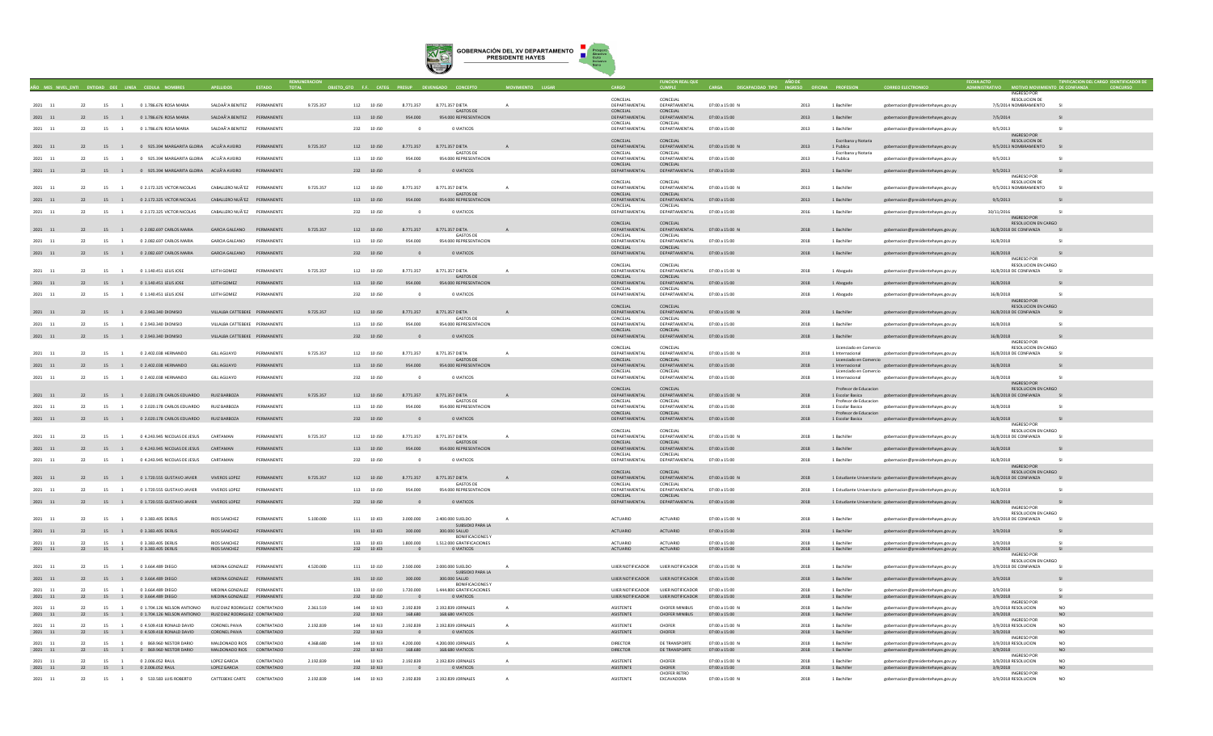# GOBERNACIÓN DEL XV DEPARTAMENTO PRESIDENTE HAYES

| AÑO | MES | NIVEL_ENTI | ENTIDAD | OEE | LINEA | CEDULA | NOMBRES | APELLIDOS | ESTADO | REMUNERACION TOTAL | OBJETO_GTO | F.F. | CATEG | PRESUP | DEVENGADO | CONCEPTO | MOVIMIENTO | LUGAR | CARGO | FUNCION REAL QUE CUMPLE | CARGA | DISCAPACIDAD | TIPO | AÑO DE INGRESO | OFICINA | PROFESION | CORREO ELECTRONICO | FECHA ACTO ADMINISTRATIVO | MOTIVO MOVIMIENTO | TIPIFICACION DEL CARGO DE CONFIANZA | IDENTIFICADOR DE CONCURSO |
|---|---|---|---|---|---|---|---|---|---|---|---|---|---|---|---|---|---|---|---|---|---|---|---|---|---|---|---|---|---|---|---|
| 2021 | 11 | 22 | 15 | 1 | 0 | 1.786.676 | ROSA MARIA | SALDAÃ'A BENITEZ | PERMANENTE | 9.725.357 | 112 | 10 | J50 | 8.771.357 | 8.771.357 | DIETA | A | | CONCEJAL DEPARTAMENTAL | CONCEJAL DEPARTAMENTAL | 07:00 a 15:00 | N | | 2013 | 1 | Bachiller | gobernacion@presidentehayes.gov.py | 7/5/2014 | INGRESO POR RESOLUCION DE NOMBRAMIENTO | SI | |
| 2021 | 11 | 22 | 15 | 1 | 0 | 1.786.676 | ROSA MARIA | SALDAÃ'A BENITEZ | PERMANENTE | | 113 | 10 | J50 | 954.000 | 954.000 | GASTOS DE REPRESENTACION | | | CONCEJAL DEPARTAMENTAL | CONCEJAL DEPARTAMENTAL | 07:00 a 15:00 | | | 2013 | 1 | Bachiller | gobernacion@presidentehayes.gov.py | 7/5/2014 | | SI | |
| 2021 | 11 | 22 | 15 | 1 | 0 | 1.786.676 | ROSA MARIA | SALDAÃ'A BENITEZ | PERMANENTE | | 232 | 10 | J50 | 0 | 0 | VIATICOS | | | CONCEJAL DEPARTAMENTAL | CONCEJAL DEPARTAMENTAL | 07:00 a 15:00 | | | 2013 | 1 | Bachiller | gobernacion@presidentehayes.gov.py | 9/5/2013 | | SI | |
| 2021 | 11 | 22 | 15 | 1 | 0 | 925.394 | MARGARITA GLORIA | ACUÃ'A AVEIRO | PERMANENTE | 9.725.357 | 112 | 10 | J50 | 8.771.357 | 8.771.357 | DIETA | A | | CONCEJAL DEPARTAMENTAL | CONCEJAL DEPARTAMENTAL | 07:00 a 15:00 | N | | 2013 | 1 | Escribana y Notaria Publica | gobernacion@presidentehayes.gov.py | 9/5/2013 | INGRESO POR RESOLUCION DE NOMBRAMIENTO | SI | |
| 2021 | 11 | 22 | 15 | 1 | 0 | 925.394 | MARGARITA GLORIA | ACUÃ'A AVEIRO | PERMANENTE | | 113 | 10 | J50 | 954.000 | 954.000 | GASTOS DE REPRESENTACION | | | CONCEJAL DEPARTAMENTAL | CONCEJAL DEPARTAMENTAL | 07:00 a 15:00 | | | 2013 | 1 | Escribana y Notaria Publica | gobernacion@presidentehayes.gov.py | 9/5/2013 | | SI | |
| 2021 | 11 | 22 | 15 | 1 | 0 | 925.394 | MARGARITA GLORIA | ACUÃ'A AVEIRO | PERMANENTE | | 232 | 10 | J50 | 0 | 0 | VIATICOS | | | CONCEJAL DEPARTAMENTAL | CONCEJAL DEPARTAMENTAL | 07:00 a 15:00 | | | 2013 | 1 | Bachiller | gobernacion@presidentehayes.gov.py | 9/5/2013 | | SI | |
| 2021 | 11 | 22 | 15 | 1 | 0 | 2.172.325 | VICTOR NICOLAS | CABALLERO NUÃ'EZ | PERMANENTE | 9.725.357 | 112 | 10 | J50 | 8.771.357 | 8.771.357 | DIETA | A | | CONCEJAL DEPARTAMENTAL | CONCEJAL DEPARTAMENTAL | 07:00 a 15:00 | N | | 2013 | 1 | Bachiller | gobernacion@presidentehayes.gov.py | 9/5/2013 | INGRESO POR RESOLUCION DE NOMBRAMIENTO | SI | |
| 2021 | 11 | 22 | 15 | 1 | 0 | 2.172.325 | VICTOR NICOLAS | CABALLERO NUÃ'EZ | PERMANENTE | | 113 | 10 | J50 | 954.000 | 954.000 | GASTOS DE REPRESENTACION | | | CONCEJAL DEPARTAMENTAL | CONCEJAL DEPARTAMENTAL | 07:00 a 15:00 | | | 2013 | 1 | Bachiller | gobernacion@presidentehayes.gov.py | 9/5/2013 | | SI | |
| 2021 | 11 | 22 | 15 | 1 | 0 | 2.172.325 | VICTOR NICOLAS | CABALLERO NUÃ'EZ | PERMANENTE | | 232 | 10 | J50 | 0 | 0 | VIATICOS | | | CONCEJAL DEPARTAMENTAL | CONCEJAL DEPARTAMENTAL | 07:00 a 15:00 | | | 2016 | 1 | Bachiller | gobernacion@presidentehayes.gov.py | 30/11/2016 | | SI | |
| 2021 | 11 | 22 | 15 | 1 | 0 | 2.082.697 | CARLOS MARIA | GARCIA GALEANO | PERMANENTE | 9.725.357 | 112 | 10 | J50 | 8.771.357 | 8.771.357 | DIETA | A | | CONCEJAL DEPARTAMENTAL | CONCEJAL DEPARTAMENTAL | 07:00 a 15:00 | N | | 2018 | 1 | Bachiller | gobernacion@presidentehayes.gov.py | 16/8/2018 | INGRESO POR RESOLUCION EN CARGO DE CONFIANZA | SI | |
| 2021 | 11 | 22 | 15 | 1 | 0 | 2.082.697 | CARLOS MARIA | GARCIA GALEANO | PERMANENTE | | 113 | 10 | J50 | 954.000 | 954.000 | GASTOS DE REPRESENTACION | | | CONCEJAL DEPARTAMENTAL | CONCEJAL DEPARTAMENTAL | 07:00 a 15:00 | | | 2018 | 1 | Bachiller | gobernacion@presidentehayes.gov.py | 16/8/2018 | | SI | |
| 2021 | 11 | 22 | 15 | 1 | 0 | 2.082.697 | CARLOS MARIA | GARCIA GALEANO | PERMANENTE | | 232 | 10 | J50 | 0 | 0 | VIATICOS | | | CONCEJAL DEPARTAMENTAL | CONCEJAL DEPARTAMENTAL | 07:00 a 15:00 | | | 2018 | 1 | Bachiller | gobernacion@presidentehayes.gov.py | 16/8/2018 | | SI | |
| 2021 | 11 | 22 | 15 | 1 | 0 | 1.140.451 | LELIS JOSE | LEITH GOMEZ | PERMANENTE | 9.725.357 | 112 | 10 | J50 | 8.771.357 | 8.771.357 | DIETA | A | | CONCEJAL DEPARTAMENTAL | CONCEJAL DEPARTAMENTAL | 07:00 a 15:00 | N | | 2018 | 1 | Abogado | gobernacion@presidentehayes.gov.py | 16/8/2018 | INGRESO POR RESOLUCION EN CARGO DE CONFIANZA | SI | |
| 2021 | 11 | 22 | 15 | 1 | 0 | 1.140.451 | LELIS JOSE | LEITH GOMEZ | PERMANENTE | | 113 | 10 | J50 | 954.000 | 954.000 | GASTOS DE REPRESENTACION | | | CONCEJAL DEPARTAMENTAL | CONCEJAL DEPARTAMENTAL | 07:00 a 15:00 | | | 2018 | 1 | Abogado | gobernacion@presidentehayes.gov.py | 16/8/2018 | | SI | |
| 2021 | 11 | 22 | 15 | 1 | 0 | 1.140.451 | LELIS JOSE | LEITH GOMEZ | PERMANENTE | | 232 | 10 | J50 | 0 | 0 | VIATICOS | | | CONCEJAL DEPARTAMENTAL | CONCEJAL DEPARTAMENTAL | 07:00 a 15:00 | | | 2018 | 1 | Abogado | gobernacion@presidentehayes.gov.py | 16/8/2018 | | SI | |
| 2021 | 11 | 22 | 15 | 1 | 0 | 2.943.340 | DIONISIO | VILLALBA CATTEBEKE | PERMANENTE | 9.725.357 | 112 | 10 | J50 | 8.771.357 | 8.771.357 | DIETA | A | | CONCEJAL DEPARTAMENTAL | CONCEJAL DEPARTAMENTAL | 07:00 a 15:00 | N | | 2018 | 1 | Bachiller | gobernacion@presidentehayes.gov.py | 16/8/2018 | INGRESO POR RESOLUCION EN CARGO DE CONFIANZA | SI | |
| 2021 | 11 | 22 | 15 | 1 | 0 | 2.943.340 | DIONISIO | VILLALBA CATTEBEKE | PERMANENTE | | 113 | 10 | J50 | 954.000 | 954.000 | GASTOS DE REPRESENTACION | | | CONCEJAL DEPARTAMENTAL | CONCEJAL DEPARTAMENTAL | 07:00 a 15:00 | | | 2018 | 1 | Bachiller | gobernacion@presidentehayes.gov.py | 16/8/2018 | | SI | |
| 2021 | 11 | 22 | 15 | 1 | 0 | 2.943.340 | DIONISIO | VILLALBA CATTEBEKE | PERMANENTE | | 232 | 10 | J50 | 0 | 0 | VIATICOS | | | CONCEJAL DEPARTAMENTAL | CONCEJAL DEPARTAMENTAL | 07:00 a 15:00 | | | 2018 | 1 | Bachiller | gobernacion@presidentehayes.gov.py | 16/8/2018 | | SI | |
| 2021 | 11 | 22 | 15 | 1 | 0 | 2.402.038 | HERNANDO | GILL AGUAYO | PERMANENTE | 9.725.357 | 112 | 10 | J50 | 8.771.357 | 8.771.357 | DIETA | A | | CONCEJAL DEPARTAMENTAL | CONCEJAL DEPARTAMENTAL | 07:00 a 15:00 | N | | 2018 | 1 | Licenciado en Comercio Internacional | gobernacion@presidentehayes.gov.py | 16/8/2018 | INGRESO POR RESOLUCION EN CARGO DE CONFIANZA | SI | |
| 2021 | 11 | 22 | 15 | 1 | 0 | 2.402.038 | HERNANDO | GILL AGUAYO | PERMANENTE | | 113 | 10 | J50 | 954.000 | 954.000 | GASTOS DE REPRESENTACION | | | CONCEJAL DEPARTAMENTAL | CONCEJAL DEPARTAMENTAL | 07:00 a 15:00 | | | 2018 | 1 | Licenciado en Comercio Internacional | gobernacion@presidentehayes.gov.py | 16/8/2018 | | SI | |
| 2021 | 11 | 22 | 15 | 1 | 0 | 2.402.038 | HERNANDO | GILL AGUAYO | PERMANENTE | | 232 | 10 | J50 | 0 | 0 | VIATICOS | | | CONCEJAL DEPARTAMENTAL | CONCEJAL DEPARTAMENTAL | 07:00 a 15:00 | | | 2018 | 1 | Licenciado en Comercio Internacional | gobernacion@presidentehayes.gov.py | 16/8/2018 | | SI | |
| 2021 | 11 | 22 | 15 | 1 | 0 | 2.020.178 | CARLOS EDUARDO | RUIZ BARBOZA | PERMANENTE | 9.725.357 | 112 | 10 | J50 | 8.771.357 | 8.771.357 | DIETA | A | | CONCEJAL DEPARTAMENTAL | CONCEJAL DEPARTAMENTAL | 07:00 a 15:00 | N | | 2018 | 1 | Profesor de Educacion Escolar Basica | gobernacion@presidentehayes.gov.py | 16/8/2018 | INGRESO POR RESOLUCION EN CARGO DE CONFIANZA | SI | |
| 2021 | 11 | 22 | 15 | 1 | 0 | 2.020.178 | CARLOS EDUARDO | RUIZ BARBOZA | PERMANENTE | | 113 | 10 | J50 | 954.000 | 954.000 | GASTOS DE REPRESENTACION | | | CONCEJAL DEPARTAMENTAL | CONCEJAL DEPARTAMENTAL | 07:00 a 15:00 | | | 2018 | 1 | Profesor de Educacion Escolar Basica | gobernacion@presidentehayes.gov.py | 16/8/2018 | | SI | |
| 2021 | 11 | 22 | 15 | 1 | 0 | 2.020.178 | CARLOS EDUARDO | RUIZ BARBOZA | PERMANENTE | | 232 | 10 | J50 | 0 | 0 | VIATICOS | | | CONCEJAL DEPARTAMENTAL | CONCEJAL DEPARTAMENTAL | 07:00 a 15:00 | | | 2018 | 1 | Profesor de Educacion Escolar Basica | gobernacion@presidentehayes.gov.py | 16/8/2018 | | SI | |
| 2021 | 11 | 22 | 15 | 1 | 0 | 4.243.945 | NICOLAS DE JESUS | CARTAMAN | PERMANENTE | 9.725.357 | 112 | 10 | J50 | 8.771.357 | 8.771.357 | DIETA | A | | CONCEJAL DEPARTAMENTAL | CONCEJAL DEPARTAMENTAL | 07:00 a 15:00 | N | | 2018 | 1 | Bachiller | gobernacion@presidentehayes.gov.py | 16/8/2018 | INGRESO POR RESOLUCION EN CARGO DE CONFIANZA | SI | |
| 2021 | 11 | 22 | 15 | 1 | 0 | 4.243.945 | NICOLAS DE JESUS | CARTAMAN | PERMANENTE | | 113 | 10 | J50 | 954.000 | 954.000 | GASTOS DE REPRESENTACION | | | CONCEJAL DEPARTAMENTAL | CONCEJAL DEPARTAMENTAL | 07:00 a 15:00 | | | 2018 | 1 | Bachiller | gobernacion@presidentehayes.gov.py | 16/8/2018 | | SI | |
| 2021 | 11 | 22 | 15 | 1 | 0 | 4.243.945 | NICOLAS DE JESUS | CARTAMAN | PERMANENTE | | 232 | 10 | J50 | 0 | 0 | VIATICOS | | | CONCEJAL DEPARTAMENTAL | CONCEJAL DEPARTAMENTAL | 07:00 a 15:00 | | | 2018 | 1 | Bachiller | gobernacion@presidentehayes.gov.py | 16/8/2018 | | SI | |
| 2021 | 11 | 22 | 15 | 1 | 0 | 1.720.555 | GUSTAVO JAVIER | VIVEROS LOPEZ | PERMANENTE | 9.725.357 | 112 | 10 | J50 | 8.771.357 | 8.771.357 | DIETA | A | | CONCEJAL DEPARTAMENTAL | CONCEJAL DEPARTAMENTAL | 07:00 a 15:00 | N | | 2018 | 1 | Estudiante Universitario | gobernacion@presidentehayes.gov.py | 16/8/2018 | INGRESO POR RESOLUCION EN CARGO DE CONFIANZA | SI | |
| 2021 | 11 | 22 | 15 | 1 | 0 | 1.720.555 | GUSTAVO JAVIER | VIVEROS LOPEZ | PERMANENTE | | 113 | 10 | J50 | 954.000 | 954.000 | GASTOS DE REPRESENTACION | | | CONCEJAL DEPARTAMENTAL | CONCEJAL DEPARTAMENTAL | 07:00 a 15:00 | | | 2018 | 1 | Estudiante Universitario | gobernacion@presidentehayes.gov.py | 16/8/2018 | | SI | |
| 2021 | 11 | 22 | 15 | 1 | 0 | 1.720.555 | GUSTAVO JAVIER | VIVEROS LOPEZ | PERMANENTE | | 232 | 10 | J50 | 0 | 0 | VIATICOS | | | CONCEJAL DEPARTAMENTAL | CONCEJAL DEPARTAMENTAL | 07:00 a 15:00 | | | 2018 | 1 | Estudiante Universitario | gobernacion@presidentehayes.gov.py | 16/8/2018 | | SI | |
| 2021 | 11 | 22 | 15 | 1 | 0 | 3.383.405 | DERLIS | RIOS SANCHEZ | PERMANENTE | 5.100.000 | 111 | 10 | K03 | 3.000.000 | 2.400.000 | SUELDO | A | | ACTUARIO | ACTUARIO | 07:00 a 15:00 | N | | 2018 | 1 | Bachiller | gobernacion@presidentehayes.gov.py | 3/9/2018 | INGRESO POR RESOLUCION EN CARGO DE CONFIANZA | SI | |
| 2021 | 11 | 22 | 15 | 1 | 0 | 3.383.405 | DERLIS | RIOS SANCHEZ | PERMANENTE | | 191 | 10 | K03 | 300.000 | 300.000 | SUBSIDIO PARA LA SALUD | | | ACTUARIO | ACTUARIO | 07:00 a 15:00 | | | 2018 | 1 | Bachiller | gobernacion@presidentehayes.gov.py | 3/9/2018 | | SI | |
| 2021 | 11 | 22 | 15 | 1 | 0 | 3.383.405 | DERLIS | RIOS SANCHEZ | PERMANENTE | | 133 | 10 | K03 | 1.800.000 | 1.512.000 | BONIFICACIONES Y GRATIFICACIONES | | | ACTUARIO | ACTUARIO | 07:00 a 15:00 | | | 2018 | 1 | Bachiller | gobernacion@presidentehayes.gov.py | 3/9/2018 | | SI | |
| 2021 | 11 | 22 | 15 | 1 | 0 | 3.383.405 | DERLIS | RIOS SANCHEZ | PERMANENTE | | 232 | 10 | K03 | 0 | 0 | VIATICOS | | | ACTUARIO | ACTUARIO | 07:00 a 15:00 | | | 2018 | 1 | Bachiller | gobernacion@presidentehayes.gov.py | 3/9/2018 | | SI | |
| 2021 | 11 | 22 | 15 | 1 | 0 | 3.664.489 | DIEGO | MEDINA GONZALEZ | PERMANENTE | 4.520.000 | 111 | 10 | J10 | 2.500.000 | 2.000.000 | SUELDO | A | | UJIER NOTIFICADOR | UJIER NOTIFICADOR | 07:00 a 15:00 | N | | 2018 | 1 | Bachiller | gobernacion@presidentehayes.gov.py | 3/9/2018 | INGRESO POR RESOLUCION EN CARGO DE CONFIANZA | SI | |
| 2021 | 11 | 22 | 15 | 1 | 0 | 3.664.489 | DIEGO | MEDINA GONZALEZ | PERMANENTE | | 191 | 10 | J10 | 300.000 | 300.000 | SUBSIDIO PARA LA SALUD | | | UJIER NOTIFICADOR | UJIER NOTIFICADOR | 07:00 a 15:00 | | | 2018 | 1 | Bachiller | gobernacion@presidentehayes.gov.py | 3/9/2018 | | SI | |
| 2021 | 11 | 22 | 15 | 1 | 0 | 3.664.489 | DIEGO | MEDINA GONZALEZ | PERMANENTE | | 133 | 10 | J10 | 1.720.000 | 1.444.800 | BONIFICACIONES Y GRATIFICACIONES | | | UJIER NOTIFICADOR | UJIER NOTIFICADOR | 07:00 a 15:00 | | | 2018 | 1 | Bachiller | gobernacion@presidentehayes.gov.py | 3/9/2018 | | SI | |
| 2021 | 11 | 22 | 15 | 1 | 0 | 3.664.489 | DIEGO | MEDINA GONZALEZ | PERMANENTE | | 232 | 10 | J10 | 0 | 0 | VIATICOS | | | UJIER NOTIFICADOR | UJIER NOTIFICADOR | 07:00 a 15:00 | | | 2018 | 1 | Bachiller | gobernacion@presidentehayes.gov.py | 3/9/2018 | | SI | |
| 2021 | 11 | 22 | 15 | 1 | 0 | 1.704.126 | NELSON ANTONIO | RUIZ DIAZ RODRIGUEZ | CONTRATADO | 2.361.519 | 144 | 10 | K13 | 2.192.839 | 2.192.839 | JORNALES | A | | ASISTENTE | CHOFER MINIBUS | 07:00 a 15:00 | N | | 2018 | 1 | Bachiller | gobernacion@presidentehayes.gov.py | 3/9/2018 | INGRESO POR RESOLUCION | NO | |
| 2021 | 11 | 22 | 15 | 1 | 0 | 1.704.126 | NELSON ANTONIO | RUIZ DIAZ RODRIGUEZ | CONTRATADO | | 232 | 10 | K13 | 168.680 | 168.680 | VIATICOS | | | ASISTENTE | CHOFER MINIBUS | 07:00 a 15:00 | | | 2018 | 1 | Bachiller | gobernacion@presidentehayes.gov.py | 3/9/2018 | | NO | |
| 2021 | 11 | 22 | 15 | 1 | 0 | 4.509.418 | RONALD DAVID | CORONEL PAIVA | CONTRATADO | 2.192.839 | 144 | 10 | K13 | 2.192.839 | 2.192.839 | JORNALES | A | | ASISTENTE | CHOFER | 07:00 a 15:00 | N | | 2018 | 1 | Bachiller | gobernacion@presidentehayes.gov.py | 3/9/2018 | INGRESO POR RESOLUCION | NO | |
| 2021 | 11 | 22 | 15 | 1 | 0 | 4.509.418 | RONALD DAVID | CORONEL PAIVA | CONTRATADO | | 232 | 10 | K13 | 0 | 0 | VIATICOS | | | ASISTENTE | CHOFER | 07:00 a 15:00 | | | 2018 | 1 | Bachiller | gobernacion@presidentehayes.gov.py | 3/9/2018 | | NO | |
| 2021 | 11 | 22 | 15 | 1 | 0 | 869.960 | NESTOR DARIO | MALDONADO RIOS | CONTRATADO | 4.368.680 | 144 | 10 | K13 | 4.200.000 | 4.200.000 | JORNALES | A | | DIRECTOR | DE TRANSPORTE | 07:00 a 15:00 | N | | 2018 | 1 | Bachiller | gobernacion@presidentehayes.gov.py | 3/9/2018 | INGRESO POR RESOLUCION | NO | |
| 2021 | 11 | 22 | 15 | 1 | 0 | 869.960 | NESTOR DARIO | MALDONADO RIOS | CONTRATADO | | 232 | 10 | K13 | 168.680 | 168.680 | VIATICOS | | | DIRECTOR | DE TRANSPORTE | 07:00 a 15:00 | | | 2018 | 1 | Bachiller | gobernacion@presidentehayes.gov.py | 3/9/2018 | | NO | |
| 2021 | 11 | 22 | 15 | 1 | 0 | 2.006.052 | RAUL | LOPEZ GARCIA | CONTRATADO | 2.192.839 | 144 | 10 | K13 | 2.192.839 | 2.192.839 | JORNALES | A | | ASISTENTE | CHOFER | 07:00 a 15:00 | N | | 2018 | 1 | Bachiller | gobernacion@presidentehayes.gov.py | 3/9/2018 | INGRESO POR RESOLUCION | NO | |
| 2021 | 11 | 22 | 15 | 1 | 0 | 2.006.052 | RAUL | LOPEZ GARCIA | CONTRATADO | | 232 | 10 | K13 | 0 | 0 | VIATICOS | | | ASISTENTE | CHOFER | 07:00 a 15:00 | | | 2018 | 1 | Bachiller | gobernacion@presidentehayes.gov.py | 3/9/2018 | | NO | |
| 2021 | 11 | 22 | 15 | 1 | 0 | 533.583 | LUIS ROBERTO | CATTEBEKE CARTE | CONTRATADO | 2.192.839 | 144 | 10 | K13 | 2.192.839 | 2.192.839 | JORNALES | A | | ASISTENTE | CHOFER RETRO EXCAVADORA | 07:00 a 15:00 | N | | 2018 | 1 | Bachiller | gobernacion@presidentehayes.gov.py | 3/9/2018 | INGRESO POR RESOLUCION | NO | |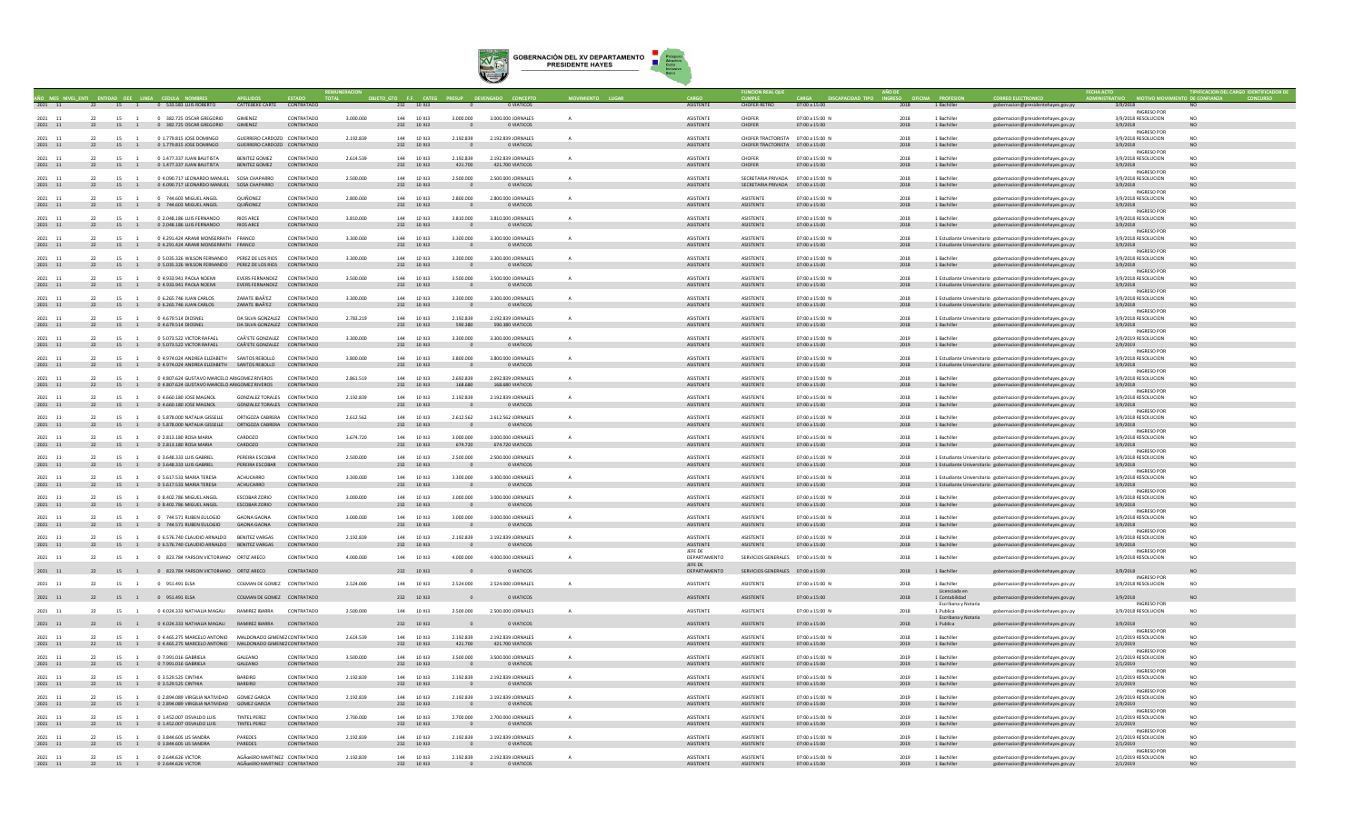# GOBERNACIÓN DEL XV DEPARTAMENTO PRESIDENTE HAYES

| AÑO | MES | NIVEL_ENTI | ENTIDAD | OEE | LINEA | CEDULA | NOMBRES | APELLIDOS | ESTADO | REMUNERACION TOTAL | OBJETO_GTO | F.F. | CATEG | PRESUP | DEVENGADO | CONCEPTO | MOVIMIENTO | LUGAR | CARGO | FUNCION REAL QUE CUMPLE | CARGA | DISCAPACIDAD | TIPO | AÑO DE INGRESO | OFICINA | PROFESION | CORREO ELECTRONICO | FECHA ACTO ADMINISTRATIVO | MOTIVO MOVIMIENTO | TIPIFICACION DEL CARGO DE CONFIANZA | IDENTIFICADOR DE CONCURSO |
|---|---|---|---|---|---|---|---|---|---|---|---|---|---|---|---|---|---|---|---|---|---|---|---|---|---|---|---|---|---|---|---|
| 2021 | 11 | 22 | 15 | 1 | 0 | 533.583 | LUIS ROBERTO | CATTEBEKE CABRE | CONTRATADO | | 232 | 10 | |  | 0 | 0 VIATICOS | | | ASISTENTE | CHOFER RETRO | 07:00 a 15:00 | | | 2018 | 1 | Bachiller | gobernacion@presidentehayes.gov.py | 3/9/2018 | | NO | |
| 2021 | 11 | 22 | 15 | 1 | 0 | 382.725 | OSCAR GREGORIO | GIMENEZ | CONTRATADO | 3.000.000 | 144 | 10 | X13 | 3.000.000 | 3.000.000 | JORNALES | A | | ASISTENTE | CHOFER | 07:00 a 15:00 | N | | 2018 | 1 | Bachiller | gobernacion@presidentehayes.gov.py | 3/9/2018 | INGRESO POR RESOLUCION | NO | |
| 2021 | 11 | 22 | 15 | 1 | 0 | 382.725 | OSCAR GREGORIO | GIMENEZ | CONTRATADO | | 232 | 10 | X13 | 0 | 0 | VIATICOS | | | ASISTENTE | CHOFER | 07:00 a 15:00 | | | 2018 | 1 | Bachiller | gobernacion@presidentehayes.gov.py | 3/9/2018 | | NO | |
| 2021 | 11 | 22 | 15 | 1 | 0 | 1.779.815 | JOSE DOMINGO | GUERRERO CARDOZO | CONTRATADO | 2.192.839 | 144 | 10 | X13 | 2.192.839 | 2.192.839 | JORNALES | A | | ASISTENTE | CHOFER TRACTORISTA | 07:00 a 15:00 | N | | 2018 | 1 | Bachiller | gobernacion@presidentehayes.gov.py | 3/9/2018 | INGRESO POR RESOLUCION | NO | |
| 2021 | 11 | 22 | 15 | 1 | 0 | 1.779.815 | JOSE DOMINGO | GUERRERO CARDOZO | CONTRATADO | | 232 | 10 | X13 | 0 | 0 | VIATICOS | | | ASISTENTE | CHOFER TRACTORISTA | 07:00 a 15:00 | | | 2018 | 1 | Bachiller | gobernacion@presidentehayes.gov.py | 3/9/2018 | | NO | |
| 2021 | 11 | 22 | 15 | 1 | 0 | 1.477.337 | JUAN BAUTISTA | BENITEZ GOMEZ | CONTRATADO | 2.614.539 | 144 | 10 | X13 | 2.192.839 | 2.192.839 | JORNALES | A | | ASISTENTE | CHOFER | 07:00 a 15:00 | N | | 2018 | 1 | Bachiller | gobernacion@presidentehayes.gov.py | 3/9/2018 | INGRESO POR RESOLUCION | NO | |
| 2021 | 11 | 22 | 15 | 1 | 0 | 1.477.337 | JUAN BAUTISTA | BENITEZ GOMEZ | CONTRATADO | | 232 | 10 | X13 | 421.700 | 421.700 | VIATICOS | | | ASISTENTE | CHOFER | 07:00 a 15:00 | | | 2018 | 1 | Bachiller | gobernacion@presidentehayes.gov.py | 3/9/2018 | | NO | |
| 2021 | 11 | 22 | 15 | 1 | 0 | 4.090.717 | LEONARDO MANUEL | SOSA CHAPARRO | CONTRATADO | 2.500.000 | 144 | 10 | X13 | 2.500.000 | 2.500.000 | JORNALES | A | | ASISTENTE | SECRETARIA PRIVADA | 07:00 a 15:00 | N | | 2018 | 1 | Bachiller | gobernacion@presidentehayes.gov.py | 3/9/2018 | INGRESO POR RESOLUCION | NO | |
| 2021 | 11 | 22 | 15 | 1 | 0 | 4.090.717 | LEONARDO MANUEL | SOSA CHAPARRO | CONTRATADO | | 232 | 10 | X13 | 0 | 0 | VIATICOS | | | ASISTENTE | SECRETARIA PRIVADA | 07:00 a 15:00 | | | 2018 | 1 | Bachiller | gobernacion@presidentehayes.gov.py | 3/9/2018 | | NO | |
| 2021 | 11 | 22 | 15 | 1 | 0 | 744.603 | MIGUEL ANGEL | QUIÑONEZ | CONTRATADO | 2.800.000 | 144 | 10 | X13 | 2.800.000 | 2.800.000 | JORNALES | A | | ASISTENTE | ASISTENTE | 07:00 a 15:00 | N | | 2018 | 1 | Bachiller | gobernacion@presidentehayes.gov.py | 3/9/2018 | INGRESO POR RESOLUCION | NO | |
| 2021 | 11 | 22 | 15 | 1 | 0 | 744.603 | MIGUEL ANGEL | QUIÑONEZ | CONTRATADO | | 232 | 10 | X13 | 0 | 0 | VIATICOS | | | ASISTENTE | ASISTENTE | 07:00 a 15:00 | | | 2018 | 1 | Bachiller | gobernacion@presidentehayes.gov.py | 3/9/2018 | | NO | |
| 2021 | 11 | 22 | 15 | 1 | 0 | 2.048.186 | LUIS FERNANDO | RIOS ARCE | CONTRATADO | 3.810.000 | 144 | 10 | X13 | 3.810.000 | 3.810.000 | JORNALES | A | | ASISTENTE | ASISTENTE | 07:00 a 15:00 | N | | 2018 | 1 | Bachiller | gobernacion@presidentehayes.gov.py | 3/9/2018 | INGRESO POR RESOLUCION | NO | |
| 2021 | 11 | 22 | 15 | 1 | 0 | 2.048.186 | LUIS FERNANDO | RIOS ARCE | CONTRATADO | | 232 | 10 | X13 | 0 | 0 | VIATICOS | | | ASISTENTE | ASISTENTE | 07:00 a 15:00 | | | 2018 | 1 | Bachiller | gobernacion@presidentehayes.gov.py | 3/9/2018 | | NO | |
| 2021 | 11 | 22 | 15 | 1 | 0 | 4.291.424 | ARAMI MONSERRATH | FRANCO | CONTRATADO | 3.300.000 | 144 | 10 | X13 | 3.300.000 | 3.300.000 | JORNALES | A | | ASISTENTE | ASISTENTE | 07:00 a 15:00 | N | | 2018 | 1 | Estudiante Universitario | gobernacion@presidentehayes.gov.py | 3/9/2018 | INGRESO POR RESOLUCION | NO | |
| 2021 | 11 | 22 | 15 | 1 | 0 | 4.291.424 | ARAMI MONSERRATH | FRANCO | CONTRATADO | | 232 | 10 | X13 | 0 | 0 | VIATICOS | | | ASISTENTE | ASISTENTE | 07:00 a 15:00 | | | 2018 | 1 | Estudiante Universitario | gobernacion@presidentehayes.gov.py | 3/9/2018 | | NO | |
| 2021 | 11 | 22 | 15 | 1 | 0 | 5.035.326 | WILSON FERNANDO | PEREZ DE LOS RIOS | CONTRATADO | 3.300.000 | 144 | 10 | X13 | 3.300.000 | 3.300.000 | JORNALES | A | | ASISTENTE | ASISTENTE | 07:00 a 15:00 | N | | 2018 | 1 | Bachiller | gobernacion@presidentehayes.gov.py | 3/9/2018 | INGRESO POR RESOLUCION | NO | |
| 2021 | 11 | 22 | 15 | 1 | 0 | 5.035.326 | WILSON FERNANDO | PEREZ DE LOS RIOS | CONTRATADO | | 232 | 10 | X13 | 0 | 0 | VIATICOS | | | ASISTENTE | ASISTENTE | 07:00 a 15:00 | | | 2018 | 1 | Bachiller | gobernacion@presidentehayes.gov.py | 3/9/2018 | | NO | |
| 2021 | 11 | 22 | 15 | 1 | 0 | 4.933.941 | PAOLA NOEMI | EVERS FERNANDEZ | CONTRATADO | 3.500.000 | 144 | 10 | X13 | 3.500.000 | 3.500.000 | JORNALES | A | | ASISTENTE | ASISTENTE | 07:00 a 15:00 | N | | 2018 | 1 | Estudiante Universitario | gobernacion@presidentehayes.gov.py | 3/9/2018 | INGRESO POR RESOLUCION | NO | |
| 2021 | 11 | 22 | 15 | 1 | 0 | 4.933.941 | PAOLA NOEMI | EVERS FERNANDEZ | CONTRATADO | | 232 | 10 | X13 | 0 | 0 | VIATICOS | | | ASISTENTE | ASISTENTE | 07:00 a 15:00 | | | 2018 | 1 | Estudiante Universitario | gobernacion@presidentehayes.gov.py | 3/9/2018 | | NO | |
| 2021 | 11 | 22 | 15 | 1 | 0 | 6.265.746 | JUAN CARLOS | ZARATE IBAÑEZ | CONTRATADO | 3.300.000 | 144 | 10 | X13 | 3.300.000 | 3.300.000 | JORNALES | A | | ASISTENTE | ASISTENTE | 07:00 a 15:00 | N | | 2018 | 1 | Estudiante Universitario | gobernacion@presidentehayes.gov.py | 3/9/2018 | INGRESO POR RESOLUCION | NO | |
| 2021 | 11 | 22 | 15 | 1 | 0 | 6.265.746 | JUAN CARLOS | ZARATE IBAÑEZ | CONTRATADO | | 232 | 10 | X13 | 0 | 0 | VIATICOS | | | ASISTENTE | ASISTENTE | 07:00 a 15:00 | | | 2018 | 1 | Estudiante Universitario | gobernacion@presidentehayes.gov.py | 3/9/2018 | | NO | |
| 2021 | 11 | 22 | 15 | 1 | 0 | 4.679.514 | DIOSNEL | DA SILVA GONZALEZ | CONTRATADO | 2.783.219 | 144 | 10 | X13 | 2.192.839 | 2.192.839 | JORNALES | A | | ASISTENTE | ASISTENTE | 07:00 a 15:00 | N | | 2018 | 1 | Estudiante Universitario | gobernacion@presidentehayes.gov.py | 3/9/2018 | INGRESO POR RESOLUCION | NO | |
| 2021 | 11 | 22 | 15 | 1 | 0 | 4.679.514 | DIOSNEL | DA SILVA GONZALEZ | CONTRATADO | | 232 | 10 | X13 | 590.380 | 590.380 | VIATICOS | | | ASISTENTE | ASISTENTE | 07:00 a 15:00 | | | 2018 | 1 | Bachiller | gobernacion@presidentehayes.gov.py | 3/9/2018 | | NO | |
| 2021 | 11 | 22 | 15 | 1 | 0 | 5.073.522 | VICTOR RAFAEL | CAÃ'ETE GONZALEZ | CONTRATADO | 3.300.000 | 144 | 10 | X13 | 3.300.000 | 3.300.000 | JORNALES | A | | ASISTENTE | ASISTENTE | 07:00 a 15:00 | N | | 2019 | 1 | Bachiller | gobernacion@presidentehayes.gov.py | 2/9/2019 | INGRESO POR RESOLUCION | NO | |
| 2021 | 11 | 22 | 15 | 1 | 0 | 5.073.522 | VICTOR RAFAEL | CAÃ'ETE GONZALEZ | CONTRATADO | | 232 | 10 | X13 | 0 | 0 | VIATICOS | | | ASISTENTE | ASISTENTE | 07:00 a 15:00 | | | 2019 | 1 | Bachiller | gobernacion@presidentehayes.gov.py | 2/9/2019 | | NO | |
| 2021 | 11 | 22 | 15 | 1 | 0 | 4.974.024 | ANDREA ELIZABETH | SANTOS REBOLLO | CONTRATADO | 3.800.000 | 144 | 10 | X13 | 3.800.000 | 3.800.000 | JORNALES | A | | ASISTENTE | ASISTENTE | 07:00 a 15:00 | N | | 2018 | 1 | Estudiante Universitario | gobernacion@presidentehayes.gov.py | 3/9/2018 | INGRESO POR RESOLUCION | NO | |
| 2021 | 11 | 22 | 15 | 1 | 0 | 4.974.024 | ANDREA ELIZABETH | SANTOS REBOLLO | CONTRATADO | | 232 | 10 | X13 | 0 | 0 | VIATICOS | | | ASISTENTE | ASISTENTE | 07:00 a 15:00 | | | 2018 | 1 | Estudiante Universitario | gobernacion@presidentehayes.gov.py | 3/9/2018 | | NO | |
| 2021 | 11 | 22 | 15 | 1 | 0 | 4.807.624 | GUSTAVO MARCELO | ARIGOMEZ RIVEROS | CONTRATADO | 2.861.519 | 144 | 10 | X13 | 2.692.839 | 2.692.839 | JORNALES | A | | ASISTENTE | ASISTENTE | 07:00 a 15:00 | N | | 2018 | 1 | Bachiller | gobernacion@presidentehayes.gov.py | 3/9/2018 | INGRESO POR RESOLUCION | NO | |
| 2021 | 11 | 22 | 15 | 1 | 0 | 4.807.624 | GUSTAVO MARCELO | ARIGOMEZ RIVEROS | CONTRATADO | | 232 | 10 | X13 | 168.680 | 168.680 | VIATICOS | | | ASISTENTE | ASISTENTE | 07:00 a 15:00 | | | 2018 | 1 | Bachiller | gobernacion@presidentehayes.gov.py | 3/9/2018 | | NO | |
| 2021 | 11 | 22 | 15 | 1 | 0 | 4.660.180 | JOSE MAGNOL | GONZALEZ TORALES | CONTRATADO | 2.192.839 | 144 | 10 | X13 | 2.192.839 | 2.192.839 | JORNALES | A | | ASISTENTE | ASISTENTE | 07:00 a 15:00 | N | | 2018 | 1 | Bachiller | gobernacion@presidentehayes.gov.py | 3/9/2018 | INGRESO POR RESOLUCION | NO | |
| 2021 | 11 | 22 | 15 | 1 | 0 | 4.660.180 | JOSE MAGNOL | GONZALEZ TORALES | CONTRATADO | | 232 | 10 | X13 | 0 | 0 | VIATICOS | | | ASISTENTE | ASISTENTE | 07:00 a 15:00 | | | 2018 | 1 | Bachiller | gobernacion@presidentehayes.gov.py | 3/9/2018 | | NO | |
| 2021 | 11 | 22 | 15 | 1 | 0 | 5.878.000 | NATALIA GISSELLE | ORTIGOZA CABRERA | CONTRATADO | 2.612.562 | 144 | 10 | X13 | 2.612.562 | 2.612.562 | JORNALES | A | | ASISTENTE | ASISTENTE | 07:00 a 15:00 | N | | 2018 | 1 | Bachiller | gobernacion@presidentehayes.gov.py | 3/9/2018 | INGRESO POR RESOLUCION | NO | |
| 2021 | 11 | 22 | 15 | 1 | 0 | 5.878.000 | NATALIA GISSELLE | ORTIGOZA CABRERA | CONTRATADO | | 232 | 10 | X13 | 0 | 0 | VIATICOS | | | ASISTENTE | ASISTENTE | 07:00 a 15:00 | | | 2018 | 1 | Bachiller | gobernacion@presidentehayes.gov.py | 3/9/2018 | | NO | |
| 2021 | 11 | 22 | 15 | 1 | 0 | 2.813.180 | ROSA MARIA | CARDOZO | CONTRATADO | 3.674.720 | 144 | 10 | X13 | 3.000.000 | 3.000.000 | JORNALES | A | | ASISTENTE | ASISTENTE | 07:00 a 15:00 | N | | 2018 | 1 | Bachiller | gobernacion@presidentehayes.gov.py | 3/9/2018 | INGRESO POR RESOLUCION | NO | |
| 2021 | 11 | 22 | 15 | 1 | 0 | 2.813.180 | ROSA MARIA | CARDOZO | CONTRATADO | | 232 | 10 | X13 | 674.720 | 674.720 | VIATICOS | | | ASISTENTE | ASISTENTE | 07:00 a 15:00 | | | 2018 | 1 | Bachiller | gobernacion@presidentehayes.gov.py | 3/9/2018 | | NO | |
| 2021 | 11 | 22 | 15 | 1 | 0 | 3.648.333 | LUIS GABRIEL | PEREIRA ESCOBAR | CONTRATADO | 2.500.000 | 144 | 10 | X13 | 2.500.000 | 2.500.000 | JORNALES | A | | ASISTENTE | ASISTENTE | 07:00 a 15:00 | N | | 2018 | 1 | Estudiante Universitario | gobernacion@presidentehayes.gov.py | 3/9/2018 | INGRESO POR RESOLUCION | NO | |
| 2021 | 11 | 22 | 15 | 1 | 0 | 3.648.333 | LUIS GABRIEL | PEREIRA ESCOBAR | CONTRATADO | | 232 | 10 | X13 | 0 | 0 | VIATICOS | | | ASISTENTE | ASISTENTE | 07:00 a 15:00 | | | 2018 | 1 | Estudiante Universitario | gobernacion@presidentehayes.gov.py | 3/9/2018 | | NO | |
| 2021 | 11 | 22 | 15 | 1 | 0 | 5.617.533 | MARIA TERESA | ACHUCARRO | CONTRATADO | 3.300.000 | 144 | 10 | X13 | 3.300.000 | 3.300.000 | JORNALES | A | | ASISTENTE | ASISTENTE | 07:00 a 15:00 | N | | 2018 | 1 | Estudiante Universitario | gobernacion@presidentehayes.gov.py | 3/9/2018 | INGRESO POR RESOLUCION | NO | |
| 2021 | 11 | 22 | 15 | 1 | 0 | 5.617.533 | MARIA TERESA | ACHUCARRO | CONTRATADO | | 232 | 10 | X13 | 0 | 0 | VIATICOS | | | ASISTENTE | ASISTENTE | 07:00 a 15:00 | | | 2018 | 1 | Estudiante Universitario | gobernacion@presidentehayes.gov.py | 3/9/2018 | | NO | |
| 2021 | 11 | 22 | 15 | 1 | 0 | 8.402.786 | MIGUEL ANGEL | ESCOBAR ZORIO | CONTRATADO | 3.000.000 | 144 | 10 | X13 | 3.000.000 | 3.000.000 | JORNALES | A | | ASISTENTE | ASISTENTE | 07:00 a 15:00 | N | | 2018 | 1 | Bachiller | gobernacion@presidentehayes.gov.py | 3/9/2018 | INGRESO POR RESOLUCION | NO | |
| 2021 | 11 | 22 | 15 | 1 | 0 | 8.402.786 | MIGUEL ANGEL | ESCOBAR ZORIO | CONTRATADO | | 232 | 10 | X13 | 0 | 0 | VIATICOS | | | ASISTENTE | ASISTENTE | 07:00 a 15:00 | | | 2018 | 1 | Bachiller | gobernacion@presidentehayes.gov.py | 3/9/2018 | | NO | |
| 2021 | 11 | 22 | 15 | 1 | 0 | 744.571 | RUBEN EULOGIO | GAONA GAONA | CONTRATADO | 3.000.000 | 144 | 10 | X13 | 3.000.000 | 3.000.000 | JORNALES | A | | ASISTENTE | ASISTENTE | 07:00 a 15:00 | N | | 2018 | 1 | Bachiller | gobernacion@presidentehayes.gov.py | 3/9/2018 | INGRESO POR RESOLUCION | NO | |
| 2021 | 11 | 22 | 15 | 1 | 0 | 744.571 | RUBEN EULOGIO | GAONA GAONA | CONTRATADO | | 232 | 10 | X13 | 0 | 0 | VIATICOS | | | ASISTENTE | ASISTENTE | 07:00 a 15:00 | | | 2018 | 1 | Bachiller | gobernacion@presidentehayes.gov.py | 3/9/2018 | | NO | |
| 2021 | 11 | 22 | 15 | 1 | 0 | 6.576.740 | CLAUDIO ARNALDO | BENITEZ VARGAS | CONTRATADO | 2.192.839 | 144 | 10 | X13 | 2.192.839 | 2.192.839 | JORNALES | A | | ASISTENTE | ASISTENTE | 07:00 a 15:00 | N | | 2018 | 1 | Bachiller | gobernacion@presidentehayes.gov.py | 3/9/2018 | INGRESO POR RESOLUCION | NO | |
| 2021 | 11 | 22 | 15 | 1 | 0 | 6.576.740 | CLAUDIO ARNALDO | BENITEZ VARGAS | CONTRATADO | | 232 | 10 | X13 | 0 | 0 | VIATICOS | | | ASISTENTE | ASISTENTE | 07:00 a 15:00 | | | 2018 | 1 | Bachiller | gobernacion@presidentehayes.gov.py | 3/9/2018 | | NO | |
| 2021 | 11 | 22 | 15 | 1 | 0 | 823.784 | YARSON VICTORIANO | ORTIZ ARECO | CONTRATADO | 4.000.000 | 144 | 10 | X13 | 4.000.000 | 4.000.000 | JORNALES | A | | JEFE DE DEPARTAMENTO | SERVICIOS GENERALES | 07:00 a 15:00 | N | | 2018 | 1 | Bachiller | gobernacion@presidentehayes.gov.py | 3/9/2018 | INGRESO POR RESOLUCION | NO | |
| 2021 | 11 | 22 | 15 | 1 | 0 | 823.784 | YARSON VICTORIANO | ORTIZ ARECO | CONTRATADO | | 232 | 10 | X13 | 0 | 0 | VIATICOS | | | JEFE DE DEPARTAMENTO | SERVICIOS GENERALES | 07:00 a 15:00 | | | 2018 | 1 | Bachiller | gobernacion@presidentehayes.gov.py | 3/9/2018 | | NO | |
| 2021 | 11 | 22 | 15 | 1 | 0 | 951.491 | ELSA | COLMAN DE GOMEZ | CONTRATADO | 2.524.000 | 144 | 10 | X13 | 2.524.000 | 2.524.000 | JORNALES | A | | ASISTENTE | ASISTENTE | 07:00 a 15:00 | N | | 2018 | 1 | Bachiller | gobernacion@presidentehayes.gov.py | 3/9/2018 | INGRESO POR RESOLUCION | NO | |
| 2021 | 11 | 22 | 15 | 1 | 0 | 951.491 | ELSA | COLMAN DE GOMEZ | CONTRATADO | | 232 | 10 | X13 | 0 | 0 | VIATICOS | | | ASISTENTE | ASISTENTE | 07:00 a 15:00 | | | 2018 | 1 | Licenciada en Contabilidad | gobernacion@presidentehayes.gov.py | 3/9/2018 | | NO | |
| 2021 | 11 | 22 | 15 | 1 | 0 | 4.024.333 | NATHALIA MAGALI | RAMIREZ IBARRA | CONTRATADO | 2.500.000 | 144 | 10 | X13 | 2.500.000 | 2.500.000 | JORNALES | A | | ASISTENTE | ASISTENTE | 07:00 a 15:00 | N | | 2018 | 1 | Escribana y Notaria Publica | gobernacion@presidentehayes.gov.py | 3/9/2018 | INGRESO POR RESOLUCION | NO | |
| 2021 | 11 | 22 | 15 | 1 | 0 | 4.024.333 | NATHALIA MAGALI | RAMIREZ IBARRA | CONTRATADO | | 232 | 10 | X13 | 0 | 0 | VIATICOS | | | ASISTENTE | ASISTENTE | 07:00 a 15:00 | | | 2018 | 1 | Escribana y Notaria Publica | gobernacion@presidentehayes.gov.py | 3/9/2018 | | NO | |
| 2021 | 11 | 22 | 15 | 1 | 0 | 4.465.275 | MARCELO ANTONIO | MALDONADO GIMENEZ | CONTRATADO | 2.614.539 | 144 | 10 | X13 | 2.192.839 | 2.192.839 | JORNALES | A | | ASISTENTE | ASISTENTE | 07:00 a 15:00 | N | | 2019 | 1 | Bachiller | gobernacion@presidentehayes.gov.py | 2/1/2019 | INGRESO POR RESOLUCION | NO | |
| 2021 | 11 | 22 | 15 | 1 | 0 | 4.465.275 | MARCELO ANTONIO | MALDONADO GIMENEZ | CONTRATADO | | 232 | 10 | X13 | 421.700 | 421.700 | VIATICOS | | | ASISTENTE | ASISTENTE | 07:00 a 15:00 | | | 2019 | 1 | Bachiller | gobernacion@presidentehayes.gov.py | 2/1/2019 | | NO | |
| 2021 | 11 | 22 | 15 | 1 | 0 | 7.991.016 | GABRIELA | GALEANO | CONTRATADO | 3.500.000 | 144 | 10 | X13 | 3.500.000 | 3.500.000 | JORNALES | A | | ASISTENTE | ASISTENTE | 07:00 a 15:00 | N | | 2019 | 1 | Bachiller | gobernacion@presidentehayes.gov.py | 2/1/2019 | INGRESO POR RESOLUCION | NO | |
| 2021 | 11 | 22 | 15 | 1 | 0 | 7.991.016 | GABRIELA | GALEANO | CONTRATADO | | 232 | 10 | X13 | 0 | 0 | VIATICOS | | | ASISTENTE | ASISTENTE | 07:00 a 15:00 | | | 2019 | 1 | Bachiller | gobernacion@presidentehayes.gov.py | 2/1/2019 | | NO | |
| 2021 | 11 | 22 | 15 | 1 | 0 | 3.529.525 | CINTHIA | BAREIRO | CONTRATADO | 2.192.839 | 144 | 10 | X13 | 2.192.839 | 2.192.839 | JORNALES | A | | ASISTENTE | ASISTENTE | 07:00 a 15:00 | N | | 2019 | 1 | Bachiller | gobernacion@presidentehayes.gov.py | 2/1/2019 | INGRESO POR RESOLUCION | NO | |
| 2021 | 11 | 22 | 15 | 1 | 0 | 3.529.525 | CINTHIA | BAREIRO | CONTRATADO | | 232 | 10 | X13 | 0 | 0 | VIATICOS | | | ASISTENTE | ASISTENTE | 07:00 a 15:00 | | | 2019 | 1 | Bachiller | gobernacion@presidentehayes.gov.py | 2/1/2019 | | NO | |
| 2021 | 11 | 22 | 15 | 1 | 0 | 2.894.089 | VIRGILIA NATIVIDAD | GOMEZ GARCIA | CONTRATADO | 2.192.839 | 144 | 10 | X13 | 2.192.839 | 2.192.839 | JORNALES | A | | ASISTENTE | ASISTENTE | 07:00 a 15:00 | N | | 2019 | 1 | Bachiller | gobernacion@presidentehayes.gov.py | 2/9/2019 | INGRESO POR RESOLUCION | NO | |
| 2021 | 11 | 22 | 15 | 1 | 0 | 2.894.089 | VIRGILIA NATIVIDAD | GOMEZ GARCIA | CONTRATADO | | 232 | 10 | X13 | 0 | 0 | VIATICOS | | | ASISTENTE | ASISTENTE | 07:00 a 15:00 | | | 2019 | 1 | Bachiller | gobernacion@presidentehayes.gov.py | 2/9/2019 | | NO | |
| 2021 | 11 | 22 | 15 | 1 | 0 | 1.452.007 | OSVALDO LUIS | TINTEL PEREZ | CONTRATADO | 2.700.000 | 144 | 10 | X13 | 2.700.000 | 2.700.000 | JORNALES | A | | ASISTENTE | ASISTENTE | 07:00 a 15:00 | N | | 2019 | 1 | Bachiller | gobernacion@presidentehayes.gov.py | 2/1/2019 | INGRESO POR RESOLUCION | NO | |
| 2021 | 11 | 22 | 15 | 1 | 0 | 1.452.007 | OSVALDO LUIS | TINTEL PEREZ | CONTRATADO | | 232 | 10 | X13 | 0 | 0 | VIATICOS | | | ASISTENTE | ASISTENTE | 07:00 a 15:00 | | | 2019 | 1 | Bachiller | gobernacion@presidentehayes.gov.py | 2/1/2019 | | NO | |
| 2021 | 11 | 22 | 15 | 1 | 0 | 3.844.605 | LIS SANDRA | PAREDES | CONTRATADO | 2.192.839 | 144 | 10 | X13 | 2.192.839 | 2.192.839 | JORNALES | A | | ASISTENTE | ASISTENTE | 07:00 a 15:00 | N | | 2019 | 1 | Bachiller | gobernacion@presidentehayes.gov.py | 2/1/2019 | INGRESO POR RESOLUCION | NO | |
| 2021 | 11 | 22 | 15 | 1 | 0 | 3.844.605 | LIS SANDRA | PAREDES | CONTRATADO | | 232 | 10 | X13 | 0 | 0 | VIATICOS | | | ASISTENTE | ASISTENTE | 07:00 a 15:00 | | | 2019 | 1 | Bachiller | gobernacion@presidentehayes.gov.py | 2/1/2019 | | NO | |
| 2021 | 11 | 22 | 15 | 1 | 0 | 2.644.626 | VICTOR | AGÃ'ERO MARTINEZ | CONTRATADO | 2.192.839 | 144 | 10 | X13 | 2.192.839 | 2.192.839 | JORNALES | A | | ASISTENTE | ASISTENTE | 07:00 a 15:00 | N | | 2019 | 1 | Bachiller | gobernacion@presidentehayes.gov.py | 2/1/2019 | INGRESO POR RESOLUCION | NO | |
| 2021 | 11 | 22 | 15 | 1 | 0 | 2.644.626 | VICTOR | AGÃ'ERO MARTINEZ | CONTRATADO | | 232 | 10 | X13 | 0 | 0 | VIATICOS | | | ASISTENTE | ASISTENTE | 07:00 a 15:00 | | | 2019 | 1 | Bachiller | gobernacion@presidentehayes.gov.py | 2/1/2019 | | NO | |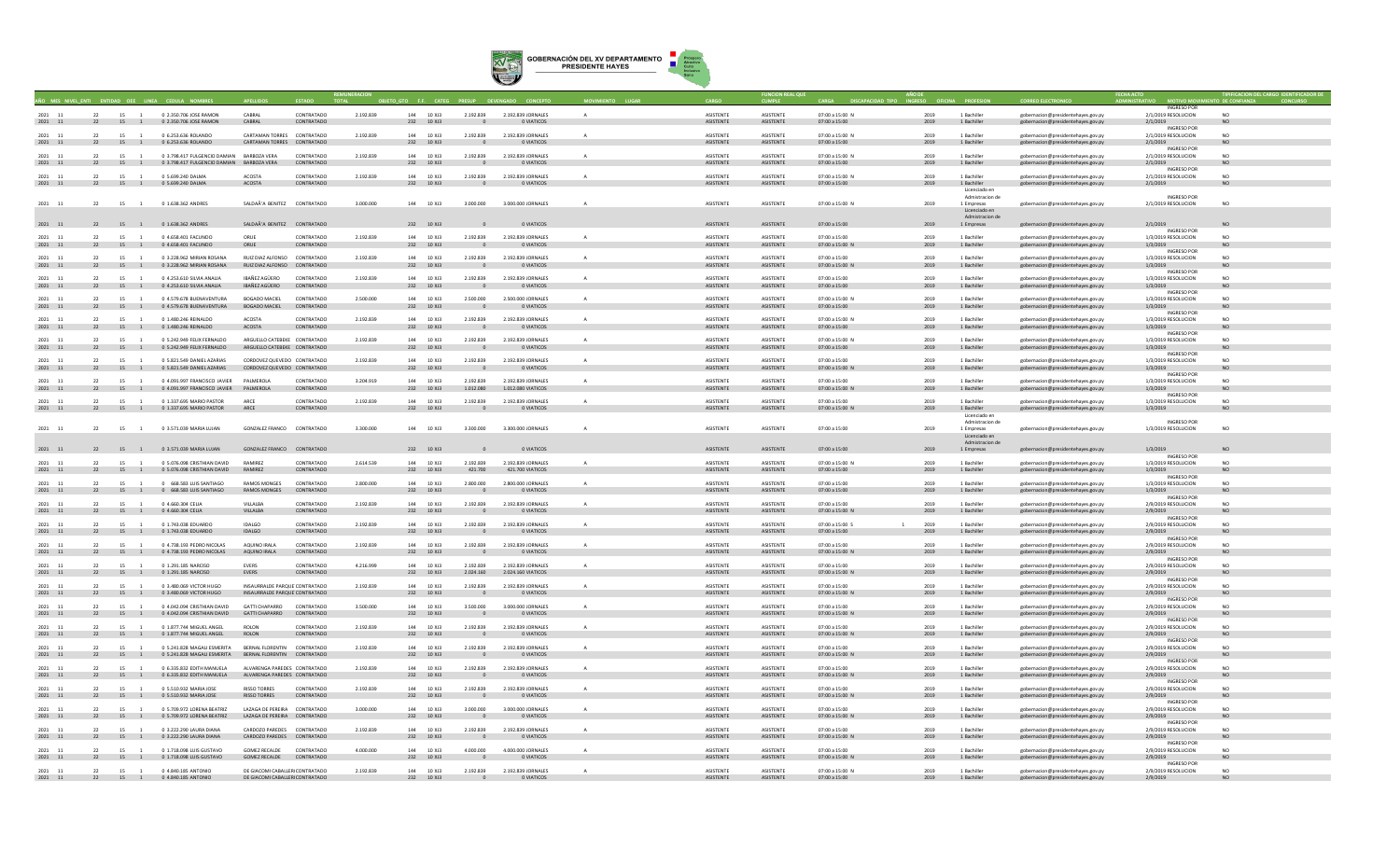# GOBERNACIÓN DEL XV DEPARTAMENTO PRESIDENTE HAYES

| AÑO | MES | NIVEL_ENTI | ENTIDAD | OEE | LINEA | CEDULA | NOMBRES | APELLIDOS | ESTADO | REMUNERACION TOTAL | OBJETO_GTO | F.F. | CATEG | PRESUP | DEVENGADO | CONCEPTO | MOVIMIENTO | LUGAR | CARGO | FUNCION REAL QUE CUMPLE | CARGA | DISCAPACIDAD | TIPO | AÑO DE INGRESO | OFICINA | PROFESION | CORREO ELECTRONICO | FECHA ACTO ADMINISTRATIVO | MOTIVO MOVIMIENTO | TIPIFICACION DEL CARGO DE CONFIANZA | IDENTIFICADOR DE CONCURSO |
|---|---|---|---|---|---|---|---|---|---|---|---|---|---|---|---|---|---|---|---|---|---|---|---|---|---|---|---|---|---|---|---|
| 2021 | 11 | 22 | 15 | 1 | 0 | 2.350.706 | JOSE RAMON | CABRAL | CONTRATADO | 2.192.839 | 144 | 10 | XJ3 | 2.192.839 | 2.192.839 | JORNALES | A | | ASISTENTE | ASISTENTE | 07:00 a 15:00 | N | | 2019 | 1 | Bachiller | gobernacion@presidentehayes.gov.py | 2/1/2019 | INGRESO POR RESOLUCION | NO | |
| 2021 | 11 | 22 | 15 | 1 | 0 | 2.350.706 | JOSE RAMON | CABRAL | CONTRATADO | | 232 | 10 | XJ3 | 0 | 0 | VIATICOS | | | ASISTENTE | ASISTENTE | 07:00 a 15:00 | | | 2019 | 1 | Bachiller | gobernacion@presidentehayes.gov.py | 2/1/2019 | | NO | |
| 2021 | 11 | 22 | 15 | 1 | 0 | 6.253.636 | ROLANDO | CARTAMAN TORRES | CONTRATADO | 2.192.839 | 144 | 10 | XJ3 | 2.192.839 | 2.192.839 | JORNALES | A | | ASISTENTE | ASISTENTE | 07:00 a 15:00 | N | | 2019 | 1 | Bachiller | gobernacion@presidentehayes.gov.py | 2/1/2019 | INGRESO POR RESOLUCION | NO | |
| 2021 | 11 | 22 | 15 | 1 | 0 | 6.253.636 | ROLANDO | CARTAMAN TORRES | CONTRATADO | | 232 | 10 | XJ3 | 0 | 0 | VIATICOS | | | ASISTENTE | ASISTENTE | 07:00 a 15:00 | | | 2019 | 1 | Bachiller | gobernacion@presidentehayes.gov.py | 2/1/2019 | | NO | |
| 2021 | 11 | 22 | 15 | 1 | 0 | 3.798.417 | FULGENCIO DAMIAN | BARBOZA VERA | CONTRATADO | 2.192.839 | 144 | 10 | XJ3 | 2.192.839 | 2.192.839 | JORNALES | A | | ASISTENTE | ASISTENTE | 07:00 a 15:00 | N | | 2019 | 1 | Bachiller | gobernacion@presidentehayes.gov.py | 2/1/2019 | INGRESO POR RESOLUCION | NO | |
| 2021 | 11 | 22 | 15 | 1 | 0 | 3.798.417 | FULGENCIO DAMIAN | BARBOZA VERA | CONTRATADO | | 232 | 10 | XJ3 | 0 | 0 | VIATICOS | | | ASISTENTE | ASISTENTE | 07:00 a 15:00 | | | 2019 | 1 | Bachiller | gobernacion@presidentehayes.gov.py | 2/1/2019 | | NO | |
| 2021 | 11 | 22 | 15 | 1 | 0 | 5.699.240 | DALMA | ACOSTA | CONTRATADO | 2.192.839 | 144 | 10 | XJ3 | 2.192.839 | 2.192.839 | JORNALES | A | | ASISTENTE | ASISTENTE | 07:00 a 15:00 | N | | 2019 | 1 | Bachiller | gobernacion@presidentehayes.gov.py | 2/1/2019 | INGRESO POR RESOLUCION | NO | |
| 2021 | 11 | 22 | 15 | 1 | 0 | 5.699.240 | DALMA | ACOSTA | CONTRATADO | | 232 | 10 | XJ3 | 0 | 0 | VIATICOS | | | ASISTENTE | ASISTENTE | 07:00 a 15:00 | | | 2019 | 1 | Bachiller | gobernacion@presidentehayes.gov.py | 2/1/2019 | | NO | |
| 2021 | 11 | 22 | 15 | 1 | 0 | 1.638.362 | ANDRES | SALDAÃ'A BENITEZ | CONTRATADO | 3.000.000 | 144 | 10 | XJ3 | 3.000.000 | 3.000.000 | JORNALES | A | | ASISTENTE | ASISTENTE | 07:00 a 15:00 | N | | 2019 | 1 | Licenciado en Administracion de Empresas | gobernacion@presidentehayes.gov.py | 2/1/2019 | INGRESO POR RESOLUCION | NO | |
| 2021 | 11 | 22 | 15 | 1 | 0 | 1.638.362 | ANDRES | SALDAÃ'A BENITEZ | CONTRATADO | | 232 | 10 | XJ3 | 0 | 0 | VIATICOS | | | ASISTENTE | ASISTENTE | 07:00 a 15:00 | | | 2019 | 1 | Licenciado en Administracion de Empresas | gobernacion@presidentehayes.gov.py | 2/1/2019 | | NO | |
| 2021 | 11 | 22 | 15 | 1 | 0 | 4.658.401 | FACUNDO | ORUE | CONTRATADO | 2.192.839 | 144 | 10 | XJ3 | 2.192.839 | 2.192.839 | JORNALES | A | | ASISTENTE | ASISTENTE | 07:00 a 15:00 | | | 2019 | 1 | Bachiller | gobernacion@presidentehayes.gov.py | 1/3/2019 | INGRESO POR RESOLUCION | NO | |
| 2021 | 11 | 22 | 15 | 1 | 0 | 4.658.401 | FACUNDO | ORUE | CONTRATADO | | 232 | 10 | XJ3 | 0 | 0 | VIATICOS | | | ASISTENTE | ASISTENTE | 07:00 a 15:00 | N | | 2019 | 1 | Bachiller | gobernacion@presidentehayes.gov.py | 1/3/2019 | | NO | |
| 2021 | 11 | 22 | 15 | 1 | 0 | 3.228.062 | MIRIAN ROSANA | RUIZ DIAZ ALFONSO | CONTRATADO | 2.192.839 | 144 | 10 | XJ3 | 2.192.839 | 2.192.839 | JORNALES | A | | ASISTENTE | ASISTENTE | 07:00 a 15:00 | | | 2019 | 1 | Bachiller | gobernacion@presidentehayes.gov.py | 1/3/2019 | INGRESO POR RESOLUCION | NO | |
| 2021 | 11 | 22 | 15 | 1 | 0 | 3.228.062 | MIRIAN ROSANA | RUIZ DIAZ ALFONSO | CONTRATADO | | 232 | 10 | XJ3 | 0 | 0 | VIATICOS | | | ASISTENTE | ASISTENTE | 07:00 a 15:00 | N | | 2019 | 1 | Bachiller | gobernacion@presidentehayes.gov.py | 1/3/2019 | | NO | |
| 2021 | 11 | 22 | 15 | 1 | 0 | 4.253.610 | SILVIA ANALIA | IBAÑEZ AGÜERO | CONTRATADO | 2.192.839 | 144 | 10 | XJ3 | 2.192.839 | 2.192.839 | JORNALES | A | | ASISTENTE | ASISTENTE | 07:00 a 15:00 | | | 2019 | 1 | Bachiller | gobernacion@presidentehayes.gov.py | 1/3/2019 | INGRESO POR RESOLUCION | NO | |
| 2021 | 11 | 22 | 15 | 1 | 0 | 4.253.610 | SILVIA ANALIA | IBAÑEZ AGÜERO | CONTRATADO | | 232 | 10 | XJ3 | 0 | 0 | VIATICOS | | | ASISTENTE | ASISTENTE | 07:00 a 15:00 | | | 2019 | 1 | Bachiller | gobernacion@presidentehayes.gov.py | 1/3/2019 | | NO | |
| 2021 | 11 | 22 | 15 | 1 | 0 | 4.579.678 | BUENAVENTURA | BOGADO MACIEL | CONTRATADO | 2.500.000 | 144 | 10 | XJ3 | 2.500.000 | 2.500.000 | JORNALES | A | | ASISTENTE | ASISTENTE | 07:00 a 15:00 | N | | 2019 | 1 | Bachiller | gobernacion@presidentehayes.gov.py | 1/3/2019 | INGRESO POR RESOLUCION | NO | |
| 2021 | 11 | 22 | 15 | 1 | 0 | 4.579.678 | BUENAVENTURA | BOGADO MACIEL | CONTRATADO | | 232 | 10 | XJ3 | 0 | 0 | VIATICOS | | | ASISTENTE | ASISTENTE | 07:00 a 15:00 | | | 2019 | 1 | Bachiller | gobernacion@presidentehayes.gov.py | 1/3/2019 | | NO | |
| 2021 | 11 | 22 | 15 | 1 | 0 | 1.480.246 | REINALDO | ACOSTA | CONTRATADO | 2.192.839 | 144 | 10 | XJ3 | 2.192.839 | 2.192.839 | JORNALES | A | | ASISTENTE | ASISTENTE | 07:00 a 15:00 | N | | 2019 | 1 | Bachiller | gobernacion@presidentehayes.gov.py | 1/3/2019 | INGRESO POR RESOLUCION | NO | |
| 2021 | 11 | 22 | 15 | 1 | 0 | 1.480.246 | REINALDO | ACOSTA | CONTRATADO | | 232 | 10 | XJ3 | 0 | 0 | VIATICOS | | | ASISTENTE | ASISTENTE | 07:00 a 15:00 | | | 2019 | 1 | Bachiller | gobernacion@presidentehayes.gov.py | 1/3/2019 | | NO | |
| 2021 | 11 | 22 | 15 | 1 | 0 | 5.242.949 | FELIX FERNALDO | ARGUELLO CATEBEKE | CONTRATADO | 2.192.839 | 144 | 10 | XJ3 | 2.192.839 | 2.192.839 | JORNALES | A | | ASISTENTE | ASISTENTE | 07:00 a 15:00 | N | | 2019 | 1 | Bachiller | gobernacion@presidentehayes.gov.py | 1/3/2019 | INGRESO POR RESOLUCION | NO | |
| 2021 | 11 | 22 | 15 | 1 | 0 | 5.242.949 | FELIX FERNALDO | ARGUELLO CATEBEKE | CONTRATADO | | 232 | 10 | XJ3 | 0 | 0 | VIATICOS | | | ASISTENTE | ASISTENTE | 07:00 a 15:00 | | | 2019 | 1 | Bachiller | gobernacion@presidentehayes.gov.py | 1/3/2019 | | NO | |
| 2021 | 11 | 22 | 15 | 1 | 0 | 5.821.549 | DANIEL AZARIAS | CORDOVEZ QUEVEDO | CONTRATADO | 2.192.839 | 144 | 10 | XJ3 | 2.192.839 | 2.192.839 | JORNALES | A | | ASISTENTE | ASISTENTE | 07:00 a 15:00 | | | 2019 | 1 | Bachiller | gobernacion@presidentehayes.gov.py | 1/3/2019 | INGRESO POR RESOLUCION | NO | |
| 2021 | 11 | 22 | 15 | 1 | 0 | 5.821.549 | DANIEL AZARIAS | CORDOVEZ QUEVEDO | CONTRATADO | | 232 | 10 | XJ3 | 0 | 0 | VIATICOS | | | ASISTENTE | ASISTENTE | 07:00 a 15:00 | N | | 2019 | 1 | Bachiller | gobernacion@presidentehayes.gov.py | 1/3/2019 | | NO | |
| 2021 | 11 | 22 | 15 | 1 | 0 | 4.091.997 | FRANCISCO JAVIER | PALMEROLA | CONTRATADO | 3.204.919 | 144 | 10 | XJ3 | 2.192.839 | 2.192.839 | JORNALES | A | | ASISTENTE | ASISTENTE | 07:00 a 15:00 | | | 2019 | 1 | Bachiller | gobernacion@presidentehayes.gov.py | 1/3/2019 | INGRESO POR RESOLUCION | NO | |
| 2021 | 11 | 22 | 15 | 1 | 0 | 4.091.997 | FRANCISCO JAVIER | PALMEROLA | CONTRATADO | | 232 | 10 | XJ3 | 1.012.080 | 1.012.080 | VIATICOS | | | ASISTENTE | ASISTENTE | 07:00 a 15:00 | N | | 2019 | 1 | Bachiller | gobernacion@presidentehayes.gov.py | 1/3/2019 | | NO | |
| 2021 | 11 | 22 | 15 | 1 | 0 | 1.337.695 | MARIO PASTOR | ARCE | CONTRATADO | 2.192.839 | 144 | 10 | XJ3 | 2.192.839 | 2.192.839 | JORNALES | A | | ASISTENTE | ASISTENTE | 07:00 a 15:00 | | | 2019 | 1 | Bachiller | gobernacion@presidentehayes.gov.py | 1/3/2019 | INGRESO POR RESOLUCION | NO | |
| 2021 | 11 | 22 | 15 | 1 | 0 | 1.337.695 | MARIO PASTOR | ARCE | CONTRATADO | | 232 | 10 | XJ3 | 0 | 0 | VIATICOS | | | ASISTENTE | ASISTENTE | 07:00 a 15:00 | N | | 2019 | 1 | Bachiller | gobernacion@presidentehayes.gov.py | 1/3/2019 | | NO | |
| 2021 | 11 | 22 | 15 | 1 | 0 | 3.571.039 | MARIA LUJAN | GONZALEZ FRANCO | CONTRATADO | 3.300.000 | 144 | 10 | XJ3 | 3.300.000 | 3.300.000 | JORNALES | A | | ASISTENTE | ASISTENTE | 07:00 a 15:00 | | | 2019 | 1 | Licenciado en Administracion de Empresas | gobernacion@presidentehayes.gov.py | 1/3/2019 | INGRESO POR RESOLUCION | NO | |
| 2021 | 11 | 22 | 15 | 1 | 0 | 3.571.039 | MARIA LUJAN | GONZALEZ FRANCO | CONTRATADO | | 232 | 10 | XJ3 | 0 | 0 | VIATICOS | | | ASISTENTE | ASISTENTE | 07:00 a 15:00 | | | 2019 | 1 | Licenciado en Administracion de Empresas | gobernacion@presidentehayes.gov.py | 1/3/2019 | | NO | |
| 2021 | 11 | 22 | 15 | 1 | 0 | 5.076.098 | CRISTHIAN DAVID | RAMIREZ | CONTRATADO | 2.614.539 | 144 | 10 | XJ3 | 2.192.839 | 2.192.839 | JORNALES | A | | ASISTENTE | ASISTENTE | 07:00 a 15:00 | N | | 2019 | 1 | Bachiller | gobernacion@presidentehayes.gov.py | 1/3/2019 | INGRESO POR RESOLUCION | NO | |
| 2021 | 11 | 22 | 15 | 1 | 0 | 5.076.098 | CRISTHIAN DAVID | RAMIREZ | CONTRATADO | | 232 | 10 | XJ3 | 421.700 | 421.700 | VIATICOS | | | ASISTENTE | ASISTENTE | 07:00 a 15:00 | N | | 2019 | 1 | Bachiller | gobernacion@presidentehayes.gov.py | 1/3/2019 | | NO | |
| 2021 | 11 | 22 | 15 | 1 | 0 | 668.583 | LUIS SANTIAGO | RAMOS MONGES | CONTRATADO | 2.800.000 | 144 | 10 | XJ3 | 2.800.000 | 2.800.000 | JORNALES | A | | ASISTENTE | ASISTENTE | 07:00 a 15:00 | | | 2019 | 1 | Bachiller | gobernacion@presidentehayes.gov.py | 1/3/2019 | INGRESO POR RESOLUCION | NO | |
| 2021 | 11 | 22 | 15 | 1 | 0 | 668.583 | LUIS SANTIAGO | RAMOS MONGES | CONTRATADO | | 232 | 10 | XJ3 | 0 | 0 | VIATICOS | | | ASISTENTE | ASISTENTE | 07:00 a 15:00 | | | 2019 | 1 | Bachiller | gobernacion@presidentehayes.gov.py | 1/3/2019 | | NO | |
| 2021 | 11 | 22 | 15 | 1 | 0 | 4.660.304 | CELIA | VILLALBA | CONTRATADO | 2.192.839 | 144 | 10 | XJ3 | 2.192.839 | 2.192.839 | JORNALES | A | | ASISTENTE | ASISTENTE | 07:00 a 15:00 | | | 2019 | 1 | Bachiller | gobernacion@presidentehayes.gov.py | 2/9/2019 | INGRESO POR RESOLUCION | NO | |
| 2021 | 11 | 22 | 15 | 1 | 0 | 4.660.304 | CELIA | VILLALBA | CONTRATADO | | 232 | 10 | XJ3 | 0 | 0 | VIATICOS | | | ASISTENTE | ASISTENTE | 07:00 a 15:00 | N | | 2019 | 1 | Bachiller | gobernacion@presidentehayes.gov.py | 2/9/2019 | | NO | |
| 2021 | 11 | 22 | 15 | 1 | 0 | 1.743.038 | EDUARDO | IDALGO | CONTRATADO | 2.192.839 | 144 | 10 | XJ3 | 2.192.839 | 2.192.839 | JORNALES | A | | ASISTENTE | ASISTENTE | 07:00 a 15:00 | S | 1 | 2019 | 1 | Bachiller | gobernacion@presidentehayes.gov.py | 2/9/2019 | INGRESO POR RESOLUCION | NO | |
| 2021 | 11 | 22 | 15 | 1 | 0 | 1.743.038 | EDUARDO | IDALGO | CONTRATADO | | 232 | 10 | XJ3 | 0 | 0 | VIATICOS | | | ASISTENTE | ASISTENTE | 07:00 a 15:00 | N | | 2019 | 1 | Bachiller | gobernacion@presidentehayes.gov.py | 2/9/2019 | | NO | |
| 2021 | 11 | 22 | 15 | 1 | 0 | 4.738.193 | PEDRO NICOLAS | AQUINO IRALA | CONTRATADO | 2.192.839 | 144 | 10 | XJ3 | 2.192.839 | 2.192.839 | JORNALES | A | | ASISTENTE | ASISTENTE | 07:00 a 15:00 | | | 2019 | 1 | Bachiller | gobernacion@presidentehayes.gov.py | 2/9/2019 | INGRESO POR RESOLUCION | NO | |
| 2021 | 11 | 22 | 15 | 1 | 0 | 4.738.193 | PEDRO NICOLAS | AQUINO IRALA | CONTRATADO | | 232 | 10 | XJ3 | 0 | 0 | VIATICOS | | | ASISTENTE | ASISTENTE | 07:00 a 15:00 | N | | 2019 | 1 | Bachiller | gobernacion@presidentehayes.gov.py | 2/9/2019 | | NO | |
| 2021 | 11 | 22 | 15 | 1 | 0 | 1.291.185 | NARCISO | EVERS | CONTRATADO | 4.216.999 | 144 | 10 | XJ3 | 2.192.839 | 2.192.839 | JORNALES | A | | ASISTENTE | ASISTENTE | 07:00 a 15:00 | | | 2019 | 1 | Bachiller | gobernacion@presidentehayes.gov.py | 2/9/2019 | INGRESO POR RESOLUCION | NO | |
| 2021 | 11 | 22 | 15 | 1 | 0 | 1.291.185 | NARCISO | EVERS | CONTRATADO | | 232 | 10 | XJ3 | 2.024.160 | 2.024.160 | VIATICOS | | | ASISTENTE | ASISTENTE | 07:00 a 15:00 | N | | 2019 | 1 | Bachiller | gobernacion@presidentehayes.gov.py | 2/9/2019 | | NO | |
| 2021 | 11 | 22 | 15 | 1 | 0 | 3.480.069 | VICTOR HUGO | INSAURRALDE PARQUE | CONTRATADO | 2.192.839 | 144 | 10 | XJ3 | 2.192.839 | 2.192.839 | JORNALES | A | | ASISTENTE | ASISTENTE | 07:00 a 15:00 | | | 2019 | 1 | Bachiller | gobernacion@presidentehayes.gov.py | 2/9/2019 | INGRESO POR RESOLUCION | NO | |
| 2021 | 11 | 22 | 15 | 1 | 0 | 3.480.069 | VICTOR HUGO | INSAURRALDE PARQUE | CONTRATADO | | 232 | 10 | XJ3 | 0 | 0 | VIATICOS | | | ASISTENTE | ASISTENTE | 07:00 a 15:00 | N | | 2019 | 1 | Bachiller | gobernacion@presidentehayes.gov.py | 2/9/2019 | | NO | |
| 2021 | 11 | 22 | 15 | 1 | 0 | 4.042.094 | CRISTHIAN DAVID | GATTI CHAPARRO | CONTRATADO | 3.500.000 | 144 | 10 | XJ3 | 3.500.000 | 3.000.000 | JORNALES | A | | ASISTENTE | ASISTENTE | 07:00 a 15:00 | | | 2019 | 1 | Bachiller | gobernacion@presidentehayes.gov.py | 2/9/2019 | INGRESO POR RESOLUCION | NO | |
| 2021 | 11 | 22 | 15 | 1 | 0 | 4.042.094 | CRISTHIAN DAVID | GATTI CHAPARRO | CONTRATADO | | 232 | 10 | XJ3 | 0 | 0 | VIATICOS | | | ASISTENTE | ASISTENTE | 07:00 a 15:00 | N | | 2019 | 1 | Bachiller | gobernacion@presidentehayes.gov.py | 2/9/2019 | | NO | |
| 2021 | 11 | 22 | 15 | 1 | 0 | 1.877.744 | MIGUEL ANGEL | ROLON | CONTRATADO | 2.192.839 | 144 | 10 | XJ3 | 2.192.839 | 2.192.839 | JORNALES | A | | ASISTENTE | ASISTENTE | 07:00 a 15:00 | | | 2019 | 1 | Bachiller | gobernacion@presidentehayes.gov.py | 2/9/2019 | INGRESO POR RESOLUCION | NO | |
| 2021 | 11 | 22 | 15 | 1 | 0 | 1.877.744 | MIGUEL ANGEL | ROLON | CONTRATADO | | 232 | 10 | XJ3 | 0 | 0 | VIATICOS | | | ASISTENTE | ASISTENTE | 07:00 a 15:00 | N | | 2019 | 1 | Bachiller | gobernacion@presidentehayes.gov.py | 2/9/2019 | | NO | |
| 2021 | 11 | 22 | 15 | 1 | 0 | 5.241.828 | MAGALI ESMERITA | BERNAL FLORENTIN | CONTRATADO | 2.192.839 | 144 | 10 | XJ3 | 2.192.839 | 2.192.839 | JORNALES | A | | ASISTENTE | ASISTENTE | 07:00 a 15:00 | | | 2019 | 1 | Bachiller | gobernacion@presidentehayes.gov.py | 2/9/2019 | INGRESO POR RESOLUCION | NO | |
| 2021 | 11 | 22 | 15 | 1 | 0 | 5.241.828 | MAGALI ESMERITA | BERNAL FLORENTIN | CONTRATADO | | 232 | 10 | XJ3 | 0 | 0 | VIATICOS | | | ASISTENTE | ASISTENTE | 07:00 a 15:00 | N | | 2019 | 1 | Bachiller | gobernacion@presidentehayes.gov.py | 2/9/2019 | | NO | |
| 2021 | 11 | 22 | 15 | 1 | 0 | 6.335.832 | EDITH MANUELA | ALVARENGA PAREDES | CONTRATADO | 2.192.839 | 144 | 10 | XJ3 | 2.192.839 | 2.192.839 | JORNALES | A | | ASISTENTE | ASISTENTE | 07:00 a 15:00 | | | 2019 | 1 | Bachiller | gobernacion@presidentehayes.gov.py | 2/9/2019 | INGRESO POR RESOLUCION | NO | |
| 2021 | 11 | 22 | 15 | 1 | 0 | 6.335.832 | EDITH MANUELA | ALVARENGA PAREDES | CONTRATADO | | 232 | 10 | XJ3 | 0 | 0 | VIATICOS | | | ASISTENTE | ASISTENTE | 07:00 a 15:00 | N | | 2019 | 1 | Bachiller | gobernacion@presidentehayes.gov.py | 2/9/2019 | | NO | |
| 2021 | 11 | 22 | 15 | 1 | 0 | 5.510.932 | MARIA JOSE | RISSO TORRES | CONTRATADO | 2.192.839 | 144 | 10 | XJ3 | 2.192.839 | 2.192.839 | JORNALES | A | | ASISTENTE | ASISTENTE | 07:00 a 15:00 | | | 2019 | 1 | Bachiller | gobernacion@presidentehayes.gov.py | 2/9/2019 | INGRESO POR RESOLUCION | NO | |
| 2021 | 11 | 22 | 15 | 1 | 0 | 5.510.932 | MARIA JOSE | RISSO TORRES | CONTRATADO | | 232 | 10 | XJ3 | 0 | 0 | VIATICOS | | | ASISTENTE | ASISTENTE | 07:00 a 15:00 | N | | 2019 | 1 | Bachiller | gobernacion@presidentehayes.gov.py | 2/9/2019 | | NO | |
| 2021 | 11 | 22 | 15 | 1 | 0 | 5.709.972 | LORENA BEATRIZ | LAZAGA DE PEREIRA | CONTRATADO | 3.000.000 | 144 | 10 | XJ3 | 3.000.000 | 3.000.000 | JORNALES | A | | ASISTENTE | ASISTENTE | 07:00 a 15:00 | | | 2019 | 1 | Bachiller | gobernacion@presidentehayes.gov.py | 2/9/2019 | INGRESO POR RESOLUCION | NO | |
| 2021 | 11 | 22 | 15 | 1 | 0 | 5.709.972 | LORENA BEATRIZ | LAZAGA DE PEREIRA | CONTRATADO | | 232 | 10 | XJ3 | 0 | 0 | VIATICOS | | | ASISTENTE | ASISTENTE | 07:00 a 15:00 | N | | 2019 | 1 | Bachiller | gobernacion@presidentehayes.gov.py | 2/9/2019 | | NO | |
| 2021 | 11 | 22 | 15 | 1 | 0 | 3.222.290 | LAURA DIANA | CARDOZO PAREDES | CONTRATADO | 2.192.839 | 144 | 10 | XJ3 | 2.192.839 | 2.192.839 | JORNALES | A | | ASISTENTE | ASISTENTE | 07:00 a 15:00 | | | 2019 | 1 | Bachiller | gobernacion@presidentehayes.gov.py | 2/9/2019 | INGRESO POR RESOLUCION | NO | |
| 2021 | 11 | 22 | 15 | 1 | 0 | 3.222.290 | LAURA DIANA | CARDOZO PAREDES | CONTRATADO | | 232 | 10 | XJ3 | 0 | 0 | VIATICOS | | | ASISTENTE | ASISTENTE | 07:00 a 15:00 | N | | 2019 | 1 | Bachiller | gobernacion@presidentehayes.gov.py | 2/9/2019 | | NO | |
| 2021 | 11 | 22 | 15 | 1 | 0 | 1.718.098 | LUIS GUSTAVO | GOMEZ RECALDE | CONTRATADO | 4.000.000 | 144 | 10 | XJ3 | 4.000.000 | 4.000.000 | JORNALES | A | | ASISTENTE | ASISTENTE | 07:00 a 15:00 | | | 2019 | 1 | Bachiller | gobernacion@presidentehayes.gov.py | 2/9/2019 | INGRESO POR RESOLUCION | NO | |
| 2021 | 11 | 22 | 15 | 1 | 0 | 1.718.098 | LUIS GUSTAVO | GOMEZ RECALDE | CONTRATADO | | 232 | 10 | XJ3 | 0 | 0 | VIATICOS | | | ASISTENTE | ASISTENTE | 07:00 a 15:00 | N | | 2019 | 1 | Bachiller | gobernacion@presidentehayes.gov.py | 2/9/2019 | | NO | |
| 2021 | 11 | 22 | 15 | 1 | 0 | 4.840.185 | ANTONIO | DE GIACOMI CABALLERO | CONTRATADO | 2.192.839 | 144 | 10 | XJ3 | 2.192.839 | 2.192.839 | JORNALES | A | | ASISTENTE | ASISTENTE | 07:00 a 15:00 | N | | 2019 | 1 | Bachiller | gobernacion@presidentehayes.gov.py | 2/9/2019 | INGRESO POR RESOLUCION | NO | |
| 2021 | 11 | 22 | 15 | 1 | 0 | 4.840.185 | ANTONIO | DE GIACOMI CABALLERO | CONTRATADO | | 232 | 10 | XJ3 | 0 | 0 | VIATICOS | | | ASISTENTE | ASISTENTE | 07:00 a 15:00 | | | 2019 | 1 | Bachiller | gobernacion@presidentehayes.gov.py | 2/9/2019 | | NO | |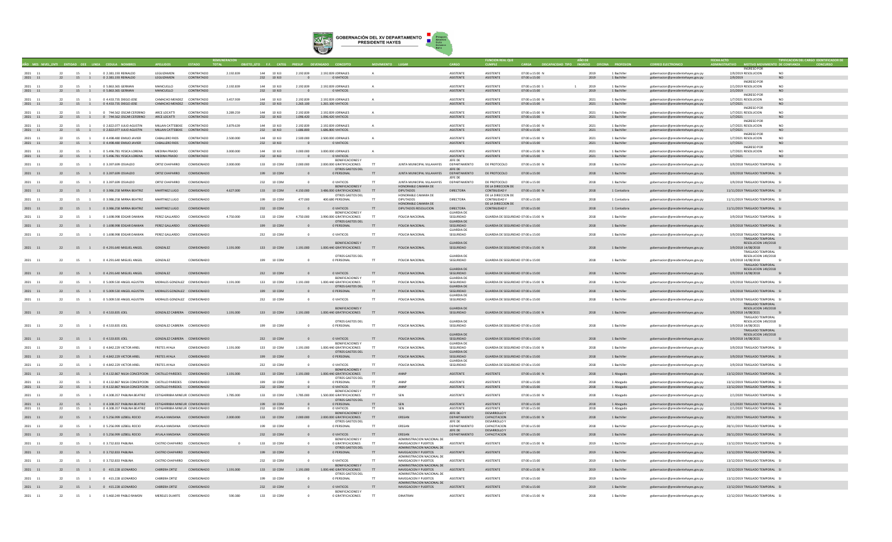**GOBERNACIÓN DEL XV DEPARTAMENTO PRESIDENTE HAYES**

| AÑO | MES | NIVEL_ENTI | ENTIDAD | OEE | LINEA | CEDULA | NOMBRES | APELLIDOS | ESTADO | REMUNERACION TOTAL | OBJETO_GTO | F.F. | CATEG | PRESUP | DEVENGADO | CONCEPTO | MOVIMIENTO | LUGAR | CARGO | FUNCION REAL QUE CUMPLE | CARGA | DISCAPACIDAD | TIPO | AÑO DE INGRESO | OFICINA | PROFESION | CORREO ELECTRONICO | FECHA ACTO ADMINISTRATIVO | MOTIVO MOVIMIENTO | DE CONFIANZA | TIPIFICACION DEL CARGO CONCURSO | IDENTIFICADOR DE |
|---|---|---|---|---|---|---|---|---|---|---|---|---|---|---|---|---|---|---|---|---|---|---|---|---|---|---|---|---|---|---|---|---|
| 2021 | 11 | 22 | 15 | 1 | 0 | 2.381.193 | REINALDO | LEGUIZAMON | CONTRATADO | 2.192.839 | 144 | 10 | XJ3 | 2.192.839 | 2.192.839 | JORNALES | A | | ASISTENTE | ASISTENTE | 07:00 a 15:00 | N | | 2019 | | 1 Bachiller | gobernacion@presidentehayes.gov.py | 2/9/2019 | INGRESO POR RESOLUCION | NO | | |
| 2021 | 11 | 22 | 15 | 1 | 0 | 2.381.193 | REINALDO | LEGUIZAMON | CONTRATADO | | 232 | 10 | XJ3 | 0 | 0 | VIATICOS | | | ASISTENTE | ASISTENTE | 07:00 a 15:00 | | | 2019 | | 1 Bachiller | gobernacion@presidentehayes.gov.py | 2/9/2019 | | NO | | |
| 2021 | 11 | 22 | 15 | 1 | 0 | 5.863.365 | GERMAN | MANCUELLO | CONTRATADO | 2.192.839 | 144 | 10 | XJ3 | 2.192.839 | 2.192.839 | JORNALES | A | | ASISTENTE | ASISTENTE | 07:00 a 15:00 | S | 1 | 2019 | | 1 Bachiller | gobernacion@presidentehayes.gov.py | 2/1/2019 | INGRESO POR RESOLUCION | NO | | |
| 2021 | 11 | 22 | 15 | 1 | 0 | 5.863.365 | GERMAN | MANCUELLO | CONTRATADO | | 232 | 10 | XJ3 | 0 | 0 | VIATICOS | | | ASISTENTE | ASISTENTE | 07:00 a 15:00 | | | 2019 | | 1 Bachiller | gobernacion@presidentehayes.gov.py | 2/1/2019 | | NO | | |
| 2021 | 11 | 22 | 15 | 1 | 0 | 4.433.735 | DIEGO JOSE | CAMACHO MENDEZ | CONTRATADO | 3.457.939 | 144 | 10 | XJ3 | 2.192.839 | 2.192.839 | JORNALES | A | | ASISTENTE | ASISTENTE | 07:00 a 15:00 | N | | 2021 | | 1 Bachiller | gobernacion@presidentehayes.gov.py | 1/7/2021 | INGRESO POR RESOLUCION | NO | | |
| 2021 | 11 | 22 | 15 | 1 | 0 | 4.433.735 | DIEGO JOSE | CAMACHO MENDEZ | CONTRATADO | | 232 | 10 | XJ3 | 1.265.100 | 1.265.100 | VIATICOS | | | ASISTENTE | ASISTENTE | 07:00 a 15:00 | | | 2021 | | 1 Bachiller | gobernacion@presidentehayes.gov.py | 1/7/2021 | | NO | | |
| 2021 | 11 | 22 | 15 | 1 | 0 | 744.562 | OSCAR CEFERINO | ARCE LOCATTI | CONTRATADO | 3.289.259 | 144 | 10 | XJ3 | 2.192.839 | 2.192.839 | JORNALES | A | | ASISTENTE | ASISTENTE | 07:00 a 15:00 | N | | 2021 | | 1 Bachiller | gobernacion@presidentehayes.gov.py | 1/7/2021 | INGRESO POR RESOLUCION | NO | | |
| 2021 | 11 | 22 | 15 | 1 | 0 | 744.562 | OSCAR CEFERINO | ARCE LOCATTI | CONTRATADO | | 232 | 10 | XJ3 | 1.096.420 | 1.096.420 | VIATICOS | | | ASISTENTE | ASISTENTE | 07:00 a 15:00 | | | 2021 | | 1 Bachiller | gobernacion@presidentehayes.gov.py | 1/7/2021 | | NO | | |
| 2021 | 11 | 22 | 15 | 1 | 0 | 2.822.077 | JULIO AGUSTIN | MILLAN CATTEBEKE | CONTRATADO | 3.879.639 | 144 | 10 | XJ3 | 2.192.839 | 2.192.839 | JORNALES | A | | ASISTENTE | ASISTENTE | 07:00 a 15:00 | N | | 2021 | | 1 Bachiller | gobernacion@presidentehayes.gov.py | 1/7/2021 | INGRESO POR RESOLUCION | NO | | |
| 2021 | 11 | 22 | 15 | 1 | 0 | 2.822.077 | JULIO AGUSTIN | MILLAN CATTEBEKE | CONTRATADO | | 232 | 10 | XJ3 | 1.686.800 | 1.686.800 | VIATICOS | | | ASISTENTE | ASISTENTE | 07:00 a 15:00 | | | 2021 | | 1 Bachiller | gobernacion@presidentehayes.gov.py | 1/7/2021 | | NO | | |
| 2021 | 11 | 22 | 15 | 1 | 0 | 4.498.480 | EMILIO JAVIER | CABALLERO RIOS | CONTRATADO | 2.500.000 | 144 | 10 | XJ3 | 2.500.000 | 2.500.000 | JORNALES | A | | ASISTENTE | ASISTENTE | 07:00 a 15:00 | N | | 2021 | | 1 Bachiller | gobernacion@presidentehayes.gov.py | 1/7/2021 | INGRESO POR RESOLUCION | NO | | |
| 2021 | 11 | 22 | 15 | 1 | 0 | 4.498.480 | EMILIO JAVIER | CABALLERO RIOS | CONTRATADO | | 232 | 10 | XJ3 | 0 | 0 | VIATICOS | | | ASISTENTE | ASISTENTE | 07:00 a 15:00 | | | 2021 | | 1 Bachiller | gobernacion@presidentehayes.gov.py | 1/7/2021 | | NO | | |
| 2021 | 11 | 22 | 15 | 1 | 0 | 5.496.781 | YESICA LORENA | MEDINA PRADO | CONTRATADO | 3.000.000 | 144 | 10 | XJ3 | 3.000.000 | 3.000.000 | JORNALES | A | | ASISTENTE | ASISTENTE | 07:00 a 15:00 | N | | 2021 | | 1 Bachiller | gobernacion@presidentehayes.gov.py | 1/7/2021 | INGRESO POR RESOLUCION | NO | | |
| 2021 | 11 | 22 | 15 | 1 | 0 | 5.496.781 | YESICA LORENA | MEDINA PRADO | CONTRATADO | | 232 | 10 | XJ3 | 0 | 0 | VIATICOS | | | ASISTENTE | ASISTENTE | 07:00 a 15:00 | | | 2021 | | 1 Bachiller | gobernacion@presidentehayes.gov.py | 1/7/2021 | | NO | | |
| 2021 | 11 | 22 | 15 | 1 | 0 | 3.397.699 | OSVALDO | ORTIZ CHAPARRO | COMISIONADO | 2.000.000 | 133 | 10 | COM | 2.000.000 | 2.000.000 | BONIFICACIONES Y GRATIFICACIONES | TT | JUNTA MUNICIPAL VILLAHAYES | JEFE DE DEPARTAMENTO | DE PROTOCOLO | 07:00 a 15:00 | N | | 2018 | | 1 Bachiller | gobernacion@presidentehayes.gov.py | 3/9/2018 | TRASLADO TEMPORAL | SI | | |
| 2021 | 11 | 22 | 15 | 1 | 0 | 3.397.699 | OSVALDO | ORTIZ CHAPARRO | COMISIONADO | | 199 | 10 | COM | 0 | 0 | OTROS GASTOS DEL PERSONAL | TT | JUNTA MUNICIPAL VILLAHAYES | JEFE DE DEPARTAMENTO | DE PROTOCOLO | 07:00 a 15:00 | | | 2018 | | 1 Bachiller | gobernacion@presidentehayes.gov.py | 3/9/2018 | TRASLADO TEMPORAL | SI | | |
| 2021 | 11 | 22 | 15 | 1 | 0 | 3.397.699 | OSVALDO | ORTIZ CHAPARRO | COMISIONADO | | 232 | 10 | COM | 0 | 0 | VIATICOS | TT | JUNTA MUNICIPAL VILLAHAYES | JEFE DE DEPARTAMENTO | DE PROTOCOLO | 07:00 a 15:00 | | | 2018 | | 1 Bachiller | gobernacion@presidentehayes.gov.py | 3/9/2018 | TRASLADO TEMPORAL | SI | | |
| 2021 | 11 | 22 | 15 | 1 | 0 | 3.986.258 | MIRNA BEATRIZ | MARTINEZ LUGO | COMISIONADO | 4.627.000 | 133 | 10 | COM | 4.150.000 | 3.486.000 | BONIFICACIONES Y GRATIFICACIONES | TT | HONORABLE CAMARA DE DIPUTADOS | DIRECTORA | DE LA DIRECCION DE CONTBILIDAD Y | 07:00 a 15:00 | N | | 2018 | | 1 Contadora | gobernacion@presidentehayes.gov.py | 11/11/2019 | TRASLADO TEMPORAL | SI | | |
| 2021 | 11 | 22 | 15 | 1 | 0 | 3.986.258 | MIRNA BEATRIZ | MARTINEZ LUGO | COMISIONADO | | 199 | 10 | COM | 477.000 | 400.680 | OTROS GASTOS DEL PERSONAL | TT | HONORABLE CAMARA DE DIPUTADOS | DIRECTORA | DE LA DIRECCION DE CONTBILIDAD Y | 07:00 a 15:00 | | | 2018 | | 1 Contadora | gobernacion@presidentehayes.gov.py | 11/11/2019 | TRASLADO TEMPORAL | SI | | |
| 2021 | 11 | 22 | 15 | 1 | 0 | 3.986.258 | MIRNA BEATRIZ | MARTINEZ LUGO | COMISIONADO | | 232 | 10 | COM | 0 | 0 | VIATICOS | TT | HONORABLE CAMARA DE DIPUTADOS RESOLUCION | DIRECTORA | DE LA DIRECCION DE CONTBILIDAD Y | 07:00 a 15:00 | | | 2018 | | 1 Contadora | gobernacion@presidentehayes.gov.py | 11/11/2019 | TRASLADO TEMPORAL | SI | | |
| 2021 | 11 | 22 | 15 | 1 | 0 | 1.698.998 | EDGAR DAMIAN | PEREZ GALLARDO | COMISIONADO | 4.750.000 | 133 | 10 | COM | 4.750.000 | 3.990.000 | BONIFICACIONES Y GRATIFICACIONES | TT | POLICIA NACIONAL | GUARDIA DE SEGURIDAD | GUARDIA DE SEGURIDAD | 07:00 a 15:00 | N | | 2018 | | 1 Bachiller | gobernacion@presidentehayes.gov.py | 3/9/2018 | TRASLADO TEMPORAL | SI | | |
| 2021 | 11 | 22 | 15 | 1 | 0 | 1.698.998 | EDGAR DAMIAN | PEREZ GALLARDO | COMISIONADO | | 199 | 10 | COM | 0 | 0 | OTROS GASTOS DEL PERSONAL | TT | POLICIA NACIONAL | GUARDIA DE SEGURIDAD | GUARDIA DE SEGURIDAD | 07:00 a 15:00 | | | 2018 | | 1 Bachiller | gobernacion@presidentehayes.gov.py | 3/9/2018 | TRASLADO TEMPORAL | SI | | |
| 2021 | 11 | 22 | 15 | 1 | 0 | 1.698.998 | EDGAR DAMIAN | PEREZ GALLARDO | COMISIONADO | | 232 | 10 | COM | 0 | 0 | VIATICOS | TT | POLICIA NACIONAL | GUARDIA DE SEGURIDAD | GUARDIA DE SEGURIDAD | 07:00 a 15:00 | | | 2018 | | 1 Bachiller | gobernacion@presidentehayes.gov.py | 3/9/2018 | TRASLADO TEMPORAL | SI | | |
| 2021 | 11 | 22 | 15 | 1 | 0 | 4.291.640 | MIGUEL ANGEL | GONZALEZ | COMISIONADO | 1.191.000 | 133 | 10 | COM | 1.191.000 | 1.000.440 | BONIFICACIONES Y GRATIFICACIONES | TT | POLICIA NACIONAL | GUARDIA DE SEGURIDAD | GUARDIA DE SEGURIDAD | 07:00 a 15:00 | N | | 2018 | | 1 Bachiller | gobernacion@presidentehayes.gov.py | 3/9/2018 | TRASLADO TEMPORAL RESOLUCION 149/2018 14/08/2018 | SI | | |
| 2021 | 11 | 22 | 15 | 1 | 0 | 4.291.640 | MIGUEL ANGEL | GONZALEZ | COMISIONADO | | 199 | 10 | COM | 0 | 0 | OTROS GASTOS DEL PERSONAL | TT | POLICIA NACIONAL | GUARDIA DE SEGURIDAD | GUARDIA DE SEGURIDAD | 07:00 a 15:00 | | | 2018 | | 1 Bachiller | gobernacion@presidentehayes.gov.py | 3/9/2018 | TRASLADO TEMPORAL RESOLUCION 149/2018 14/08/2018 | SI | | |
| 2021 | 11 | 22 | 15 | 1 | 0 | 4.291.640 | MIGUEL ANGEL | GONZALEZ | COMISIONADO | | 232 | 10 | COM | 0 | 0 | VIATICOS | TT | POLICIA NACIONAL | GUARDIA DE SEGURIDAD | GUARDIA DE SEGURIDAD | 07:00 a 15:00 | | | 2018 | | 1 Bachiller | gobernacion@presidentehayes.gov.py | 3/9/2018 | TRASLADO TEMPORAL RESOLUCION 149/2018 14/08/2018 | SI | | |
| 2021 | 11 | 22 | 15 | 1 | 0 | 5.009.530 | ANGEL AGUSTIN | MORALES GONZALEZ | COMISIONADO | 1.191.000 | 133 | 10 | COM | 1.191.000 | 1.000.440 | BONIFICACIONES Y GRATIFICACIONES | TT | POLICIA NACIONAL | GUARDIA DE SEGURIDAD | GUARDIA DE SEGURIDAD | 07:00 a 15:00 | N | | 2018 | | 1 Bachiller | gobernacion@presidentehayes.gov.py | 3/9/2018 | TRASLADO TEMPORAL | SI | | |
| 2021 | 11 | 22 | 15 | 1 | 0 | 5.009.530 | ANGEL AGUSTIN | MORALES GONZALEZ | COMISIONADO | | 199 | 10 | COM | 0 | 0 | OTROS GASTOS DEL PERSONAL | TT | POLICIA NACIONAL | GUARDIA DE SEGURIDAD | GUARDIA DE SEGURIDAD | 07:00 a 15:00 | | | 2018 | | 1 Bachiller | gobernacion@presidentehayes.gov.py | 3/9/2018 | TRASLADO TEMPORAL | SI | | |
| 2021 | 11 | 22 | 15 | 1 | 0 | 5.009.530 | ANGEL AGUSTIN | MORALES GONZALEZ | COMISIONADO | | 232 | 10 | COM | 0 | 0 | VIATICOS | TT | POLICIA NACIONAL | GUARDIA DE SEGURIDAD | GUARDIA DE SEGURIDAD | 07:00 a 15:00 | | | 2018 | | 1 Bachiller | gobernacion@presidentehayes.gov.py | 3/9/2018 | TRASLADO TEMPORAL | SI | | |
| 2021 | 11 | 22 | 15 | 1 | 0 | 4.533.835 | JOEL | GONZALEZ CABRERA | COMISIONADO | 1.191.000 | 133 | 10 | COM | 1.191.000 | 1.000.440 | BONIFICACIONES Y GRATIFICACIONES | TT | POLICIA NACIONAL | GUARDIA DE SEGURIDAD | GUARDIA DE SEGURIDAD | 07:00 a 15:00 | N | | 2018 | | 1 Bachiller | gobernacion@presidentehayes.gov.py | 3/9/2018 | TRASLADO TEMPORAL RESOLUCION 149/2018 14/08/2021 | SI | | |
| 2021 | 11 | 22 | 15 | 1 | 0 | 4.533.835 | JOEL | GONZALEZ CABRERA | COMISIONADO | | 199 | 10 | COM | 0 | 0 | OTROS GASTOS DEL PERSONAL | TT | POLICIA NACIONAL | GUARDIA DE SEGURIDAD | GUARDIA DE SEGURIDAD | 07:00 a 15:00 | | | 2018 | | 1 Bachiller | gobernacion@presidentehayes.gov.py | 3/9/2018 | TRASLADO TEMPORAL RESOLUCION 149/2018 14/08/2021 | SI | | |
| 2021 | 11 | 22 | 15 | 1 | 0 | 4.533.835 | JOEL | GONZALEZ CABRERA | COMISIONADO | | 232 | 10 | COM | 0 | 0 | VIATICOS | TT | POLICIA NACIONAL | GUARDIA DE SEGURIDAD | GUARDIA DE SEGURIDAD | 07:00 a 15:00 | | | 2018 | | 1 Bachiller | gobernacion@presidentehayes.gov.py | 3/9/2018 | TRASLADO TEMPORAL RESOLUCION 149/2018 14/08/2021 | SI | | |
| 2021 | 11 | 22 | 15 | 1 | 0 | 4.842.229 | VICTOR ARIEL | FRETES AYALA | COMISIONADO | 1.191.000 | 133 | 10 | COM | 1.191.000 | 1.000.440 | BONIFICACIONES Y GRATIFICACIONES | TT | POLICIA NACIONAL | GUARDIA DE SEGURIDAD | GUARDIA DE SEGURIDAD | 07:00 a 15:00 | N | | 2018 | | 1 Bachiller | gobernacion@presidentehayes.gov.py | 3/9/2018 | TRASLADO TEMPORAL | SI | | |
| 2021 | 11 | 22 | 15 | 1 | 0 | 4.842.229 | VICTOR ARIEL | FRETES AYALA | COMISIONADO | | 199 | 10 | COM | 0 | 0 | OTROS GASTOS DEL PERSONAL | TT | POLICIA NACIONAL | GUARDIA DE SEGURIDAD | GUARDIA DE SEGURIDAD | 07:00 a 15:00 | | | 2018 | | 1 Bachiller | gobernacion@presidentehayes.gov.py | 3/9/2018 | TRASLADO TEMPORAL | SI | | |
| 2021 | 11 | 22 | 15 | 1 | 0 | 4.842.229 | VICTOR ARIEL | FRETES AYALA | COMISIONADO | | 232 | 10 | COM | 0 | 0 | VIATICOS | TT | POLICIA NACIONAL | GUARDIA DE SEGURIDAD | GUARDIA DE SEGURIDAD | 07:00 a 15:00 | | | 2018 | | 1 Bachiller | gobernacion@presidentehayes.gov.py | 3/9/2018 | TRASLADO TEMPORAL | SI | | |
| 2021 | 11 | 22 | 15 | 1 | 0 | 4.132.867 | NILSA CONCEPCION | CASTILLO PAREDES | COMISIONADO | 1.191.000 | 133 | 10 | COM | 1.191.000 | 1.000.440 | BONIFICACIONES Y GRATIFICACIONES | TT | ANNP | ASISTENTE | ASISTENTE | 07:00 a 15:00 | N | | 2018 | | 1 Abogado | gobernacion@presidentehayes.gov.py | 13/12/2019 | TRASLADO TEMPORAL | SI | | |
| 2021 | 11 | 22 | 15 | 1 | 0 | 4.132.867 | NILSA CONCEPCION | CASTILLO PAREDES | COMISIONADO | | 199 | 10 | COM | 0 | 0 | OTROS GASTOS DEL PERSONAL | TT | ANNP | ASISTENTE | ASISTENTE | 07:00 a 15:00 | | | 2018 | | 1 Abogado | gobernacion@presidentehayes.gov.py | 13/12/2019 | TRASLADO TEMPORAL | SI | | |
| 2021 | 11 | 22 | 15 | 1 | 0 | 4.132.867 | NILSA CONCEPCION | CASTILLO PAREDES | COMISIONADO | | 232 | 10 | COM | 0 | 0 | VIATICOS | TT | ANNP | ASISTENTE | ASISTENTE | 07:00 a 15:00 | | | 2018 | | 1 Abogado | gobernacion@presidentehayes.gov.py | 13/12/2019 | TRASLADO TEMPORAL | SI | | |
| 2021 | 11 | 22 | 15 | 1 | 0 | 4.308.357 | PABLINA BEATRIZ | ESTIGARRIBIA MINEUR | COMISIONADO | 1.785.000 | 133 | 10 | COM | 1.785.000 | 1.500.000 | BONIFICACIONES Y GRATIFICACIONES | TT | SEN | ASISTENTE | ASISTENTE | 07:00 a 15:00 | N | | 2018 | | 1 Abogado | gobernacion@presidentehayes.gov.py | 2/1/2020 | TRASLADO TEMPORAL | SI | | |
| 2021 | 11 | 22 | 15 | 1 | 0 | 4.308.357 | PABLINA BEATRIZ | ESTIGARRIBIA MINEUR | COMISIONADO | | 199 | 10 | COM | 0 | 0 | OTROS GASTOS DEL PERSONAL | TT | SEN | ASISTENTE | ASISTENTE | 07:00 a 15:00 | | | 2018 | | 1 Abogado | gobernacion@presidentehayes.gov.py | 2/1/2020 | TRASLADO TEMPORAL | SI | | |
| 2021 | 11 | 22 | 15 | 1 | 0 | 4.308.357 | PABLINA BEATRIZ | ESTIGARRIBIA MINEUR | COMISIONADO | | 232 | 10 | COM | 0 | 0 | VIATICOS | TT | SEN | ASISTENTE | ASISTENTE | 07:00 a 15:00 | | | 2018 | | 1 Abogado | gobernacion@presidentehayes.gov.py | 2/1/2020 | TRASLADO TEMPORAL | SI | | |
| 2021 | 11 | 22 | 15 | 1 | 0 | 5.256.999 | LIZBELL ROCIO | AYALA MAIDANA | COMISIONADO | 2.000.000 | 133 | 10 | COM | 2.000.000 | 2.000.000 | BONIFICACIONES Y GRATIFICACIONES | TT | ERSSAN | JEFE DE DEPARTAMENTO | DESARROLLO Y CAPACITACION | 07:00 a 15:00 | N | | 2018 | | 1 Bachiller | gobernacion@presidentehayes.gov.py | 28/11/2019 | TRASLADO TEMPORAL | SI | | |
| 2021 | 11 | 22 | 15 | 1 | 0 | 5.256.999 | LIZBELL ROCIO | AYALA MAIDANA | COMISIONADO | | 199 | 10 | COM | 0 | 0 | OTROS GASTOS DEL PERSONAL | TT | ERSSAN | JEFE DE DEPARTAMENTO | DESARROLLO Y CAPACITACION | 07:00 a 15:00 | | | 2018 | | 1 Bachiller | gobernacion@presidentehayes.gov.py | 28/11/2019 | TRASLADO TEMPORAL | SI | | |
| 2021 | 11 | 22 | 15 | 1 | 0 | 5.256.999 | LIZBELL ROCIO | AYALA MAIDANA | COMISIONADO | | 232 | 10 | COM | 0 | 0 | VIATICOS | TT | ERSSAN | JEFE DE DEPARTAMENTO | DESARROLLO Y CAPACITACION | 07:00 a 15:00 | | | 2018 | | 1 Bachiller | gobernacion@presidentehayes.gov.py | 28/11/2019 | TRASLADO TEMPORAL | SI | | |
| 2021 | 11 | 22 | 15 | 1 | 0 | 3.732.833 | PABLINA | CASTRO CHAPARRO | COMISIONADO | 0 | 133 | 10 | COM | 0 | 0 | BONIFICACIONES Y GRATIFICACIONES | TT | ADMINISTRACION NACIONAL DE NAVEGACION Y PUERTOS | ASISTENTE | ASISTENTE | 07:00 a 15:00 | N | | 2019 | | 1 Bachiller | gobernacion@presidentehayes.gov.py | 13/12/2019 | TRASLADO TEMPORAL | SI | | |
| 2021 | 11 | 22 | 15 | 1 | 0 | 3.732.833 | PABLINA | CASTRO CHAPARRO | COMISIONADO | | 199 | 10 | COM | 0 | 0 | OTROS GASTOS DEL PERSONAL | TT | ADMINISTRACION NACIONAL DE NAVEGACION Y PUERTOS | ASISTENTE | ASISTENTE | 07:00 a 15:00 | | | 2019 | | 1 Bachiller | gobernacion@presidentehayes.gov.py | 13/12/2019 | TRASLADO TEMPORAL | SI | | |
| 2021 | 11 | 22 | 15 | 1 | 0 | 3.732.833 | PABLINA | CASTRO CHAPARRO | COMISIONADO | | 232 | 10 | COM | 0 | 0 | VIATICOS | TT | ADMINISTRACION NACIONAL DE NAVEGACION Y PUERTOS | ASISTENTE | ASISTENTE | 07:00 a 15:00 | | | 2019 | | 1 Bachiller | gobernacion@presidentehayes.gov.py | 13/12/2019 | TRASLADO TEMPORAL | SI | | |
| 2021 | 11 | 22 | 15 | 1 | 0 | 415.228 | LEONARDO | CABRERA ORTIZ | COMISIONADO | 1.191.000 | 133 | 10 | COM | 1.191.000 | 1.000.440 | BONIFICACIONES Y GRATIFICACIONES | TT | ADMINISTRACION NACIONAL DE NAVEGACION Y PUERTOS | ASISTENTE | ASISTENTE | 07:00 a 15:00 | N | | 2019 | | 1 Bachiller | gobernacion@presidentehayes.gov.py | 13/12/2019 | TRASLADO TEMPORAL | SI | | |
| 2021 | 11 | 22 | 15 | 1 | 0 | 415.228 | LEONARDO | CABRERA ORTIZ | COMISIONADO | | 199 | 10 | COM | 0 | 0 | OTROS GASTOS DEL PERSONAL | TT | ADMINISTRACION NACIONAL DE NAVEGACION Y PUERTOS | ASISTENTE | ASISTENTE | 07:00 a 15:00 | | | 2019 | | 1 Bachiller | gobernacion@presidentehayes.gov.py | 13/12/2019 | TRASLADO TEMPORAL | SI | | |
| 2021 | 11 | 22 | 15 | 1 | 0 | 415.228 | LEONARDO | CABRERA ORTIZ | COMISIONADO | | 232 | 10 | COM | 0 | 0 | VIATICOS | TT | ADMINISTRACION NACIONAL DE NAVEGACION Y PUERTOS | ASISTENTE | ASISTENTE | 07:00 a 15:00 | | | 2019 | | 1 Bachiller | gobernacion@presidentehayes.gov.py | 13/12/2019 | TRASLADO TEMPORAL | SI | | |
| 2021 | 11 | 22 | 15 | 1 | 0 | 5.460.249 | PABLO RAMON | MERELES DUARTE | COMISIONADO | 590.380 | 133 | 10 | COM | 0 | 0 | BONIFICACIONES Y GRATIFICACIONES | TT | DINATRAN | ASISTENTE | ASISTENTE | 07:00 a 15:00 | N | | 2018 | | 1 Bachiller | gobernacion@presidentehayes.gov.py | 12/12/2019 | TRASLADO TEMPORAL | SI | | |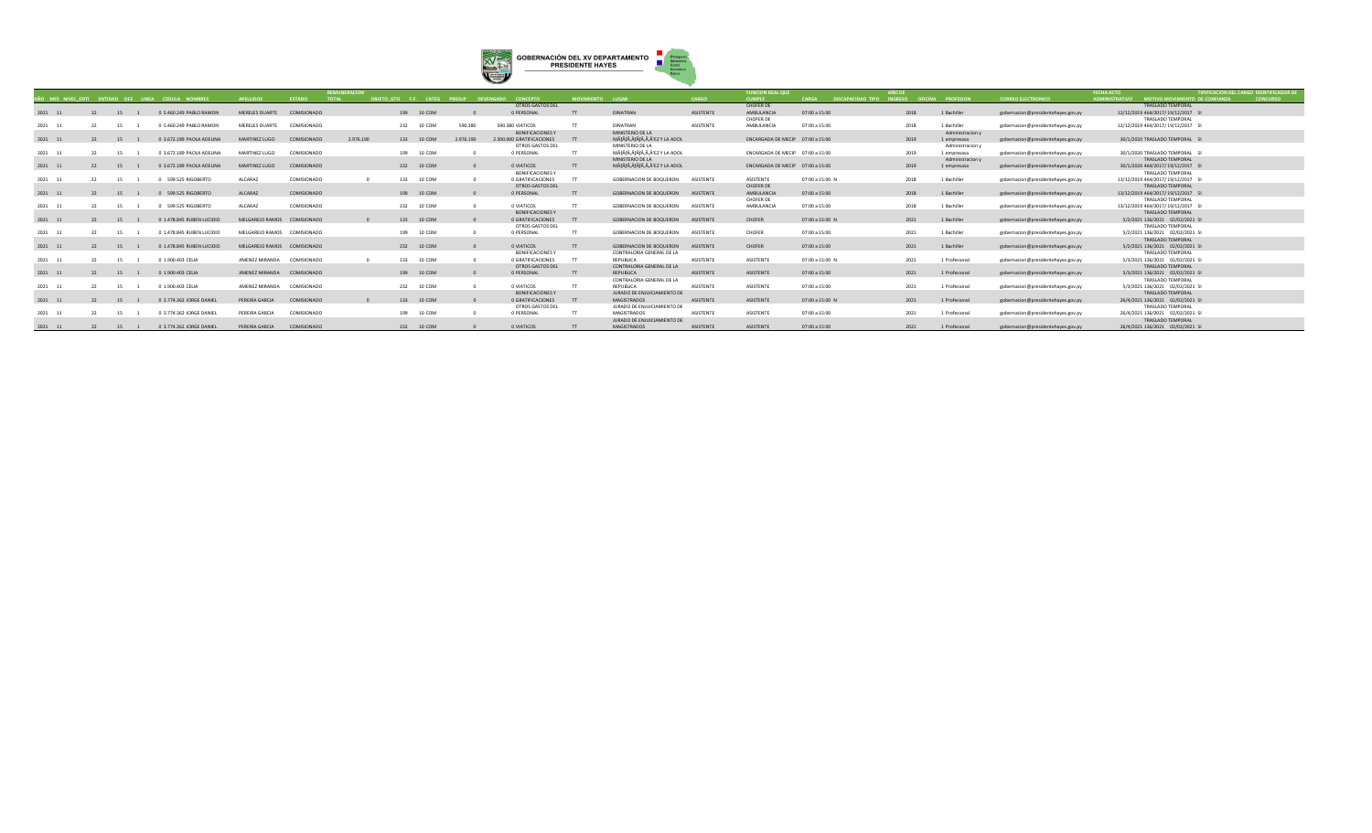# GOBERNACIÓN DEL XV DEPARTAMENTO PRESIDENTE HAYES

| AÑO | MES | NIVEL_ENTI | ENTIDAD | OEE | LINEA | CEDULA | NOMBRES | APELLIDOS | ESTADO | REMUNERACION TOTAL | OBJETO_GTO | F.F. | CATEG | PRESUP | DEVENGADO | CONCEPTO | MOVIMIENTO | LUGAR | CARGO | FUNCION REAL QUE CUMPLE | CARGA | DISCAPACIDAD | TIPO | AÑO DE INGRESO | OFICINA | PROFESION | CORREO ELECTRONICO | FECHA ACTO ADMINISTRATIVO | MOTIVO MOVIMIENTO | TIPIFICACION DEL CARGO DE CONFIANZA | IDENTIFICADOR DE CONCURSO |
|---|---|---|---|---|---|---|---|---|---|---|---|---|---|---|---|---|---|---|---|---|---|---|---|---|---|---|---|---|---|---|---|
| 2021 | 11 | | 22 | 15 | 1 | 0 5.460.249 | PABLO RAMON | MERELES DUARTE | COMISIONADO | | 199 | 10 | COM | | 0 | OTROS GASTOS DEL PERSONAL | TT | DINATRAN | ASISTENTE | CHOFER DE AMBULANCIA | 07:00 a 15:00 | | | 2018 | | 1 Bachiller | gobernacion@presidentehayes.gov.py | 12/12/2019 | 464/2017/ 19/12/2017 TRASLADO TEMPORAL | SI | |
| 2021 | 11 | | 22 | 15 | 1 | 0 5.460.249 | PABLO RAMON | MERELES DUARTE | COMISIONADO | | 232 | 10 | COM | 590.380 | 590.380 | VIATICOS | TT | DINATRAN | ASISTENTE | CHOFER DE AMBULANCIA | 07:00 a 15:00 | | | 2018 | | 1 Bachiller | gobernacion@presidentehayes.gov.py | 12/12/2019 | 464/2017/ 19/12/2017 TRASLADO TEMPORAL | SI | |
| 2021 | 11 | | 22 | 15 | 1 | 0 3.672.189 | PAOLA ADELINA | MARTINEZ LUGO | COMISIONADO | 2.976.190 | 133 | 10 | COM | 2.976.190 | 2.500.000 | BONIFICACIONES Y GRATIFICACIONES | TT | MINISTERIO DE LA NIÃƒÂ'Ã,Ã'Ã,Ã'EZ Y LA ADOL | | ENCARGADA DE MECIP | 07:00 a 15:00 | | | 2019 | | 1 Administracion y empresasa | gobernacion@presidentehayes.gov.py | 30/1/2020 | TRASLADO TEMPORAL | SI | |
| 2021 | 11 | | 22 | 15 | 1 | 0 3.672.189 | PAOLA ADELINA | MARTINEZ LUGO | COMISIONADO | | 199 | 10 | COM | | 0 | OTROS GASTOS DEL PERSONAL | TT | MINISTERIO DE LA NIÃƒÂ'Ã,Ã'Ã,Ã'EZ Y LA ADOL | | ENCARGADA DE MECIP | 07:00 a 15:00 | | | 2019 | | 1 Administracion y empresasa | gobernacion@presidentehayes.gov.py | 30/1/2020 | TRASLADO TEMPORAL | SI | |
| 2021 | 11 | | 22 | 15 | 1 | 0 3.672.189 | PAOLA ADELINA | MARTINEZ LUGO | COMISIONADO | | 232 | 10 | COM | | 0 | VIATICOS | TT | MINISTERIO DE LA NIÃƒÂ'Ã,Ã'Ã,Ã'EZ Y LA ADOL | | ENCARGADA DE MECIP | 07:00 a 15:00 | | | 2019 | | 1 Administracion y empresasa | gobernacion@presidentehayes.gov.py | 30/1/2020 | 464/2017/ 19/12/2017 TRASLADO TEMPORAL | SI | |
| 2021 | 11 | | 22 | 15 | 1 | 0 599.525 | RIGOBERTO | ALCARAZ | COMISIONADO | 0 | 133 | 10 | COM | | 0 | BONIFICACIONES Y GRATIFICACIONES | TT | GOBERNACION DE BOQUERON | ASISTENTE | ASISTENTE | 07:00 a 15:00 | N | | 2018 | | 1 Bachiller | gobernacion@presidentehayes.gov.py | 13/12/2019 | 464/2017/ 19/12/2017 TRASLADO TEMPORAL | SI | |
| 2021 | 11 | | 22 | 15 | 1 | 0 599.525 | RIGOBERTO | ALCARAZ | COMISIONADO | | 199 | 10 | COM | | 0 | OTROS GASTOS DEL PERSONAL | TT | GOBERNACION DE BOQUERON | ASISTENTE | CHOFER DE AMBULANCIA | 07:00 a 15:00 | | | 2018 | | 1 Bachiller | gobernacion@presidentehayes.gov.py | 13/12/2019 | 464/2017/ 19/12/2017 TRASLADO TEMPORAL | SI | |
| 2021 | 11 | | 22 | 15 | 1 | 0 599.525 | RIGOBERTO | ALCARAZ | COMISIONADO | | 232 | 10 | COM | | 0 | VIATICOS | TT | GOBERNACION DE BOQUERON | ASISTENTE | CHOFER DE AMBULANCIA | 07:00 a 15:00 | | | 2018 | | 1 Bachiller | gobernacion@presidentehayes.gov.py | 13/12/2019 | 464/2017/ 19/12/2017 TRASLADO TEMPORAL | SI | |
| 2021 | 11 | | 22 | 15 | 1 | 0 1.478.845 | RUBEN LUCIDIO | MELGAREJO RAMOS | COMISIONADO | 0 | 133 | 10 | COM | | 0 | BONIFICACIONES Y GRATIFICACIONES | TT | GOBERNACION DE BOQUERON | ASISTENTE | CHOFER | 07:00 a 15:00 | N | | 2021 | | 1 Bachiller | gobernacion@presidentehayes.gov.py | 5/2/2021 | 136/2021 02/02/2021 TRASLADO TEMPORAL | SI | |
| 2021 | 11 | | 22 | 15 | 1 | 0 1.478.845 | RUBEN LUCIDIO | MELGAREJO RAMOS | COMISIONADO | | 199 | 10 | COM | | 0 | OTROS GASTOS DEL PERSONAL | TT | GOBERNACION DE BOQUERON | ASISTENTE | CHOFER | 07:00 a 15:00 | | | 2021 | | 1 Bachiller | gobernacion@presidentehayes.gov.py | 5/2/2021 | 136/2021 02/02/2021 TRASLADO TEMPORAL | SI | |
| 2021 | 11 | | 22 | 15 | 1 | 0 1.478.845 | RUBEN LUCIDIO | MELGAREJO RAMOS | COMISIONADO | | 232 | 10 | COM | | 0 | VIATICOS | TT | GOBERNACION DE BOQUERON | ASISTENTE | CHOFER | 07:00 a 15:00 | | | 2021 | | 1 Bachiller | gobernacion@presidentehayes.gov.py | 5/2/2021 | 136/2021 02/02/2021 TRASLADO TEMPORAL | SI | |
| 2021 | 11 | | 22 | 15 | 1 | 0 1.900.403 | CELIA | JIMENEZ MIRANDA | COMISIONADO | 0 | 133 | 10 | COM | | 0 | BONIFICACIONES Y GRATIFICACIONES | TT | CONTRALORIA GENERAL DE LA REPUBLICA | ASISTENTE | ASISTENTE | 07:00 a 15:00 | N | | 2021 | | 1 Profesional | gobernacion@presidentehayes.gov.py | 5/3/2021 | 136/2021 02/02/2021 TRASLADO TEMPORAL | SI | |
| 2021 | 11 | | 22 | 15 | 1 | 0 1.900.403 | CELIA | JIMENEZ MIRANDA | COMISIONADO | | 199 | 10 | COM | | 0 | OTROS GASTOS DEL PERSONAL | TT | CONTRALORIA GENERAL DE LA REPUBLICA | ASISTENTE | ASISTENTE | 07:00 a 15:00 | | | 2021 | | 1 Profesional | gobernacion@presidentehayes.gov.py | 5/3/2021 | 136/2021 02/02/2021 TRASLADO TEMPORAL | SI | |
| 2021 | 11 | | 22 | 15 | 1 | 0 1.900.403 | CELIA | JIMENEZ MIRANDA | COMISIONADO | | 232 | 10 | COM | | 0 | VIATICOS | TT | CONTRALORIA GENERAL DE LA REPUBLICA | ASISTENTE | ASISTENTE | 07:00 a 15:00 | | | 2021 | | 1 Profesional | gobernacion@presidentehayes.gov.py | 5/3/2021 | 136/2021 02/02/2021 TRASLADO TEMPORAL | SI | |
| 2021 | 11 | | 22 | 15 | 1 | 0 3.774.362 | JORGE DANIEL | PEREIRA GARCIA | COMISIONADO | 0 | 133 | 10 | COM | | 0 | BONIFICACIONES Y GRATIFICACIONES | TT | JURADO DE ENJUICIAMIENTO DE MAGISTRADOS | ASISTENTE | ASISTENTE | 07:00 a 15:00 | N | | 2021 | | 1 Profesional | gobernacion@presidentehayes.gov.py | 26/4/2021 | 136/2021 02/02/2021 TRASLADO TEMPORAL | SI | |
| 2021 | 11 | | 22 | 15 | 1 | 0 3.774.362 | JORGE DANIEL | PEREIRA GARCIA | COMISIONADO | | 199 | 10 | COM | | 0 | OTROS GASTOS DEL PERSONAL | TT | JURADO DE ENJUICIAMIENTO DE MAGISTRADOS | ASISTENTE | ASISTENTE | 07:00 a 15:00 | | | 2021 | | 1 Profesional | gobernacion@presidentehayes.gov.py | 26/4/2021 | 136/2021 02/02/2021 TRASLADO TEMPORAL | SI | |
| 2021 | 11 | | 22 | 15 | 1 | 0 3.774.362 | JORGE DANIEL | PEREIRA GARCIA | COMISIONADO | | 232 | 10 | COM | | 0 | VIATICOS | TT | JURADO DE ENJUICIAMIENTO DE MAGISTRADOS | ASISTENTE | ASISTENTE | 07:00 a 15:00 | | | 2021 | | 1 Profesional | gobernacion@presidentehayes.gov.py | 26/4/2021 | 136/2021 02/02/2021 TRASLADO TEMPORAL | SI | |